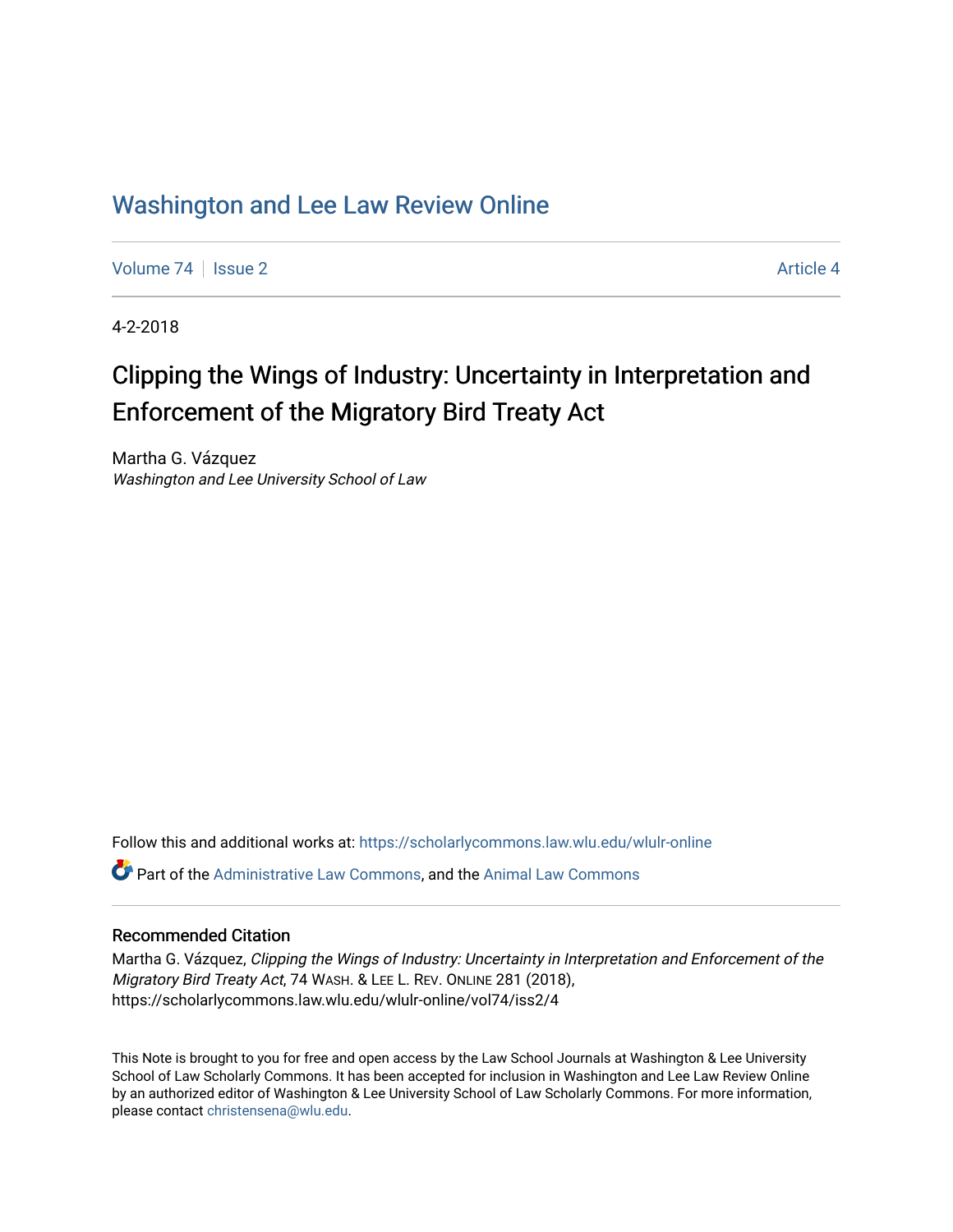# Washington and Lee Law Review Online

Volume 74 | Issue 2 Article 4

4-2-2018

## Clipping the Wings of Industry: Uncertainty in Interpretation and Enforcement of the Migratory Bird Treaty Act

Martha G. Vázquez
*Washington and Lee University School of Law*

Follow this and additional works at: https://scholarlycommons.law.wlu.edu/wlulr-online

Part of the Administrative Law Commons, and the Animal Law Commons

### Recommended Citation

Martha G. Vázquez, *Clipping the Wings of Industry: Uncertainty in Interpretation and Enforcement of the Migratory Bird Treaty Act*, 74 WASH. & LEE L. REV. ONLINE 281 (2018), https://scholarlycommons.law.wlu.edu/wlulr-online/vol74/iss2/4

This Note is brought to you for free and open access by the Law School Journals at Washington & Lee University School of Law Scholarly Commons. It has been accepted for inclusion in Washington and Lee Law Review Online by an authorized editor of Washington & Lee University School of Law Scholarly Commons. For more information, please contact christensena@wlu.edu.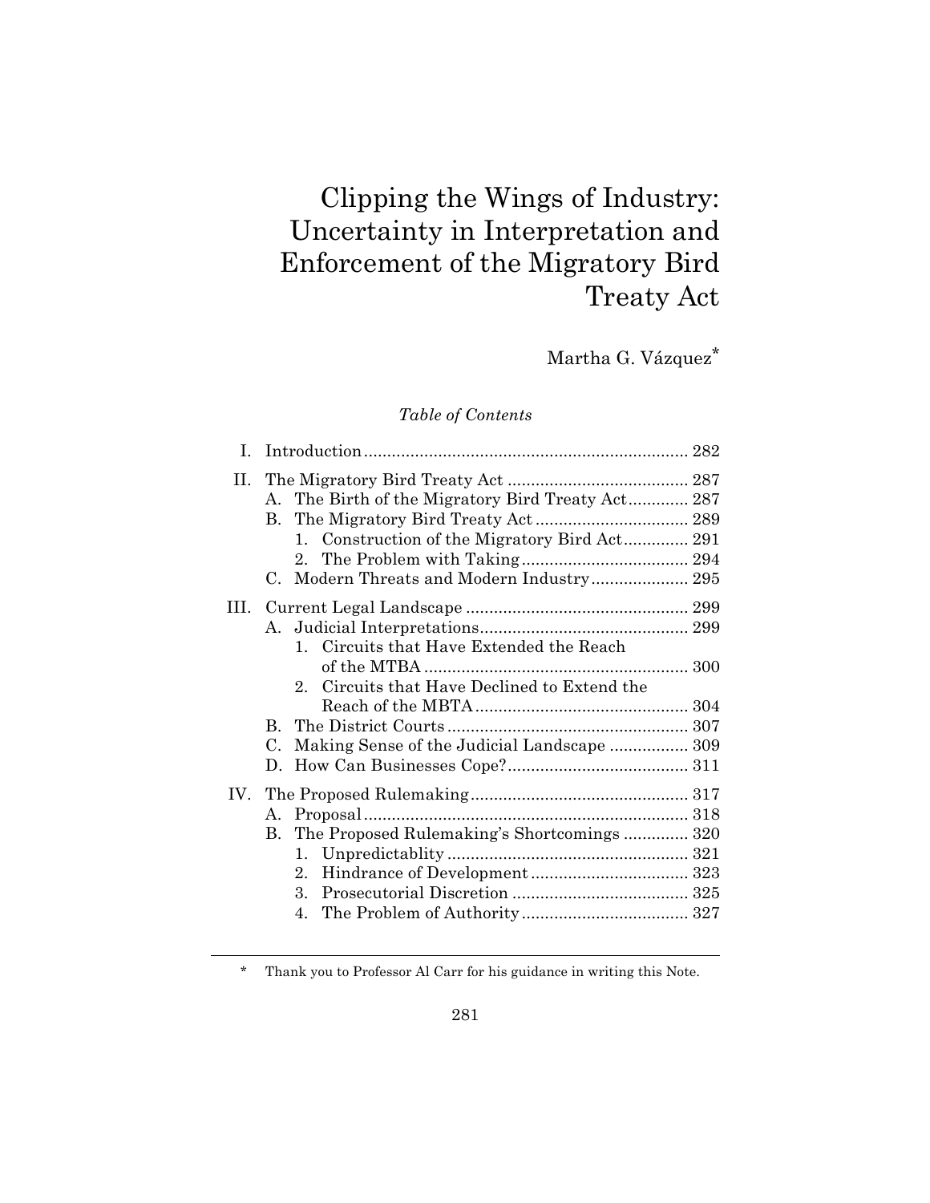# Clipping the Wings of Industry: Uncertainty in Interpretation and Enforcement of the Migratory Bird Treaty Act

Martha G. Vázquez*

*Table of Contents*

- I. Introduction .................................................................... 282
- II. The Migratory Bird Treaty Act ...................................... 287
  - A. The Birth of the Migratory Bird Treaty Act ............ 287
  - B. The Migratory Bird Treaty Act ................................ 289
    - 1. Construction of the Migratory Bird Act ............. 291
    - 2. The Problem with Taking ................................... 294
  - C. Modern Threats and Modern Industry .................... 295
- III. Current Legal Landscape ............................................... 299
  - A. Judicial Interpretations ............................................ 299
    - 1. Circuits that Have Extended the Reach of the MTBA ........................................................ 300
    - 2. Circuits that Have Declined to Extend the Reach of the MBTA ............................................. 304
  - B. The District Courts ................................................... 307
  - C. Making Sense of the Judicial Landscape ................ 309
  - D. How Can Businesses Cope? ...................................... 311
- IV. The Proposed Rulemaking .............................................. 317
  - A. Proposal .................................................................... 318
  - B. The Proposed Rulemaking's Shortcomings ............. 320
    - 1. Unpredictablity ................................................... 321
    - 2. Hindrance of Development ................................. 323
    - 3. Prosecutorial Discretion ..................................... 325
    - 4. The Problem of Authority ................................... 327

\* Thank you to Professor Al Carr for his guidance in writing this Note.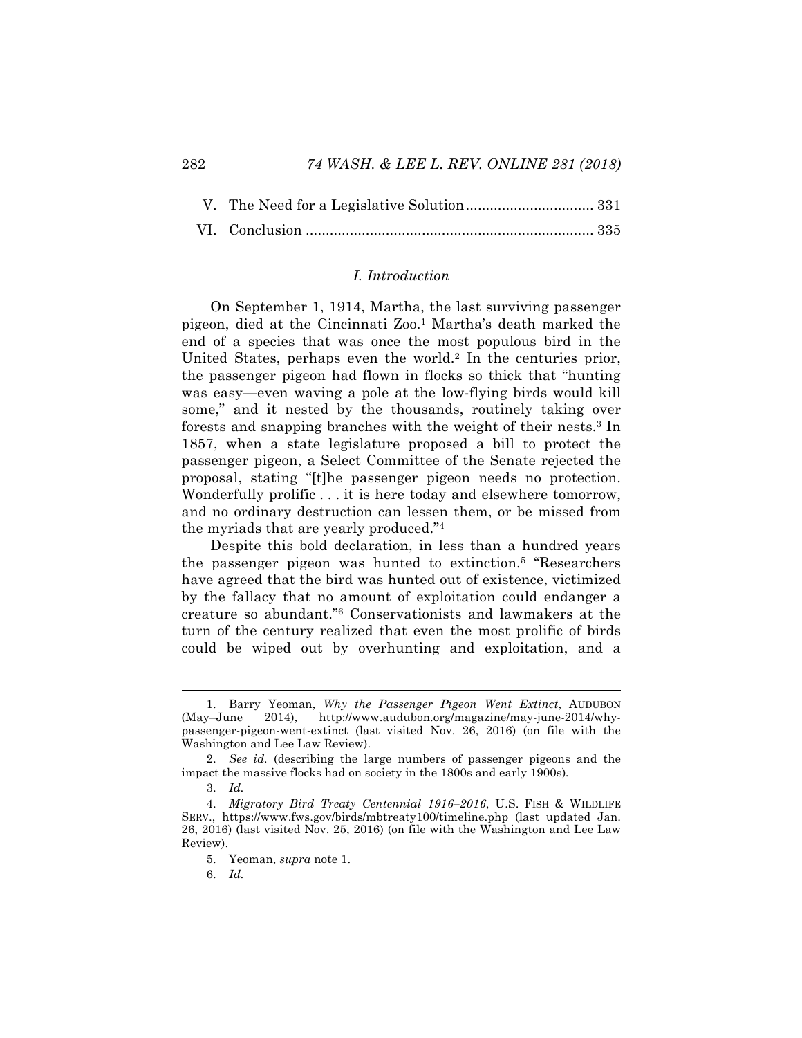V. The Need for a Legislative Solution ................................ 331

VI. Conclusion ........................................................................ 335

## *I. Introduction*

On September 1, 1914, Martha, the last surviving passenger pigeon, died at the Cincinnati Zoo.[1] Martha's death marked the end of a species that was once the most populous bird in the United States, perhaps even the world.[2] In the centuries prior, the passenger pigeon had flown in flocks so thick that "hunting was easy—even waving a pole at the low-flying birds would kill some," and it nested by the thousands, routinely taking over forests and snapping branches with the weight of their nests.[3] In 1857, when a state legislature proposed a bill to protect the passenger pigeon, a Select Committee of the Senate rejected the proposal, stating "[t]he passenger pigeon needs no protection. Wonderfully prolific . . . it is here today and elsewhere tomorrow, and no ordinary destruction can lessen them, or be missed from the myriads that are yearly produced."[4]

Despite this bold declaration, in less than a hundred years the passenger pigeon was hunted to extinction.[5] "Researchers have agreed that the bird was hunted out of existence, victimized by the fallacy that no amount of exploitation could endanger a creature so abundant."[6] Conservationists and lawmakers at the turn of the century realized that even the most prolific of birds could be wiped out by overhunting and exploitation, and a

---

1. Barry Yeoman, *Why the Passenger Pigeon Went Extinct*, AUDUBON (May–June 2014), http://www.audubon.org/magazine/may-june-2014/why-passenger-pigeon-went-extinct (last visited Nov. 26, 2016) (on file with the Washington and Lee Law Review).

2. *See id.* (describing the large numbers of passenger pigeons and the impact the massive flocks had on society in the 1800s and early 1900s).

3. *Id.*

4. *Migratory Bird Treaty Centennial 1916–2016*, U.S. FISH & WILDLIFE SERV., https://www.fws.gov/birds/mbtreaty100/timeline.php (last updated Jan. 26, 2016) (last visited Nov. 25, 2016) (on file with the Washington and Lee Law Review).

5. Yeoman, *supra* note 1.

6. *Id.*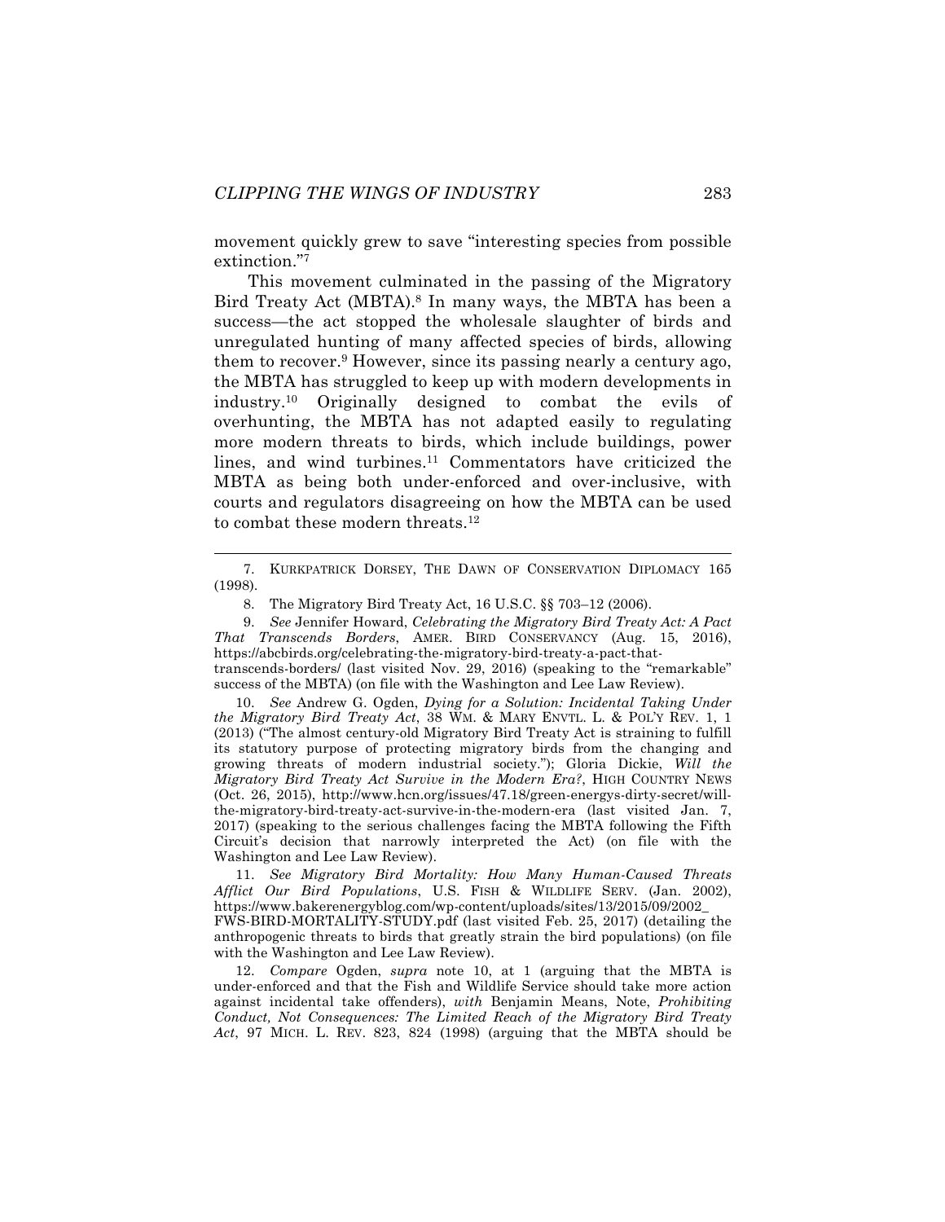movement quickly grew to save "interesting species from possible extinction."[7]

This movement culminated in the passing of the Migratory Bird Treaty Act (MBTA).[8] In many ways, the MBTA has been a success—the act stopped the wholesale slaughter of birds and unregulated hunting of many affected species of birds, allowing them to recover.[9] However, since its passing nearly a century ago, the MBTA has struggled to keep up with modern developments in industry.[10] Originally designed to combat the evils of overhunting, the MBTA has not adapted easily to regulating more modern threats to birds, which include buildings, power lines, and wind turbines.[11] Commentators have criticized the MBTA as being both under-enforced and over-inclusive, with courts and regulators disagreeing on how the MBTA can be used to combat these modern threats.[12]

---

7. KURKPATRICK DORSEY, THE DAWN OF CONSERVATION DIPLOMACY 165 (1998).

8. The Migratory Bird Treaty Act, 16 U.S.C. §§ 703–12 (2006).

9. *See* Jennifer Howard, *Celebrating the Migratory Bird Treaty Act: A Pact That Transcends Borders*, AMER. BIRD CONSERVANCY (Aug. 15, 2016), https://abcbirds.org/celebrating-the-migratory-bird-treaty-a-pact-that-transcends-borders/ (last visited Nov. 29, 2016) (speaking to the "remarkable" success of the MBTA) (on file with the Washington and Lee Law Review).

10. *See* Andrew G. Ogden, *Dying for a Solution: Incidental Taking Under the Migratory Bird Treaty Act*, 38 WM. & MARY ENVTL. L. & POL'Y REV. 1, 1 (2013) ("The almost century-old Migratory Bird Treaty Act is straining to fulfill its statutory purpose of protecting migratory birds from the changing and growing threats of modern industrial society."); Gloria Dickie, *Will the Migratory Bird Treaty Act Survive in the Modern Era?*, HIGH COUNTRY NEWS (Oct. 26, 2015), http://www.hcn.org/issues/47.18/green-energys-dirty-secret/will-the-migratory-bird-treaty-act-survive-in-the-modern-era (last visited Jan. 7, 2017) (speaking to the serious challenges facing the MBTA following the Fifth Circuit's decision that narrowly interpreted the Act) (on file with the Washington and Lee Law Review).

11. *See Migratory Bird Mortality: How Many Human-Caused Threats Afflict Our Bird Populations*, U.S. FISH & WILDLIFE SERV. (Jan. 2002), https://www.bakerenergyblog.com/wp-content/uploads/sites/13/2015/09/2002_FWS-BIRD-MORTALITY-STUDY.pdf (last visited Feb. 25, 2017) (detailing the anthropogenic threats to birds that greatly strain the bird populations) (on file with the Washington and Lee Law Review).

12. *Compare* Ogden, *supra* note 10, at 1 (arguing that the MBTA is under-enforced and that the Fish and Wildlife Service should take more action against incidental take offenders), *with* Benjamin Means, Note, *Prohibiting Conduct, Not Consequences: The Limited Reach of the Migratory Bird Treaty Act*, 97 MICH. L. REV. 823, 824 (1998) (arguing that the MBTA should be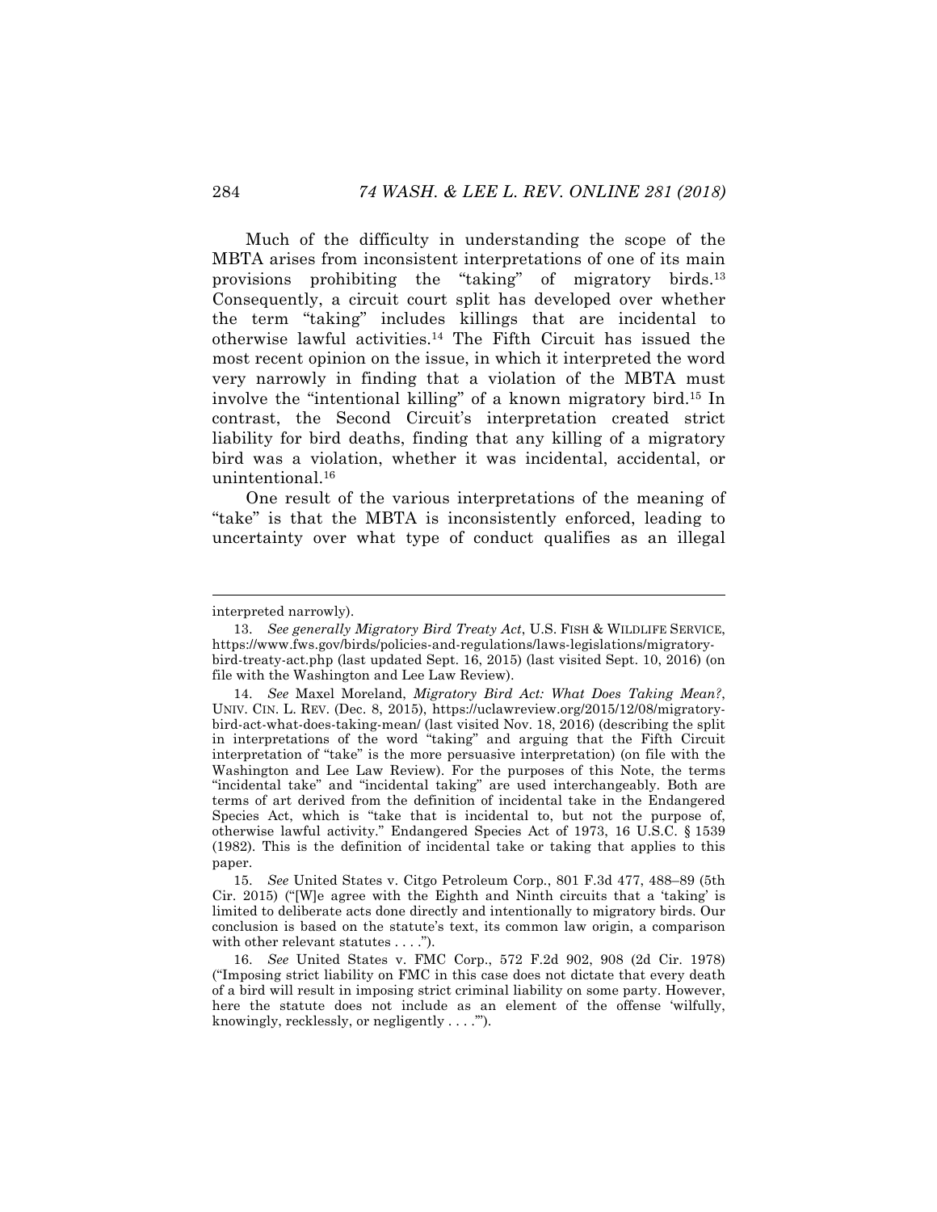Much of the difficulty in understanding the scope of the MBTA arises from inconsistent interpretations of one of its main provisions prohibiting the "taking" of migratory birds.[13] Consequently, a circuit court split has developed over whether the term "taking" includes killings that are incidental to otherwise lawful activities.[14] The Fifth Circuit has issued the most recent opinion on the issue, in which it interpreted the word very narrowly in finding that a violation of the MBTA must involve the "intentional killing" of a known migratory bird.[15] In contrast, the Second Circuit's interpretation created strict liability for bird deaths, finding that any killing of a migratory bird was a violation, whether it was incidental, accidental, or unintentional.[16]

One result of the various interpretations of the meaning of "take" is that the MBTA is inconsistently enforced, leading to uncertainty over what type of conduct qualifies as an illegal

---

interpreted narrowly).

13. *See generally Migratory Bird Treaty Act*, U.S. FISH & WILDLIFE SERVICE, https://www.fws.gov/birds/policies-and-regulations/laws-legislations/migratory-bird-treaty-act.php (last updated Sept. 16, 2015) (last visited Sept. 10, 2016) (on file with the Washington and Lee Law Review).

14. *See* Maxel Moreland, *Migratory Bird Act: What Does Taking Mean?*, UNIV. CIN. L. REV. (Dec. 8, 2015), https://uclawreview.org/2015/12/08/migratory-bird-act-what-does-taking-mean/ (last visited Nov. 18, 2016) (describing the split in interpretations of the word "taking" and arguing that the Fifth Circuit interpretation of "take" is the more persuasive interpretation) (on file with the Washington and Lee Law Review). For the purposes of this Note, the terms "incidental take" and "incidental taking" are used interchangeably. Both are terms of art derived from the definition of incidental take in the Endangered Species Act, which is "take that is incidental to, but not the purpose of, otherwise lawful activity." Endangered Species Act of 1973, 16 U.S.C. § 1539 (1982). This is the definition of incidental take or taking that applies to this paper.

15. *See* United States v. Citgo Petroleum Corp., 801 F.3d 477, 488–89 (5th Cir. 2015) ("[W]e agree with the Eighth and Ninth circuits that a 'taking' is limited to deliberate acts done directly and intentionally to migratory birds. Our conclusion is based on the statute's text, its common law origin, a comparison with other relevant statutes . . . .").

16. *See* United States v. FMC Corp., 572 F.2d 902, 908 (2d Cir. 1978) ("Imposing strict liability on FMC in this case does not dictate that every death of a bird will result in imposing strict criminal liability on some party. However, here the statute does not include as an element of the offense 'wilfully, knowingly, recklessly, or negligently . . . .'").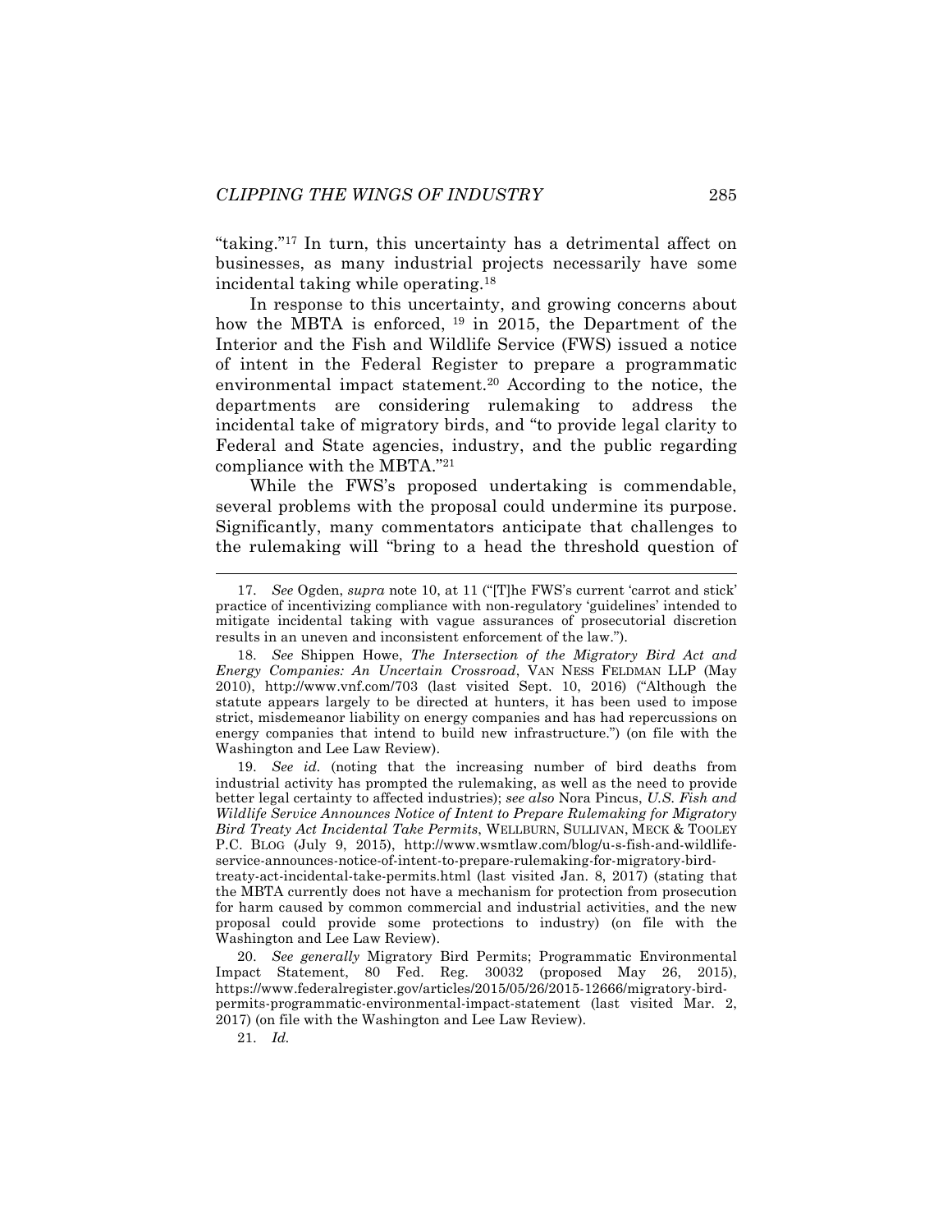"taking."[17] In turn, this uncertainty has a detrimental affect on businesses, as many industrial projects necessarily have some incidental taking while operating.[18]

In response to this uncertainty, and growing concerns about how the MBTA is enforced, [19] in 2015, the Department of the Interior and the Fish and Wildlife Service (FWS) issued a notice of intent in the Federal Register to prepare a programmatic environmental impact statement.[20] According to the notice, the departments are considering rulemaking to address the incidental take of migratory birds, and "to provide legal clarity to Federal and State agencies, industry, and the public regarding compliance with the MBTA."[21]

While the FWS's proposed undertaking is commendable, several problems with the proposal could undermine its purpose. Significantly, many commentators anticipate that challenges to the rulemaking will "bring to a head the threshold question of

---

17. *See* Ogden, *supra* note 10, at 11 ("[T]he FWS's current 'carrot and stick' practice of incentivizing compliance with non-regulatory 'guidelines' intended to mitigate incidental taking with vague assurances of prosecutorial discretion results in an uneven and inconsistent enforcement of the law.").

18. *See* Shippen Howe, *The Intersection of the Migratory Bird Act and Energy Companies: An Uncertain Crossroad*, VAN NESS FELDMAN LLP (May 2010), http://www.vnf.com/703 (last visited Sept. 10, 2016) ("Although the statute appears largely to be directed at hunters, it has been used to impose strict, misdemeanor liability on energy companies and has had repercussions on energy companies that intend to build new infrastructure.") (on file with the Washington and Lee Law Review).

19. *See id.* (noting that the increasing number of bird deaths from industrial activity has prompted the rulemaking, as well as the need to provide better legal certainty to affected industries); *see also* Nora Pincus, *U.S. Fish and Wildlife Service Announces Notice of Intent to Prepare Rulemaking for Migratory Bird Treaty Act Incidental Take Permits*, WELLBURN, SULLIVAN, MECK & TOOLEY P.C. BLOG (July 9, 2015), http://www.wsmtlaw.com/blog/u-s-fish-and-wildlife-service-announces-notice-of-intent-to-prepare-rulemaking-for-migratory-bird-treaty-act-incidental-take-permits.html (last visited Jan. 8, 2017) (stating that the MBTA currently does not have a mechanism for protection from prosecution for harm caused by common commercial and industrial activities, and the new proposal could provide some protections to industry) (on file with the Washington and Lee Law Review).

20. *See generally* Migratory Bird Permits; Programmatic Environmental Impact Statement, 80 Fed. Reg. 30032 (proposed May 26, 2015), https://www.federalregister.gov/articles/2015/05/26/2015-12666/migratory-bird-permits-programmatic-environmental-impact-statement (last visited Mar. 2, 2017) (on file with the Washington and Lee Law Review).

21. *Id.*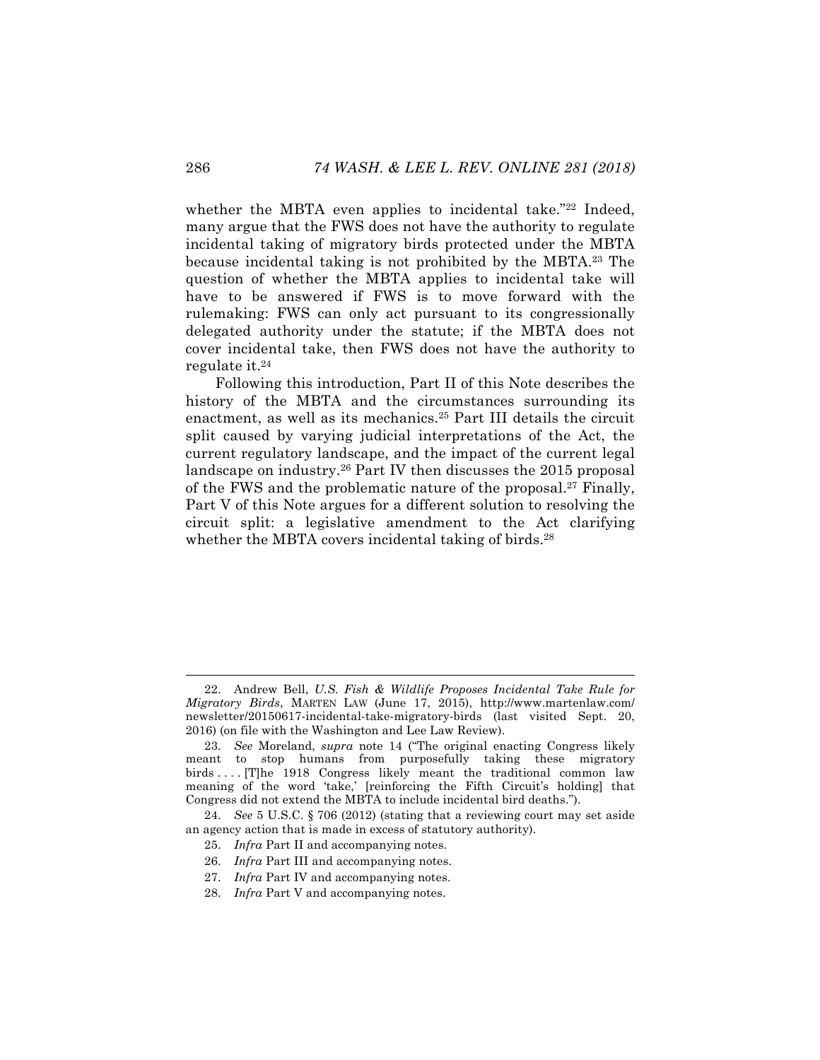whether the MBTA even applies to incidental take."[22] Indeed, many argue that the FWS does not have the authority to regulate incidental taking of migratory birds protected under the MBTA because incidental taking is not prohibited by the MBTA.[23] The question of whether the MBTA applies to incidental take will have to be answered if FWS is to move forward with the rulemaking: FWS can only act pursuant to its congressionally delegated authority under the statute; if the MBTA does not cover incidental take, then FWS does not have the authority to regulate it.[24]

Following this introduction, Part II of this Note describes the history of the MBTA and the circumstances surrounding its enactment, as well as its mechanics.[25] Part III details the circuit split caused by varying judicial interpretations of the Act, the current regulatory landscape, and the impact of the current legal landscape on industry.[26] Part IV then discusses the 2015 proposal of the FWS and the problematic nature of the proposal.[27] Finally, Part V of this Note argues for a different solution to resolving the circuit split: a legislative amendment to the Act clarifying whether the MBTA covers incidental taking of birds.[28]

---

22. Andrew Bell, *U.S. Fish & Wildlife Proposes Incidental Take Rule for Migratory Birds*, MARTEN LAW (June 17, 2015), http://www.martenlaw.com/newsletter/20150617-incidental-take-migratory-birds (last visited Sept. 20, 2016) (on file with the Washington and Lee Law Review).

23. *See* Moreland, *supra* note 14 ("The original enacting Congress likely meant to stop humans from purposefully taking these migratory birds . . . . [T]he 1918 Congress likely meant the traditional common law meaning of the word 'take,' [reinforcing the Fifth Circuit's holding] that Congress did not extend the MBTA to include incidental bird deaths.").

24. *See* 5 U.S.C. § 706 (2012) (stating that a reviewing court may set aside an agency action that is made in excess of statutory authority).

25. *Infra* Part II and accompanying notes.

26. *Infra* Part III and accompanying notes.

27. *Infra* Part IV and accompanying notes.

28. *Infra* Part V and accompanying notes.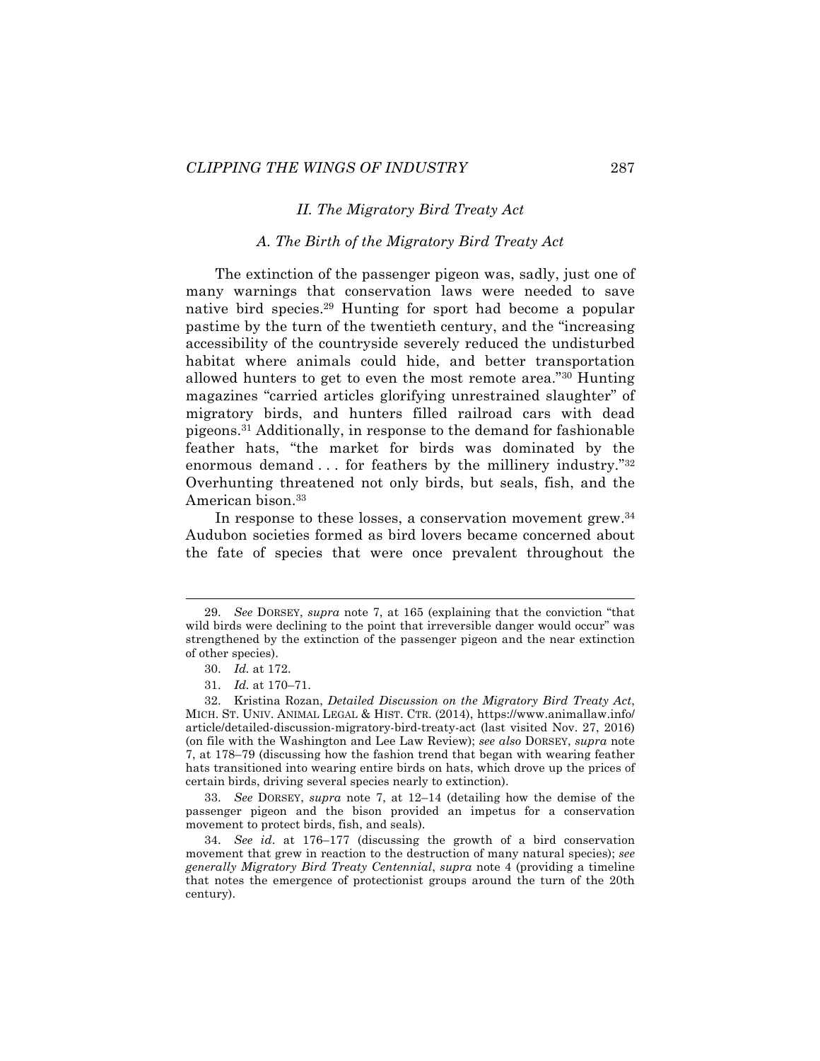## II. The Migratory Bird Treaty Act

### A. The Birth of the Migratory Bird Treaty Act

The extinction of the passenger pigeon was, sadly, just one of many warnings that conservation laws were needed to save native bird species.[29] Hunting for sport had become a popular pastime by the turn of the twentieth century, and the "increasing accessibility of the countryside severely reduced the undisturbed habitat where animals could hide, and better transportation allowed hunters to get to even the most remote area."[30] Hunting magazines "carried articles glorifying unrestrained slaughter" of migratory birds, and hunters filled railroad cars with dead pigeons.[31] Additionally, in response to the demand for fashionable feather hats, "the market for birds was dominated by the enormous demand . . . for feathers by the millinery industry."[32] Overhunting threatened not only birds, but seals, fish, and the American bison.[33]

In response to these losses, a conservation movement grew.[34] Audubon societies formed as bird lovers became concerned about the fate of species that were once prevalent throughout the

---

29. *See* DORSEY, *supra* note 7, at 165 (explaining that the conviction "that wild birds were declining to the point that irreversible danger would occur" was strengthened by the extinction of the passenger pigeon and the near extinction of other species).

30. *Id.* at 172.

31. *Id.* at 170–71.

32. Kristina Rozan, *Detailed Discussion on the Migratory Bird Treaty Act*, MICH. ST. UNIV. ANIMAL LEGAL & HIST. CTR. (2014), https://www.animallaw.info/article/detailed-discussion-migratory-bird-treaty-act (last visited Nov. 27, 2016) (on file with the Washington and Lee Law Review); *see also* DORSEY, *supra* note 7, at 178–79 (discussing how the fashion trend that began with wearing feather hats transitioned into wearing entire birds on hats, which drove up the prices of certain birds, driving several species nearly to extinction).

33. *See* DORSEY, *supra* note 7, at 12–14 (detailing how the demise of the passenger pigeon and the bison provided an impetus for a conservation movement to protect birds, fish, and seals).

34. *See id*. at 176–177 (discussing the growth of a bird conservation movement that grew in reaction to the destruction of many natural species); *see generally Migratory Bird Treaty Centennial*, *supra* note 4 (providing a timeline that notes the emergence of protectionist groups around the turn of the 20th century).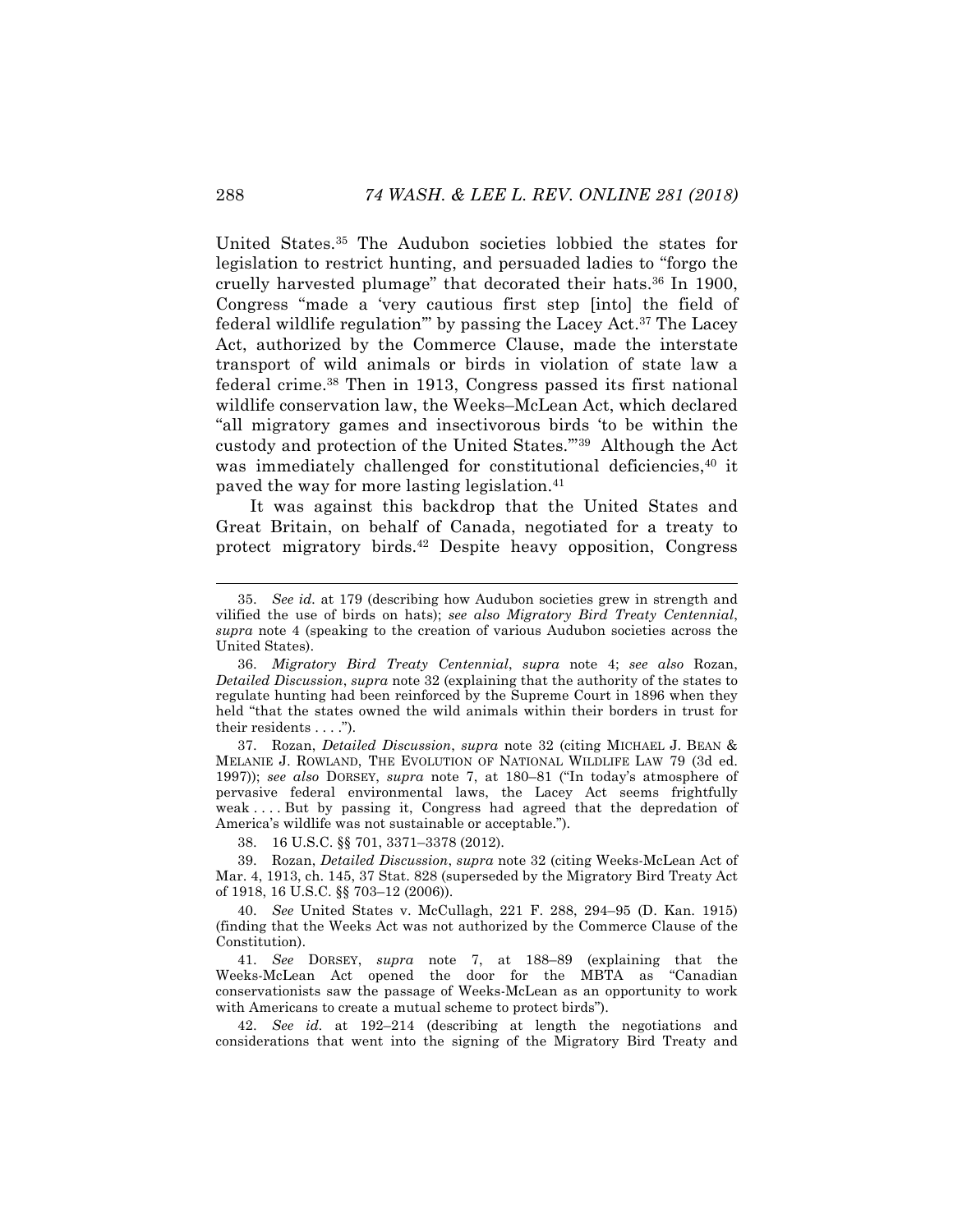United States.[35] The Audubon societies lobbied the states for legislation to restrict hunting, and persuaded ladies to "forgo the cruelly harvested plumage" that decorated their hats.[36] In 1900, Congress "made a 'very cautious first step [into] the field of federal wildlife regulation'" by passing the Lacey Act.[37] The Lacey Act, authorized by the Commerce Clause, made the interstate transport of wild animals or birds in violation of state law a federal crime.[38] Then in 1913, Congress passed its first national wildlife conservation law, the Weeks–McLean Act, which declared "all migratory games and insectivorous birds 'to be within the custody and protection of the United States.'"[39] Although the Act was immediately challenged for constitutional deficiencies,[40] it paved the way for more lasting legislation.[41]

It was against this backdrop that the United States and Great Britain, on behalf of Canada, negotiated for a treaty to protect migratory birds.[42] Despite heavy opposition, Congress

---

35. *See id.* at 179 (describing how Audubon societies grew in strength and vilified the use of birds on hats); *see also Migratory Bird Treaty Centennial*, *supra* note 4 (speaking to the creation of various Audubon societies across the United States).

36. *Migratory Bird Treaty Centennial*, *supra* note 4; *see also* Rozan, *Detailed Discussion*, *supra* note 32 (explaining that the authority of the states to regulate hunting had been reinforced by the Supreme Court in 1896 when they held "that the states owned the wild animals within their borders in trust for their residents . . . .").

37. Rozan, *Detailed Discussion*, *supra* note 32 (citing MICHAEL J. BEAN & MELANIE J. ROWLAND, THE EVOLUTION OF NATIONAL WILDLIFE LAW 79 (3d ed. 1997)); *see also* DORSEY, *supra* note 7, at 180–81 ("In today's atmosphere of pervasive federal environmental laws, the Lacey Act seems frightfully weak . . . . But by passing it, Congress had agreed that the depredation of America's wildlife was not sustainable or acceptable.").

38. 16 U.S.C. §§ 701, 3371–3378 (2012).

39. Rozan, *Detailed Discussion*, *supra* note 32 (citing Weeks-McLean Act of Mar. 4, 1913, ch. 145, 37 Stat. 828 (superseded by the Migratory Bird Treaty Act of 1918, 16 U.S.C. §§ 703–12 (2006)).

40. *See* United States v. McCullagh, 221 F. 288, 294–95 (D. Kan. 1915) (finding that the Weeks Act was not authorized by the Commerce Clause of the Constitution).

41. *See* DORSEY, *supra* note 7, at 188–89 (explaining that the Weeks-McLean Act opened the door for the MBTA as "Canadian conservationists saw the passage of Weeks-McLean as an opportunity to work with Americans to create a mutual scheme to protect birds").

42. *See id.* at 192–214 (describing at length the negotiations and considerations that went into the signing of the Migratory Bird Treaty and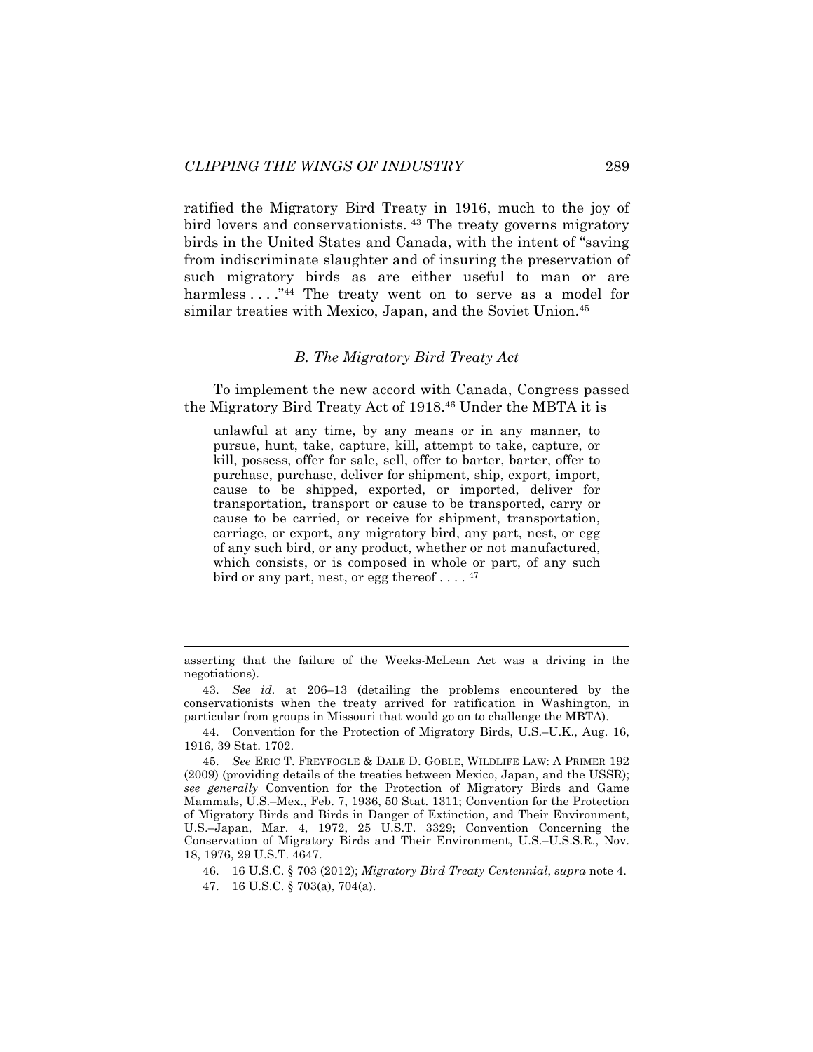ratified the Migratory Bird Treaty in 1916, much to the joy of bird lovers and conservationists.[43] The treaty governs migratory birds in the United States and Canada, with the intent of "saving from indiscriminate slaughter and of insuring the preservation of such migratory birds as are either useful to man or are harmless . . . ."[44] The treaty went on to serve as a model for similar treaties with Mexico, Japan, and the Soviet Union.[45]

### *B. The Migratory Bird Treaty Act*

To implement the new accord with Canada, Congress passed the Migratory Bird Treaty Act of 1918.[46] Under the MBTA it is

> unlawful at any time, by any means or in any manner, to pursue, hunt, take, capture, kill, attempt to take, capture, or kill, possess, offer for sale, sell, offer to barter, barter, offer to purchase, purchase, deliver for shipment, ship, export, import, cause to be shipped, exported, or imported, deliver for transportation, transport or cause to be transported, carry or cause to be carried, or receive for shipment, transportation, carriage, or export, any migratory bird, any part, nest, or egg of any such bird, or any product, whether or not manufactured, which consists, or is composed in whole or part, of any such bird or any part, nest, or egg thereof . . . . [47]

---

asserting that the failure of the Weeks-McLean Act was a driving in the negotiations).

43. *See id.* at 206–13 (detailing the problems encountered by the conservationists when the treaty arrived for ratification in Washington, in particular from groups in Missouri that would go on to challenge the MBTA).

44. Convention for the Protection of Migratory Birds, U.S.–U.K., Aug. 16, 1916, 39 Stat. 1702.

45. *See* ERIC T. FREYFOGLE & DALE D. GOBLE, WILDLIFE LAW: A PRIMER 192 (2009) (providing details of the treaties between Mexico, Japan, and the USSR); *see generally* Convention for the Protection of Migratory Birds and Game Mammals, U.S.–Mex., Feb. 7, 1936, 50 Stat. 1311; Convention for the Protection of Migratory Birds and Birds in Danger of Extinction, and Their Environment, U.S.–Japan, Mar. 4, 1972, 25 U.S.T. 3329; Convention Concerning the Conservation of Migratory Birds and Their Environment, U.S.–U.S.S.R., Nov. 18, 1976, 29 U.S.T. 4647.

46. 16 U.S.C. § 703 (2012); *Migratory Bird Treaty Centennial*, *supra* note 4.

47. 16 U.S.C. § 703(a), 704(a).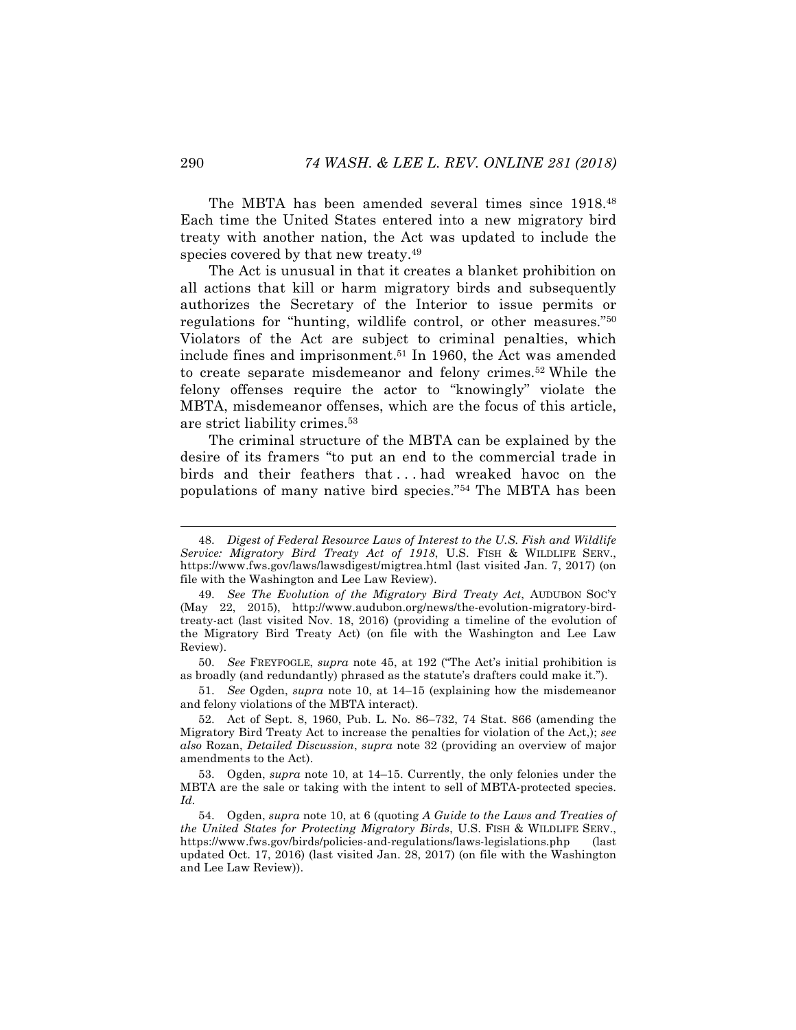The MBTA has been amended several times since 1918.[48] Each time the United States entered into a new migratory bird treaty with another nation, the Act was updated to include the species covered by that new treaty.[49]

The Act is unusual in that it creates a blanket prohibition on all actions that kill or harm migratory birds and subsequently authorizes the Secretary of the Interior to issue permits or regulations for "hunting, wildlife control, or other measures."[50] Violators of the Act are subject to criminal penalties, which include fines and imprisonment.[51] In 1960, the Act was amended to create separate misdemeanor and felony crimes.[52] While the felony offenses require the actor to "knowingly" violate the MBTA, misdemeanor offenses, which are the focus of this article, are strict liability crimes.[53]

The criminal structure of the MBTA can be explained by the desire of its framers "to put an end to the commercial trade in birds and their feathers that . . . had wreaked havoc on the populations of many native bird species."[54] The MBTA has been

---

48. *Digest of Federal Resource Laws of Interest to the U.S. Fish and Wildlife Service: Migratory Bird Treaty Act of 1918*, U.S. FISH & WILDLIFE SERV., https://www.fws.gov/laws/lawsdigest/migtrea.html (last visited Jan. 7, 2017) (on file with the Washington and Lee Law Review).

49. *See The Evolution of the Migratory Bird Treaty Act*, AUDUBON SOC'Y (May 22, 2015), http://www.audubon.org/news/the-evolution-migratory-bird-treaty-act (last visited Nov. 18, 2016) (providing a timeline of the evolution of the Migratory Bird Treaty Act) (on file with the Washington and Lee Law Review).

50. *See* FREYFOGLE, *supra* note 45, at 192 ("The Act's initial prohibition is as broadly (and redundantly) phrased as the statute's drafters could make it.").

51. *See* Ogden, *supra* note 10, at 14–15 (explaining how the misdemeanor and felony violations of the MBTA interact).

52. Act of Sept. 8, 1960, Pub. L. No. 86–732, 74 Stat. 866 (amending the Migratory Bird Treaty Act to increase the penalties for violation of the Act,); *see also* Rozan, *Detailed Discussion*, *supra* note 32 (providing an overview of major amendments to the Act).

53. Ogden, *supra* note 10, at 14–15. Currently, the only felonies under the MBTA are the sale or taking with the intent to sell of MBTA-protected species. *Id.*

54. Ogden, *supra* note 10, at 6 (quoting *A Guide to the Laws and Treaties of the United States for Protecting Migratory Birds*, U.S. FISH & WILDLIFE SERV., https://www.fws.gov/birds/policies-and-regulations/laws-legislations.php (last updated Oct. 17, 2016) (last visited Jan. 28, 2017) (on file with the Washington and Lee Law Review)).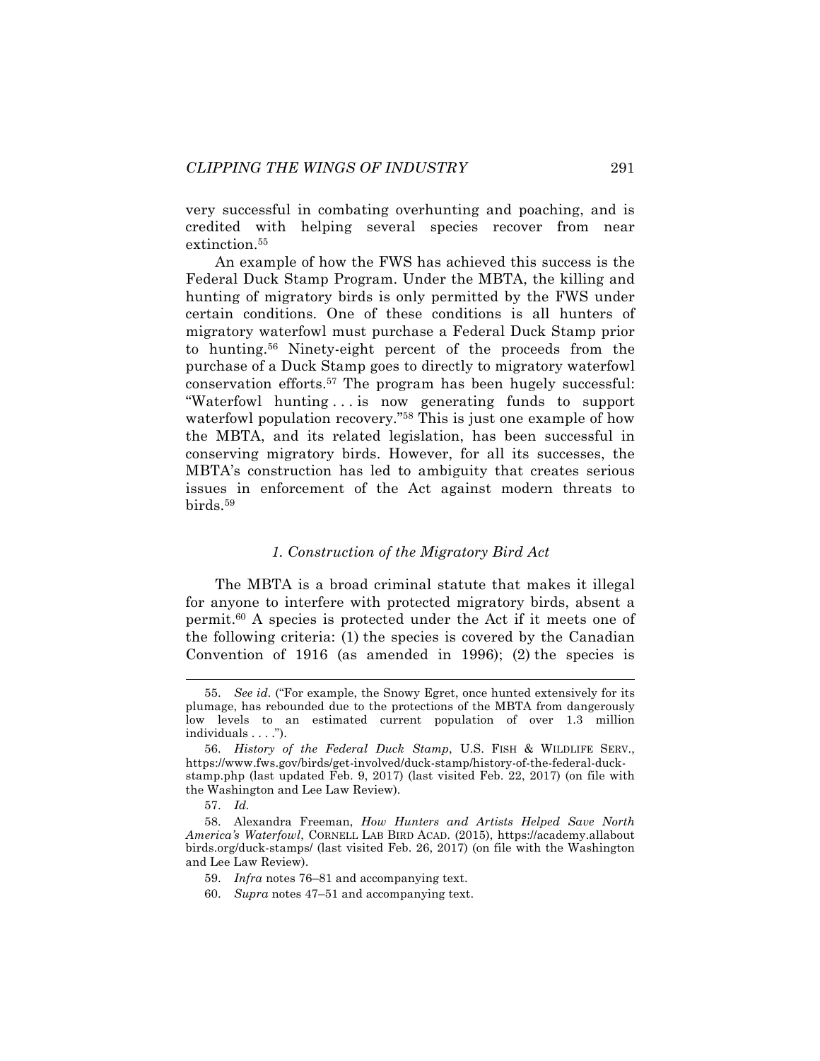very successful in combating overhunting and poaching, and is credited with helping several species recover from near extinction.[55]

An example of how the FWS has achieved this success is the Federal Duck Stamp Program. Under the MBTA, the killing and hunting of migratory birds is only permitted by the FWS under certain conditions. One of these conditions is all hunters of migratory waterfowl must purchase a Federal Duck Stamp prior to hunting.[56] Ninety-eight percent of the proceeds from the purchase of a Duck Stamp goes to directly to migratory waterfowl conservation efforts.[57] The program has been hugely successful: "Waterfowl hunting . . . is now generating funds to support waterfowl population recovery."[58] This is just one example of how the MBTA, and its related legislation, has been successful in conserving migratory birds. However, for all its successes, the MBTA's construction has led to ambiguity that creates serious issues in enforcement of the Act against modern threats to birds.[59]

### *1. Construction of the Migratory Bird Act*

The MBTA is a broad criminal statute that makes it illegal for anyone to interfere with protected migratory birds, absent a permit.[60] A species is protected under the Act if it meets one of the following criteria: (1) the species is covered by the Canadian Convention of 1916 (as amended in 1996); (2) the species is

---

55. *See id.* ("For example, the Snowy Egret, once hunted extensively for its plumage, has rebounded due to the protections of the MBTA from dangerously low levels to an estimated current population of over 1.3 million individuals . . . .").

56. *History of the Federal Duck Stamp*, U.S. FISH & WILDLIFE SERV., https://www.fws.gov/birds/get-involved/duck-stamp/history-of-the-federal-duck-stamp.php (last updated Feb. 9, 2017) (last visited Feb. 22, 2017) (on file with the Washington and Lee Law Review).

57. *Id.*

58. Alexandra Freeman, *How Hunters and Artists Helped Save North America's Waterfowl*, CORNELL LAB BIRD ACAD. (2015), https://academy.allaboutbirds.org/duck-stamps/ (last visited Feb. 26, 2017) (on file with the Washington and Lee Law Review).

59. *Infra* notes 76–81 and accompanying text.

60. *Supra* notes 47–51 and accompanying text.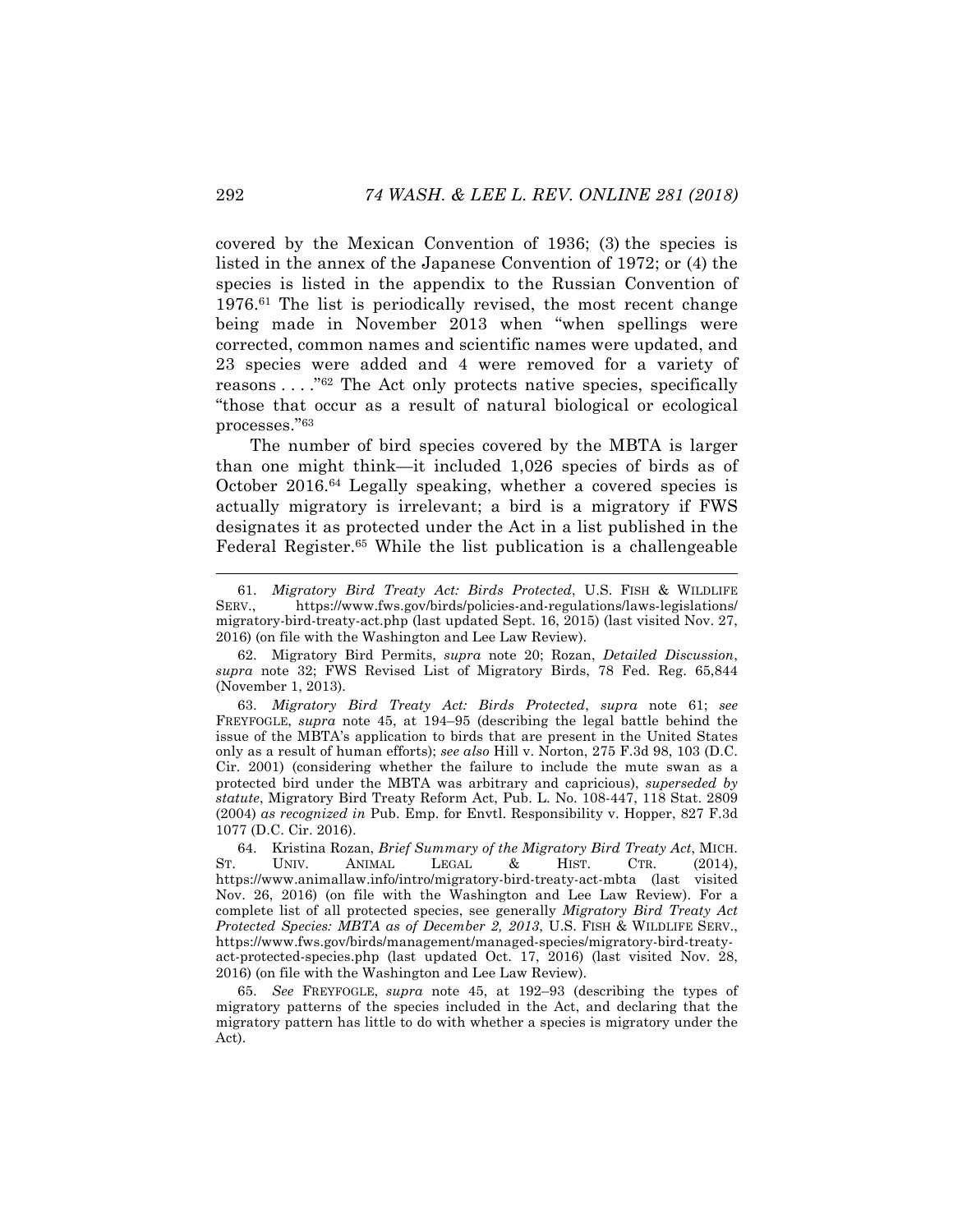covered by the Mexican Convention of 1936; (3) the species is listed in the annex of the Japanese Convention of 1972; or (4) the species is listed in the appendix to the Russian Convention of 1976.[61] The list is periodically revised, the most recent change being made in November 2013 when "when spellings were corrected, common names and scientific names were updated, and 23 species were added and 4 were removed for a variety of reasons . . . ."[62] The Act only protects native species, specifically "those that occur as a result of natural biological or ecological processes."[63]

The number of bird species covered by the MBTA is larger than one might think—it included 1,026 species of birds as of October 2016.[64] Legally speaking, whether a covered species is actually migratory is irrelevant; a bird is a migratory if FWS designates it as protected under the Act in a list published in the Federal Register.[65] While the list publication is a challengeable

---

61. *Migratory Bird Treaty Act: Birds Protected*, U.S. FISH & WILDLIFE SERV., https://www.fws.gov/birds/policies-and-regulations/laws-legislations/migratory-bird-treaty-act.php (last updated Sept. 16, 2015) (last visited Nov. 27, 2016) (on file with the Washington and Lee Law Review).

62. Migratory Bird Permits, *supra* note 20; Rozan, *Detailed Discussion*, *supra* note 32; FWS Revised List of Migratory Birds, 78 Fed. Reg. 65,844 (November 1, 2013).

63. *Migratory Bird Treaty Act: Birds Protected*, *supra* note 61; *see* FREYFOGLE, *supra* note 45, at 194–95 (describing the legal battle behind the issue of the MBTA's application to birds that are present in the United States only as a result of human efforts); *see also* Hill v. Norton, 275 F.3d 98, 103 (D.C. Cir. 2001) (considering whether the failure to include the mute swan as a protected bird under the MBTA was arbitrary and capricious), *superseded by statute*, Migratory Bird Treaty Reform Act, Pub. L. No. 108-447, 118 Stat. 2809 (2004) *as recognized in* Pub. Emp. for Envtl. Responsibility v. Hopper, 827 F.3d 1077 (D.C. Cir. 2016).

64. Kristina Rozan, *Brief Summary of the Migratory Bird Treaty Act*, MICH. ST. UNIV. ANIMAL LEGAL & HIST. CTR. (2014), https://www.animallaw.info/intro/migratory-bird-treaty-act-mbta (last visited Nov. 26, 2016) (on file with the Washington and Lee Law Review). For a complete list of all protected species, see generally *Migratory Bird Treaty Act Protected Species: MBTA as of December 2, 2013*, U.S. FISH & WILDLIFE SERV., https://www.fws.gov/birds/management/managed-species/migratory-bird-treaty-act-protected-species.php (last updated Oct. 17, 2016) (last visited Nov. 28, 2016) (on file with the Washington and Lee Law Review).

65. *See* FREYFOGLE, *supra* note 45, at 192–93 (describing the types of migratory patterns of the species included in the Act, and declaring that the migratory pattern has little to do with whether a species is migratory under the Act).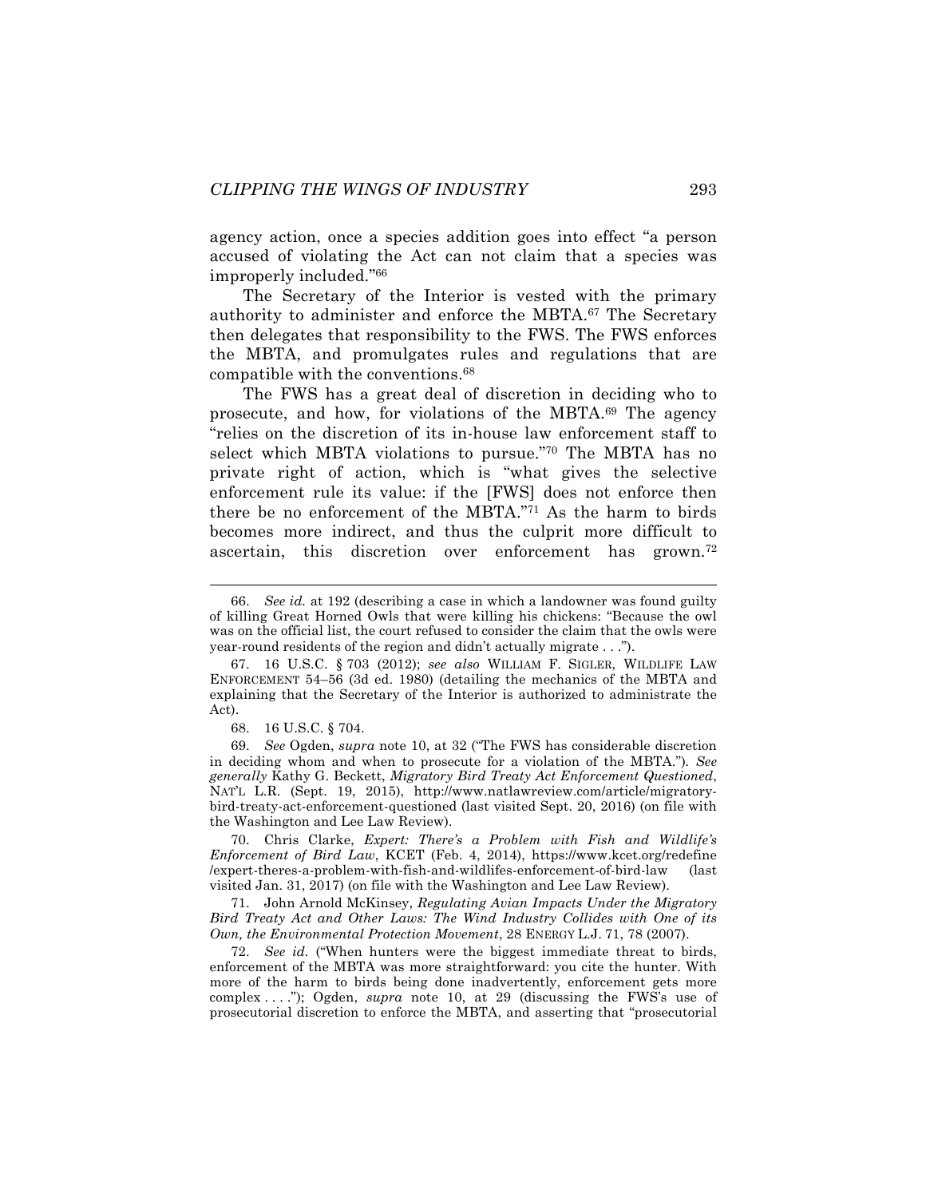agency action, once a species addition goes into effect "a person accused of violating the Act can not claim that a species was improperly included."[66]

The Secretary of the Interior is vested with the primary authority to administer and enforce the MBTA.[67] The Secretary then delegates that responsibility to the FWS. The FWS enforces the MBTA, and promulgates rules and regulations that are compatible with the conventions.[68]

The FWS has a great deal of discretion in deciding who to prosecute, and how, for violations of the MBTA.[69] The agency "relies on the discretion of its in-house law enforcement staff to select which MBTA violations to pursue."[70] The MBTA has no private right of action, which is "what gives the selective enforcement rule its value: if the [FWS] does not enforce then there be no enforcement of the MBTA."[71] As the harm to birds becomes more indirect, and thus the culprit more difficult to ascertain, this discretion over enforcement has grown.[72]

---

66. *See id.* at 192 (describing a case in which a landowner was found guilty of killing Great Horned Owls that were killing his chickens: "Because the owl was on the official list, the court refused to consider the claim that the owls were year-round residents of the region and didn't actually migrate . . .").

67. 16 U.S.C. § 703 (2012); *see also* WILLIAM F. SIGLER, WILDLIFE LAW ENFORCEMENT 54–56 (3d ed. 1980) (detailing the mechanics of the MBTA and explaining that the Secretary of the Interior is authorized to administrate the Act).

68. 16 U.S.C. § 704.

69. *See* Ogden, *supra* note 10, at 32 ("The FWS has considerable discretion in deciding whom and when to prosecute for a violation of the MBTA."). *See generally* Kathy G. Beckett, *Migratory Bird Treaty Act Enforcement Questioned*, NAT'L L.R. (Sept. 19, 2015), http://www.natlawreview.com/article/migratory-bird-treaty-act-enforcement-questioned (last visited Sept. 20, 2016) (on file with the Washington and Lee Law Review).

70. Chris Clarke, *Expert: There's a Problem with Fish and Wildlife's Enforcement of Bird Law*, KCET (Feb. 4, 2014), https://www.kcet.org/redefine/expert-theres-a-problem-with-fish-and-wildlifes-enforcement-of-bird-law (last visited Jan. 31, 2017) (on file with the Washington and Lee Law Review).

71. John Arnold McKinsey, *Regulating Avian Impacts Under the Migratory Bird Treaty Act and Other Laws: The Wind Industry Collides with One of its Own, the Environmental Protection Movement*, 28 ENERGY L.J. 71, 78 (2007).

72. *See id.* ("When hunters were the biggest immediate threat to birds, enforcement of the MBTA was more straightforward: you cite the hunter. With more of the harm to birds being done inadvertently, enforcement gets more complex . . . ."); Ogden, *supra* note 10, at 29 (discussing the FWS's use of prosecutorial discretion to enforce the MBTA, and asserting that "prosecutorial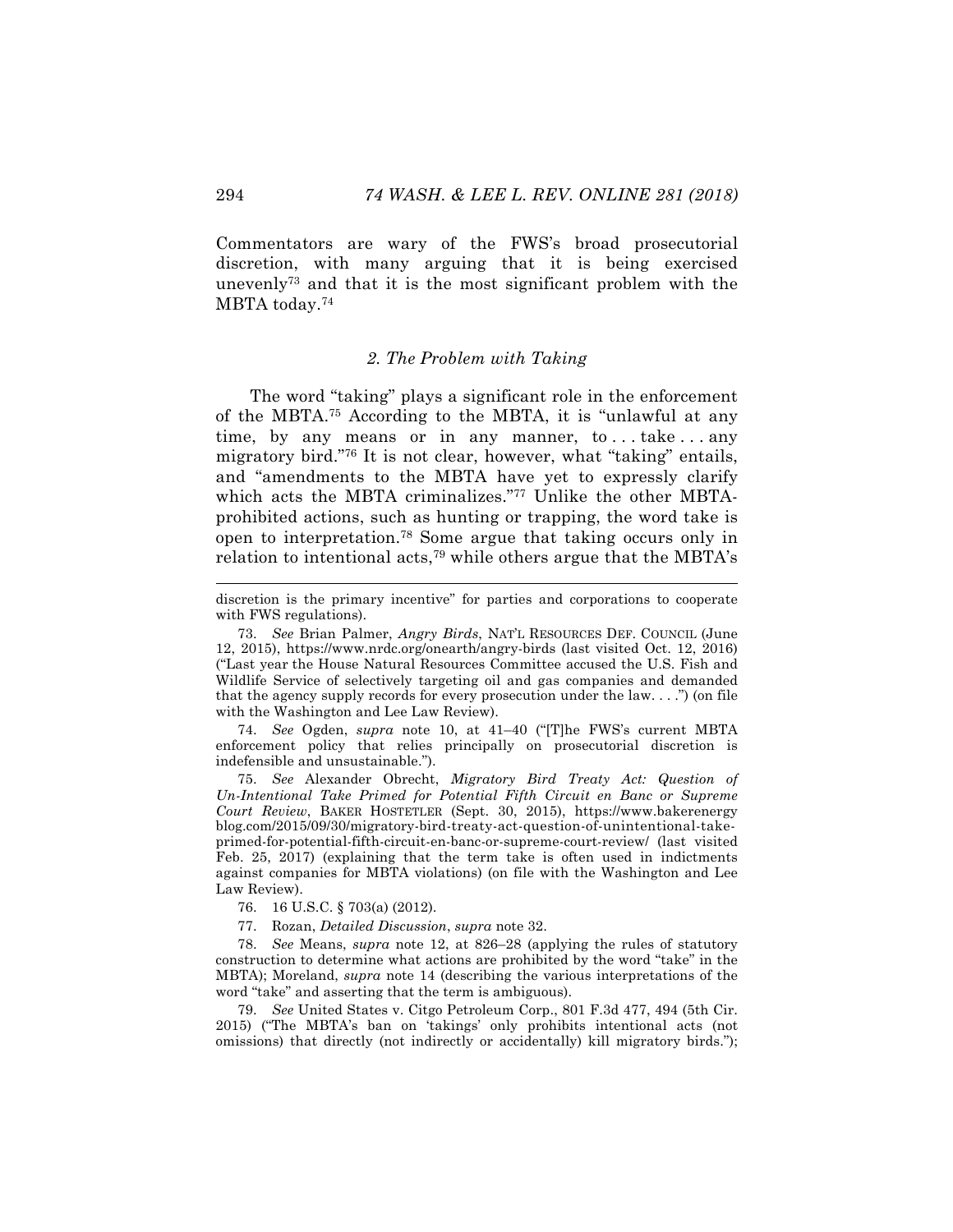Commentators are wary of the FWS's broad prosecutorial discretion, with many arguing that it is being exercised unevenly[73] and that it is the most significant problem with the MBTA today.[74]

### *2. The Problem with Taking*

The word "taking" plays a significant role in the enforcement of the MBTA.[75] According to the MBTA, it is "unlawful at any time, by any means or in any manner, to . . . take . . . any migratory bird."[76] It is not clear, however, what "taking" entails, and "amendments to the MBTA have yet to expressly clarify which acts the MBTA criminalizes."[77] Unlike the other MBTA-prohibited actions, such as hunting or trapping, the word take is open to interpretation.[78] Some argue that taking occurs only in relation to intentional acts,[79] while others argue that the MBTA's

---

discretion is the primary incentive" for parties and corporations to cooperate with FWS regulations).

73. *See* Brian Palmer, *Angry Birds*, NAT'L RESOURCES DEF. COUNCIL (June 12, 2015), https://www.nrdc.org/onearth/angry-birds (last visited Oct. 12, 2016) ("Last year the House Natural Resources Committee accused the U.S. Fish and Wildlife Service of selectively targeting oil and gas companies and demanded that the agency supply records for every prosecution under the law. . . .") (on file with the Washington and Lee Law Review).

74. *See* Ogden, *supra* note 10, at 41–40 ("[T]he FWS's current MBTA enforcement policy that relies principally on prosecutorial discretion is indefensible and unsustainable.").

75. *See* Alexander Obrecht, *Migratory Bird Treaty Act: Question of Un-Intentional Take Primed for Potential Fifth Circuit en Banc or Supreme Court Review*, BAKER HOSTETLER (Sept. 30, 2015), https://www.bakerenergyblog.com/2015/09/30/migratory-bird-treaty-act-question-of-unintentional-take-primed-for-potential-fifth-circuit-en-banc-or-supreme-court-review/ (last visited Feb. 25, 2017) (explaining that the term take is often used in indictments against companies for MBTA violations) (on file with the Washington and Lee Law Review).

76. 16 U.S.C. § 703(a) (2012).

77. Rozan, *Detailed Discussion*, *supra* note 32.

78. *See* Means, *supra* note 12, at 826–28 (applying the rules of statutory construction to determine what actions are prohibited by the word "take" in the MBTA); Moreland, *supra* note 14 (describing the various interpretations of the word "take" and asserting that the term is ambiguous).

79. *See* United States v. Citgo Petroleum Corp., 801 F.3d 477, 494 (5th Cir. 2015) ("The MBTA's ban on 'takings' only prohibits intentional acts (not omissions) that directly (not indirectly or accidentally) kill migratory birds.");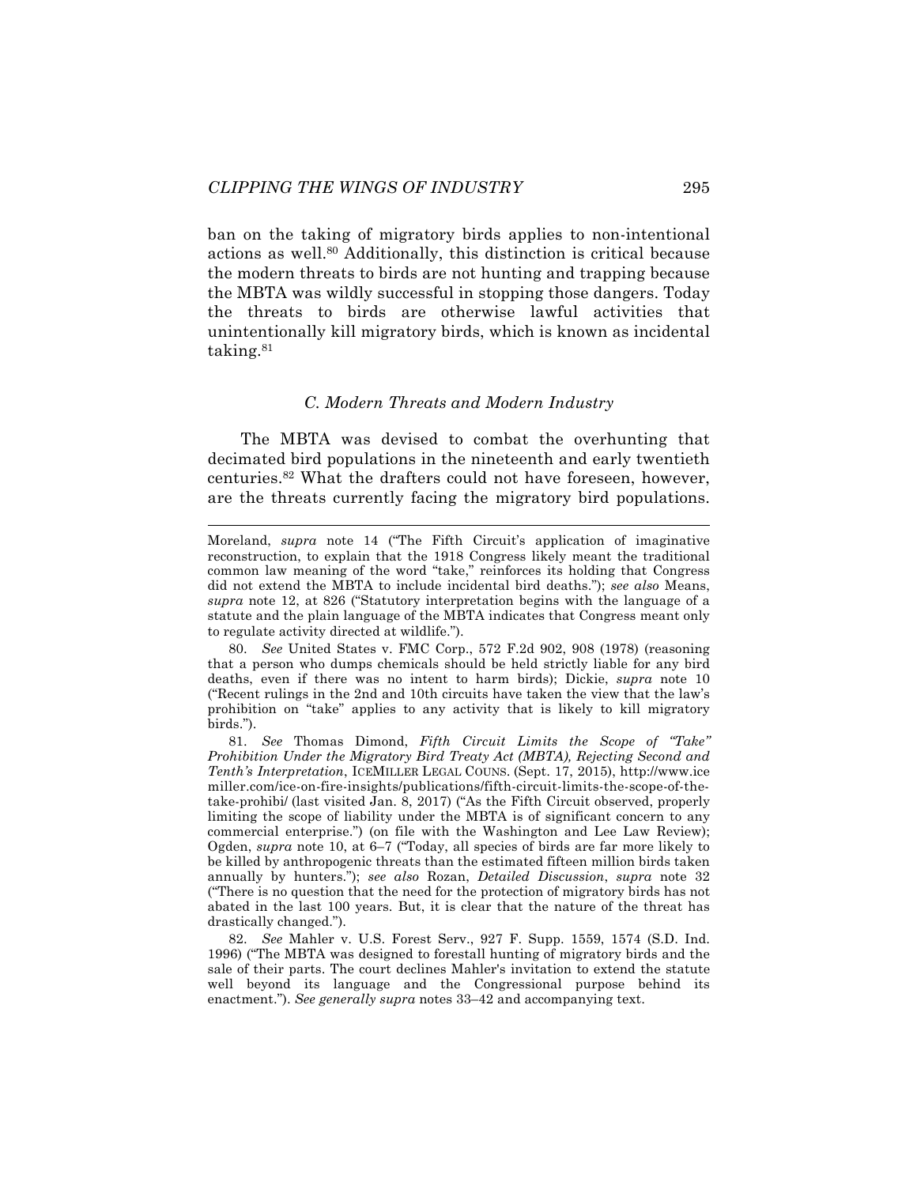ban on the taking of migratory birds applies to non-intentional actions as well.[80] Additionally, this distinction is critical because the modern threats to birds are not hunting and trapping because the MBTA was wildly successful in stopping those dangers. Today the threats to birds are otherwise lawful activities that unintentionally kill migratory birds, which is known as incidental taking.[81]

### *C. Modern Threats and Modern Industry*

The MBTA was devised to combat the overhunting that decimated bird populations in the nineteenth and early twentieth centuries.[82] What the drafters could not have foreseen, however, are the threats currently facing the migratory bird populations.

---

Moreland, *supra* note 14 ("The Fifth Circuit's application of imaginative reconstruction, to explain that the 1918 Congress likely meant the traditional common law meaning of the word "take," reinforces its holding that Congress did not extend the MBTA to include incidental bird deaths."); *see also* Means, *supra* note 12, at 826 ("Statutory interpretation begins with the language of a statute and the plain language of the MBTA indicates that Congress meant only to regulate activity directed at wildlife.").

80. *See* United States v. FMC Corp., 572 F.2d 902, 908 (1978) (reasoning that a person who dumps chemicals should be held strictly liable for any bird deaths, even if there was no intent to harm birds); Dickie, *supra* note 10 ("Recent rulings in the 2nd and 10th circuits have taken the view that the law's prohibition on "take" applies to any activity that is likely to kill migratory birds.").

81. *See* Thomas Dimond, *Fifth Circuit Limits the Scope of "Take" Prohibition Under the Migratory Bird Treaty Act (MBTA), Rejecting Second and Tenth's Interpretation*, ICEMILLER LEGAL COUNS. (Sept. 17, 2015), http://www.icemiller.com/ice-on-fire-insights/publications/fifth-circuit-limits-the-scope-of-the-take-prohibi/ (last visited Jan. 8, 2017) ("As the Fifth Circuit observed, properly limiting the scope of liability under the MBTA is of significant concern to any commercial enterprise.") (on file with the Washington and Lee Law Review); Ogden, *supra* note 10, at 6–7 ("Today, all species of birds are far more likely to be killed by anthropogenic threats than the estimated fifteen million birds taken annually by hunters."); *see also* Rozan, *Detailed Discussion*, *supra* note 32 ("There is no question that the need for the protection of migratory birds has not abated in the last 100 years. But, it is clear that the nature of the threat has drastically changed.").

82. *See* Mahler v. U.S. Forest Serv., 927 F. Supp. 1559, 1574 (S.D. Ind. 1996) ("The MBTA was designed to forestall hunting of migratory birds and the sale of their parts. The court declines Mahler's invitation to extend the statute well beyond its language and the Congressional purpose behind its enactment."). *See generally supra* notes 33–42 and accompanying text.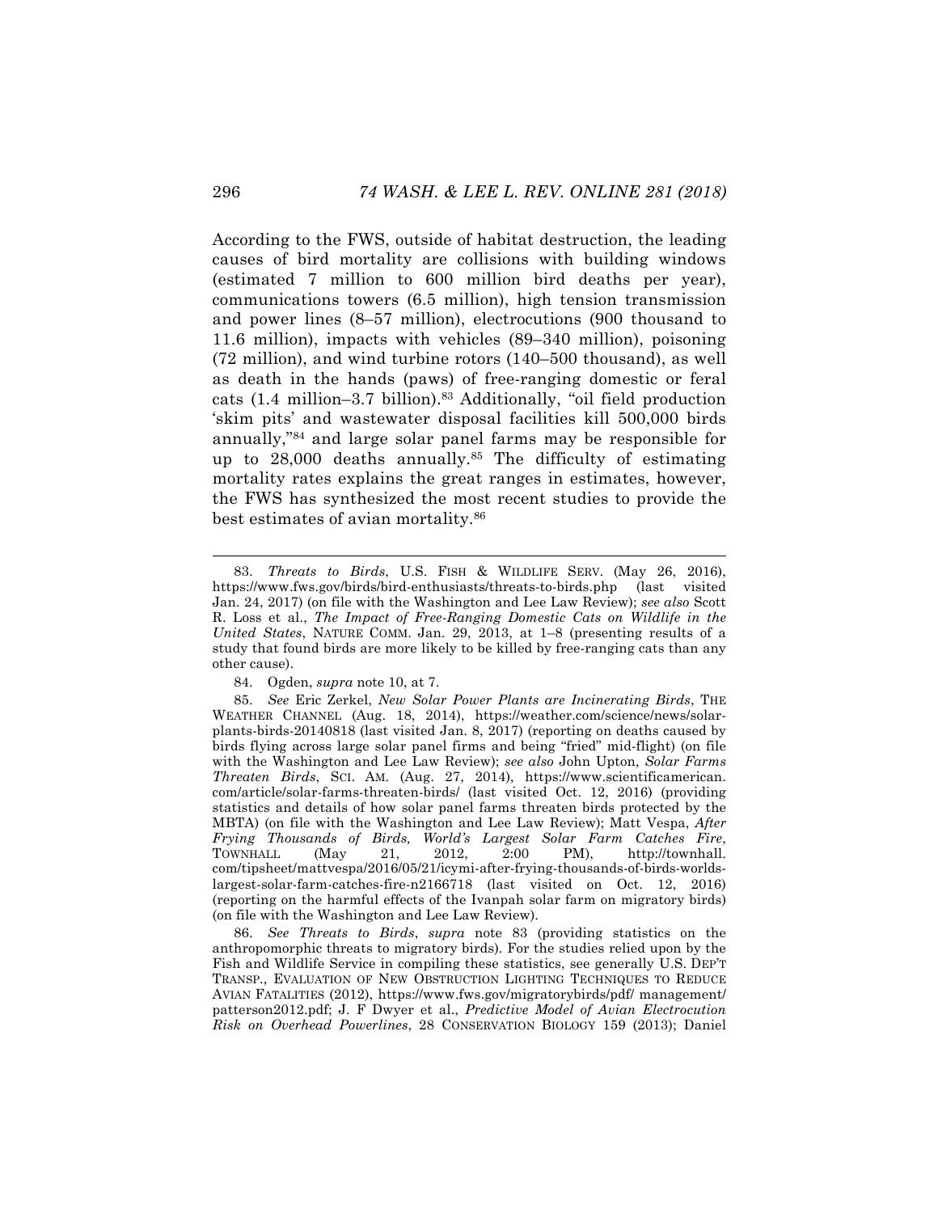According to the FWS, outside of habitat destruction, the leading causes of bird mortality are collisions with building windows (estimated 7 million to 600 million bird deaths per year), communications towers (6.5 million), high tension transmission and power lines (8–57 million), electrocutions (900 thousand to 11.6 million), impacts with vehicles (89–340 million), poisoning (72 million), and wind turbine rotors (140–500 thousand), as well as death in the hands (paws) of free-ranging domestic or feral cats (1.4 million–3.7 billion).[83] Additionally, "oil field production 'skim pits' and wastewater disposal facilities kill 500,000 birds annually,"[84] and large solar panel farms may be responsible for up to 28,000 deaths annually.[85] The difficulty of estimating mortality rates explains the great ranges in estimates, however, the FWS has synthesized the most recent studies to provide the best estimates of avian mortality.[86]

---

83. *Threats to Birds*, U.S. FISH & WILDLIFE SERV. (May 26, 2016), https://www.fws.gov/birds/bird-enthusiasts/threats-to-birds.php (last visited Jan. 24, 2017) (on file with the Washington and Lee Law Review); *see also* Scott R. Loss et al., *The Impact of Free-Ranging Domestic Cats on Wildlife in the United States*, NATURE COMM. Jan. 29, 2013, at 1–8 (presenting results of a study that found birds are more likely to be killed by free-ranging cats than any other cause).

84. Ogden, *supra* note 10, at 7.

85. *See* Eric Zerkel, *New Solar Power Plants are Incinerating Birds*, THE WEATHER CHANNEL (Aug. 18, 2014), https://weather.com/science/news/solar-plants-birds-20140818 (last visited Jan. 8, 2017) (reporting on deaths caused by birds flying across large solar panel firms and being "fried" mid-flight) (on file with the Washington and Lee Law Review); *see also* John Upton, *Solar Farms Threaten Birds*, SCI. AM. (Aug. 27, 2014), https://www.scientificamerican.com/article/solar-farms-threaten-birds/ (last visited Oct. 12, 2016) (providing statistics and details of how solar panel farms threaten birds protected by the MBTA) (on file with the Washington and Lee Law Review); Matt Vespa, *After Frying Thousands of Birds, World's Largest Solar Farm Catches Fire*, TOWNHALL (May 21, 2012, 2:00 PM), http://townhall.com/tipsheet/mattvespa/2016/05/21/icymi-after-frying-thousands-of-birds-worlds-largest-solar-farm-catches-fire-n2166718 (last visited on Oct. 12, 2016) (reporting on the harmful effects of the Ivanpah solar farm on migratory birds) (on file with the Washington and Lee Law Review).

86. *See Threats to Birds*, *supra* note 83 (providing statistics on the anthropomorphic threats to migratory birds). For the studies relied upon by the Fish and Wildlife Service in compiling these statistics, see generally U.S. DEP'T TRANSP., EVALUATION OF NEW OBSTRUCTION LIGHTING TECHNIQUES TO REDUCE AVIAN FATALITIES (2012), https://www.fws.gov/migratorybirds/pdf/ management/ patterson2012.pdf; J. F Dwyer et al., *Predictive Model of Avian Electrocution Risk on Overhead Powerlines*, 28 CONSERVATION BIOLOGY 159 (2013); Daniel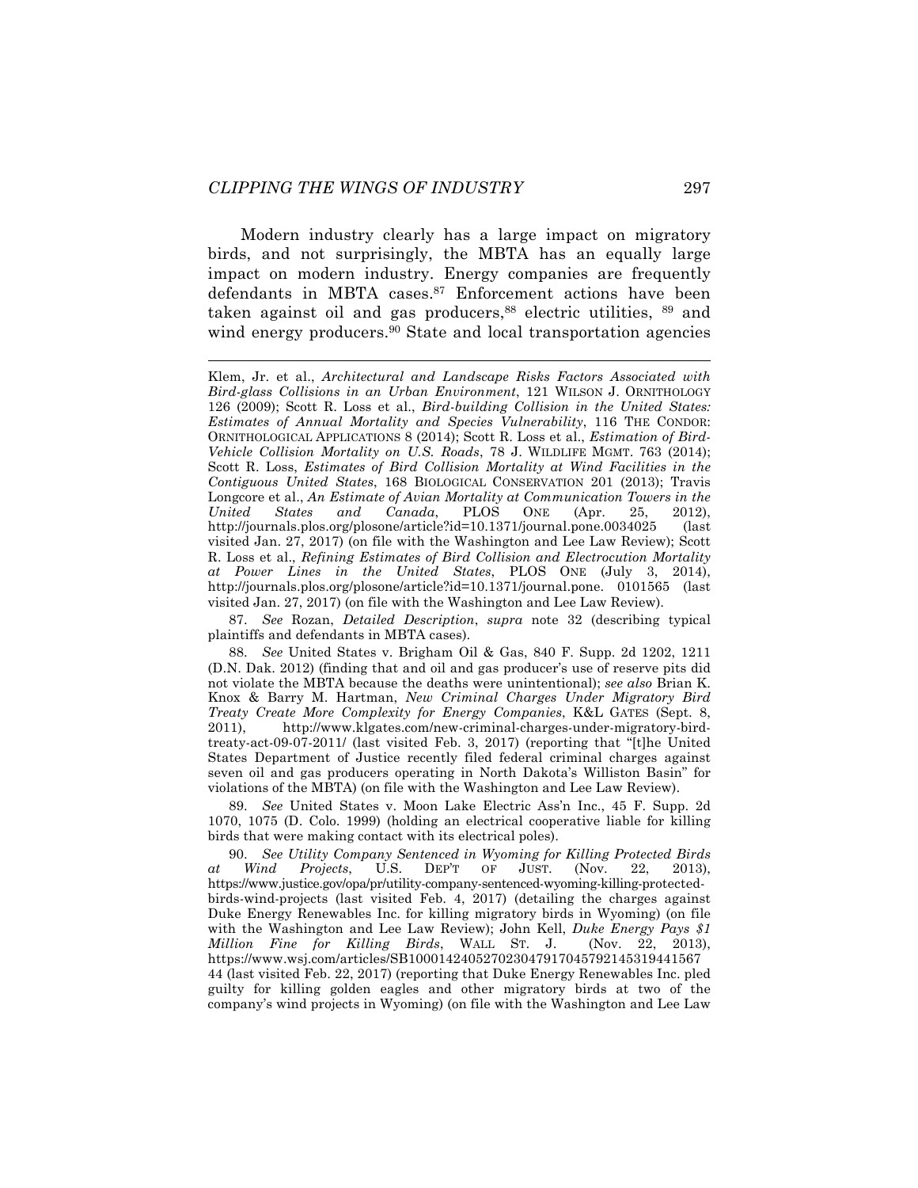Modern industry clearly has a large impact on migratory birds, and not surprisingly, the MBTA has an equally large impact on modern industry. Energy companies are frequently defendants in MBTA cases.[87] Enforcement actions have been taken against oil and gas producers,[88] electric utilities, [89] and wind energy producers.[90] State and local transportation agencies

---

Klem, Jr. et al., *Architectural and Landscape Risks Factors Associated with Bird-glass Collisions in an Urban Environment*, 121 WILSON J. ORNITHOLOGY 126 (2009); Scott R. Loss et al., *Bird-building Collision in the United States: Estimates of Annual Mortality and Species Vulnerability*, 116 THE CONDOR: ORNITHOLOGICAL APPLICATIONS 8 (2014); Scott R. Loss et al., *Estimation of Bird-Vehicle Collision Mortality on U.S. Roads*, 78 J. WILDLIFE MGMT. 763 (2014); Scott R. Loss, *Estimates of Bird Collision Mortality at Wind Facilities in the Contiguous United States*, 168 BIOLOGICAL CONSERVATION 201 (2013); Travis Longcore et al., *An Estimate of Avian Mortality at Communication Towers in the United States and Canada*, PLOS ONE (Apr. 25, 2012), http://journals.plos.org/plosone/article?id=10.1371/journal.pone.0034025 (last visited Jan. 27, 2017) (on file with the Washington and Lee Law Review); Scott R. Loss et al., *Refining Estimates of Bird Collision and Electrocution Mortality at Power Lines in the United States*, PLOS ONE (July 3, 2014), http://journals.plos.org/plosone/article?id=10.1371/journal.pone. 0101565 (last visited Jan. 27, 2017) (on file with the Washington and Lee Law Review).

87. *See* Rozan, *Detailed Description*, *supra* note 32 (describing typical plaintiffs and defendants in MBTA cases).

88. *See* United States v. Brigham Oil & Gas, 840 F. Supp. 2d 1202, 1211 (D.N. Dak. 2012) (finding that and oil and gas producer's use of reserve pits did not violate the MBTA because the deaths were unintentional); *see also* Brian K. Knox & Barry M. Hartman, *New Criminal Charges Under Migratory Bird Treaty Create More Complexity for Energy Companies*, K&L GATES (Sept. 8, 2011), http://www.klgates.com/new-criminal-charges-under-migratory-bird-treaty-act-09-07-2011/ (last visited Feb. 3, 2017) (reporting that "[t]he United States Department of Justice recently filed federal criminal charges against seven oil and gas producers operating in North Dakota's Williston Basin" for violations of the MBTA) (on file with the Washington and Lee Law Review).

89. *See* United States v. Moon Lake Electric Ass'n Inc., 45 F. Supp. 2d 1070, 1075 (D. Colo. 1999) (holding an electrical cooperative liable for killing birds that were making contact with its electrical poles).

90. *See Utility Company Sentenced in Wyoming for Killing Protected Birds at Wind Projects*, U.S. DEP'T OF JUST. (Nov. 22, 2013), https://www.justice.gov/opa/pr/utility-company-sentenced-wyoming-killing-protected-birds-wind-projects (last visited Feb. 4, 2017) (detailing the charges against Duke Energy Renewables Inc. for killing migratory birds in Wyoming) (on file with the Washington and Lee Law Review); John Kell, *Duke Energy Pays $1 Million Fine for Killing Birds*, WALL ST. J. (Nov. 22, 2013), https://www.wsj.com/articles/SB10001424052702304791704579214531944156744 (last visited Feb. 22, 2017) (reporting that Duke Energy Renewables Inc. pled guilty for killing golden eagles and other migratory birds at two of the company's wind projects in Wyoming) (on file with the Washington and Lee Law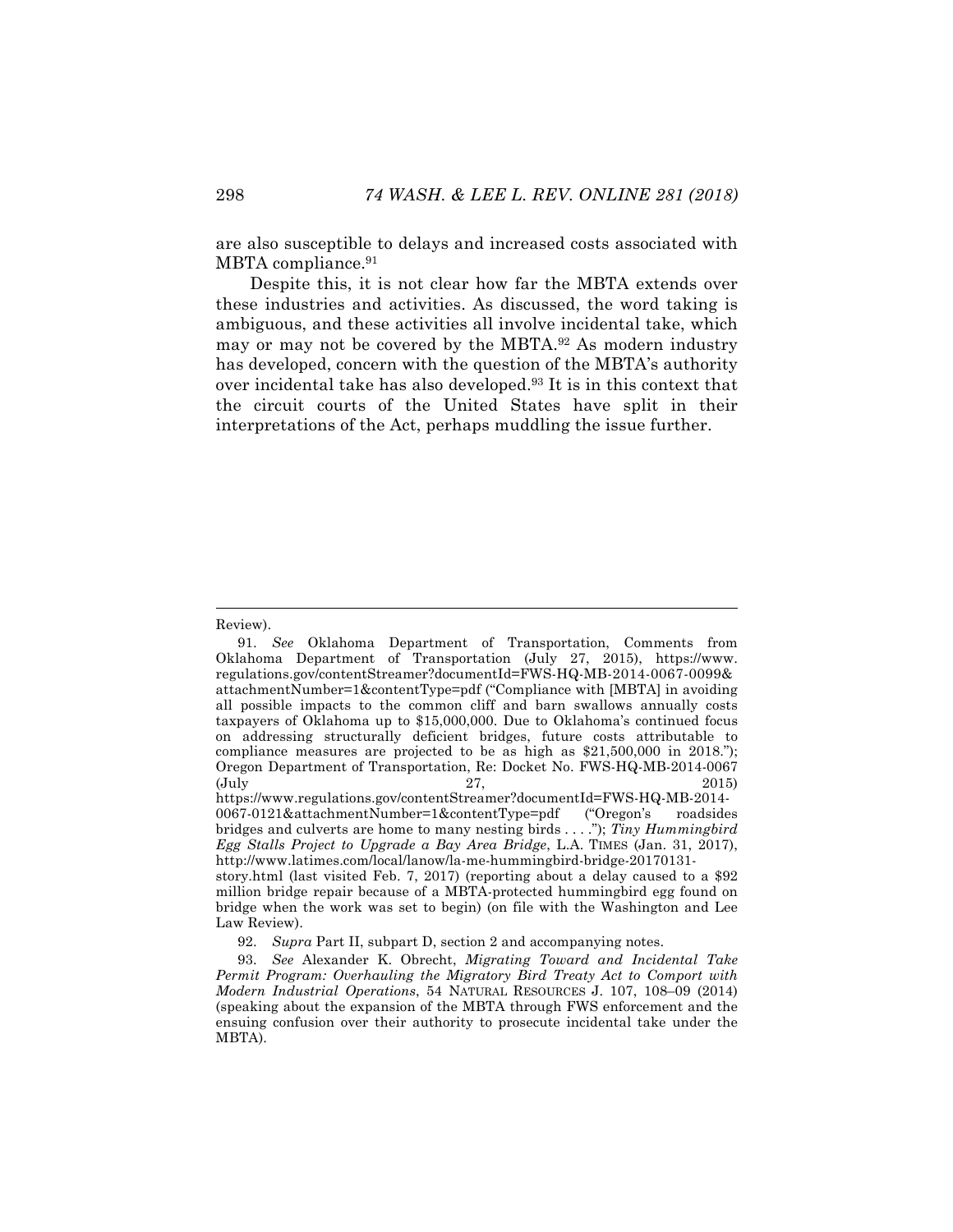are also susceptible to delays and increased costs associated with MBTA compliance.[91]

Despite this, it is not clear how far the MBTA extends over these industries and activities. As discussed, the word taking is ambiguous, and these activities all involve incidental take, which may or may not be covered by the MBTA.[92] As modern industry has developed, concern with the question of the MBTA's authority over incidental take has also developed.[93] It is in this context that the circuit courts of the United States have split in their interpretations of the Act, perhaps muddling the issue further.

---

Review).

91. *See* Oklahoma Department of Transportation, Comments from Oklahoma Department of Transportation (July 27, 2015), https://www.regulations.gov/contentStreamer?documentId=FWS-HQ-MB-2014-0067-0099&attachmentNumber=1&contentType=pdf ("Compliance with [MBTA] in avoiding all possible impacts to the common cliff and barn swallows annually costs taxpayers of Oklahoma up to $15,000,000. Due to Oklahoma's continued focus on addressing structurally deficient bridges, future costs attributable to compliance measures are projected to be as high as $21,500,000 in 2018."); Oregon Department of Transportation, Re: Docket No. FWS-HQ-MB-2014-0067 (July 27, 2015) https://www.regulations.gov/contentStreamer?documentId=FWS-HQ-MB-2014-0067-0121&attachmentNumber=1&contentType=pdf ("Oregon's roadsides bridges and culverts are home to many nesting birds . . . ."); *Tiny Hummingbird Egg Stalls Project to Upgrade a Bay Area Bridge*, L.A. TIMES (Jan. 31, 2017), http://www.latimes.com/local/lanow/la-me-hummingbird-bridge-20170131-story.html (last visited Feb. 7, 2017) (reporting about a delay caused to a $92 million bridge repair because of a MBTA-protected hummingbird egg found on bridge when the work was set to begin) (on file with the Washington and Lee Law Review).

92. *Supra* Part II, subpart D, section 2 and accompanying notes.

93. *See* Alexander K. Obrecht, *Migrating Toward and Incidental Take Permit Program: Overhauling the Migratory Bird Treaty Act to Comport with Modern Industrial Operations*, 54 NATURAL RESOURCES J. 107, 108–09 (2014) (speaking about the expansion of the MBTA through FWS enforcement and the ensuing confusion over their authority to prosecute incidental take under the MBTA).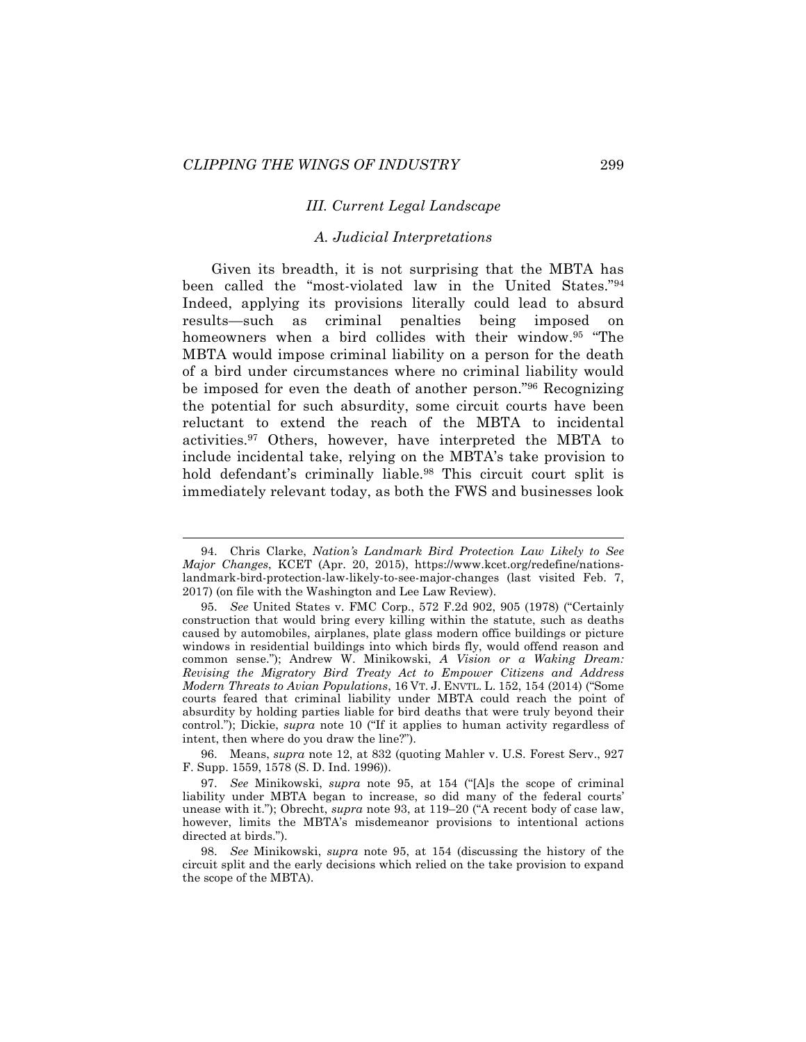### III. Current Legal Landscape

#### A. Judicial Interpretations

Given its breadth, it is not surprising that the MBTA has been called the "most-violated law in the United States."[94] Indeed, applying its provisions literally could lead to absurd results—such as criminal penalties being imposed on homeowners when a bird collides with their window.[95] "The MBTA would impose criminal liability on a person for the death of a bird under circumstances where no criminal liability would be imposed for even the death of another person."[96] Recognizing the potential for such absurdity, some circuit courts have been reluctant to extend the reach of the MBTA to incidental activities.[97] Others, however, have interpreted the MBTA to include incidental take, relying on the MBTA's take provision to hold defendant's criminally liable.[98] This circuit court split is immediately relevant today, as both the FWS and businesses look

---

94. Chris Clarke, *Nation's Landmark Bird Protection Law Likely to See Major Changes*, KCET (Apr. 20, 2015), https://www.kcet.org/redefine/nations-landmark-bird-protection-law-likely-to-see-major-changes (last visited Feb. 7, 2017) (on file with the Washington and Lee Law Review).

95. *See* United States v. FMC Corp., 572 F.2d 902, 905 (1978) ("Certainly construction that would bring every killing within the statute, such as deaths caused by automobiles, airplanes, plate glass modern office buildings or picture windows in residential buildings into which birds fly, would offend reason and common sense."); Andrew W. Minikowski, *A Vision or a Waking Dream: Revising the Migratory Bird Treaty Act to Empower Citizens and Address Modern Threats to Avian Populations*, 16 VT. J. ENVTL. L. 152, 154 (2014) ("Some courts feared that criminal liability under MBTA could reach the point of absurdity by holding parties liable for bird deaths that were truly beyond their control."); Dickie, *supra* note 10 ("If it applies to human activity regardless of intent, then where do you draw the line?").

96. Means, *supra* note 12, at 832 (quoting Mahler v. U.S. Forest Serv., 927 F. Supp. 1559, 1578 (S. D. Ind. 1996)).

97. *See* Minikowski, *supra* note 95, at 154 ("[A]s the scope of criminal liability under MBTA began to increase, so did many of the federal courts' unease with it."); Obrecht, *supra* note 93, at 119–20 ("A recent body of case law, however, limits the MBTA's misdemeanor provisions to intentional actions directed at birds.").

98. *See* Minikowski, *supra* note 95, at 154 (discussing the history of the circuit split and the early decisions which relied on the take provision to expand the scope of the MBTA).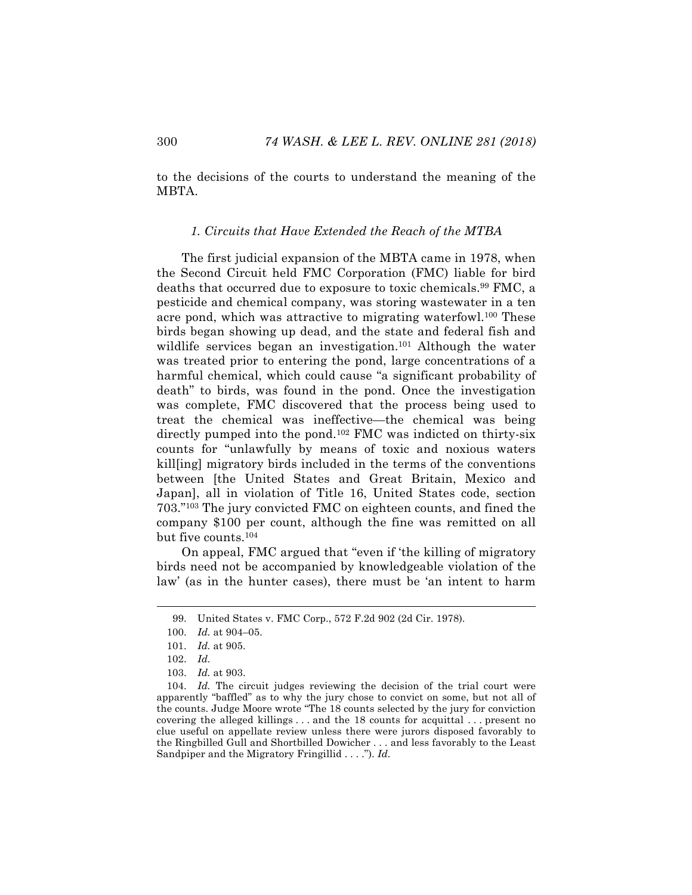to the decisions of the courts to understand the meaning of the MBTA.

### *1. Circuits that Have Extended the Reach of the MTBA*

The first judicial expansion of the MBTA came in 1978, when the Second Circuit held FMC Corporation (FMC) liable for bird deaths that occurred due to exposure to toxic chemicals.[99] FMC, a pesticide and chemical company, was storing wastewater in a ten acre pond, which was attractive to migrating waterfowl.[100] These birds began showing up dead, and the state and federal fish and wildlife services began an investigation.[101] Although the water was treated prior to entering the pond, large concentrations of a harmful chemical, which could cause "a significant probability of death" to birds, was found in the pond. Once the investigation was complete, FMC discovered that the process being used to treat the chemical was ineffective—the chemical was being directly pumped into the pond.[102] FMC was indicted on thirty-six counts for "unlawfully by means of toxic and noxious waters kill[ing] migratory birds included in the terms of the conventions between [the United States and Great Britain, Mexico and Japan], all in violation of Title 16, United States code, section 703."[103] The jury convicted FMC on eighteen counts, and fined the company $100 per count, although the fine was remitted on all but five counts.[104]

On appeal, FMC argued that "even if 'the killing of migratory birds need not be accompanied by knowledgeable violation of the law' (as in the hunter cases), there must be 'an intent to harm

---

99. United States v. FMC Corp., 572 F.2d 902 (2d Cir. 1978).

100. *Id.* at 904–05.

101. *Id.* at 905.

102. *Id.*

103. *Id.* at 903.

104. *Id.* The circuit judges reviewing the decision of the trial court were apparently "baffled" as to why the jury chose to convict on some, but not all of the counts. Judge Moore wrote "The 18 counts selected by the jury for conviction covering the alleged killings . . . and the 18 counts for acquittal . . . present no clue useful on appellate review unless there were jurors disposed favorably to the Ringbilled Gull and Shortbilled Dowicher . . . and less favorably to the Least Sandpiper and the Migratory Fringillid . . . ."). *Id.*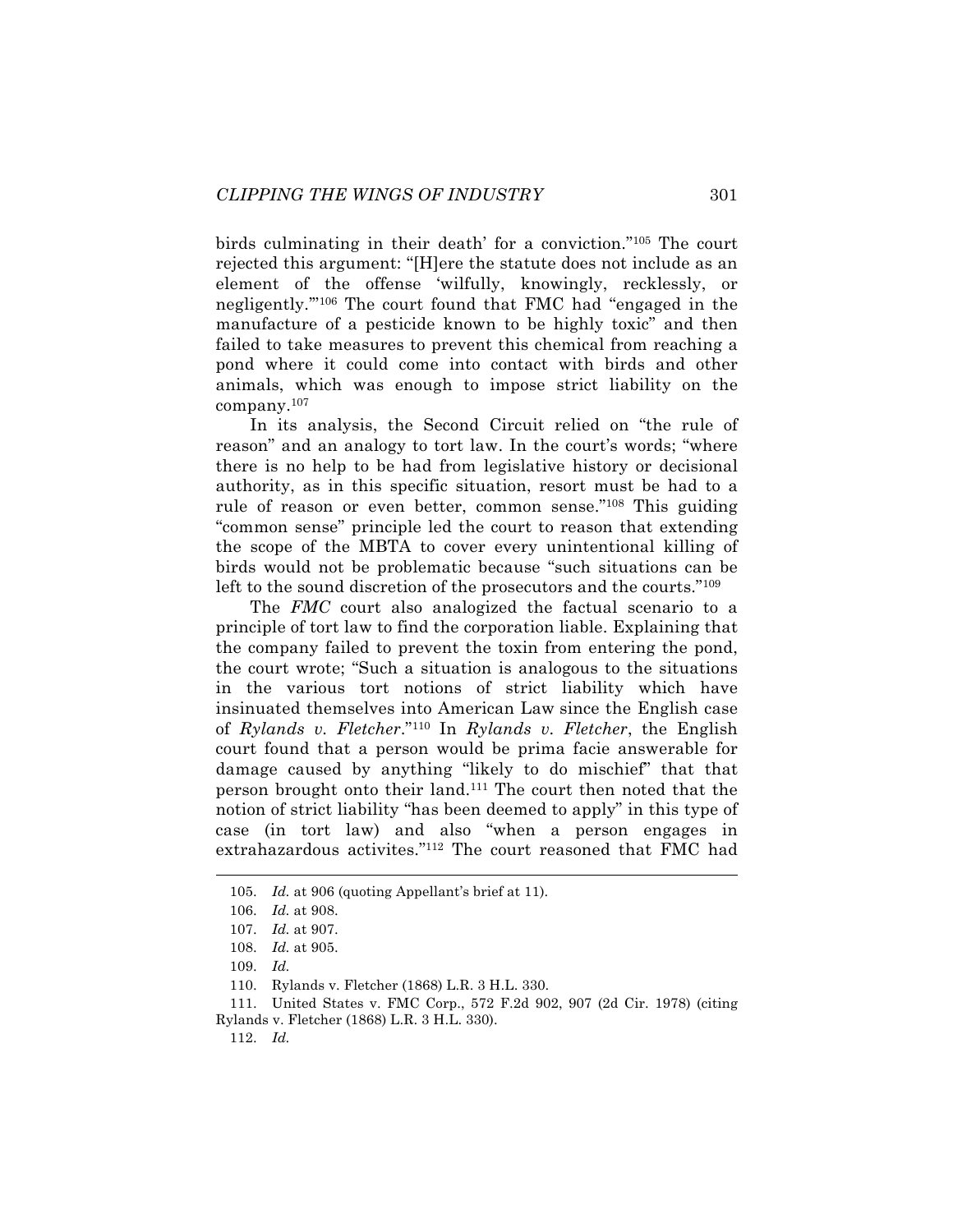birds culminating in their death' for a conviction."[105] The court rejected this argument: "[H]ere the statute does not include as an element of the offense 'wilfully, knowingly, recklessly, or negligently.'"[106] The court found that FMC had "engaged in the manufacture of a pesticide known to be highly toxic" and then failed to take measures to prevent this chemical from reaching a pond where it could come into contact with birds and other animals, which was enough to impose strict liability on the company.[107]

In its analysis, the Second Circuit relied on "the rule of reason" and an analogy to tort law. In the court's words; "where there is no help to be had from legislative history or decisional authority, as in this specific situation, resort must be had to a rule of reason or even better, common sense."[108] This guiding "common sense" principle led the court to reason that extending the scope of the MBTA to cover every unintentional killing of birds would not be problematic because "such situations can be left to the sound discretion of the prosecutors and the courts."[109]

The *FMC* court also analogized the factual scenario to a principle of tort law to find the corporation liable. Explaining that the company failed to prevent the toxin from entering the pond, the court wrote; "Such a situation is analogous to the situations in the various tort notions of strict liability which have insinuated themselves into American Law since the English case of *Rylands v. Fletcher*."[110] In *Rylands v. Fletcher*, the English court found that a person would be prima facie answerable for damage caused by anything "likely to do mischief" that that person brought onto their land.[111] The court then noted that the notion of strict liability "has been deemed to apply" in this type of case (in tort law) and also "when a person engages in extrahazardous activites."[112] The court reasoned that FMC had

---

105. *Id.* at 906 (quoting Appellant's brief at 11).

106. *Id.* at 908.

107. *Id.* at 907.

108. *Id.* at 905.

109. *Id.*

110. Rylands v. Fletcher (1868) L.R. 3 H.L. 330.

111. United States v. FMC Corp., 572 F.2d 902, 907 (2d Cir. 1978) (citing Rylands v. Fletcher (1868) L.R. 3 H.L. 330).

112. *Id.*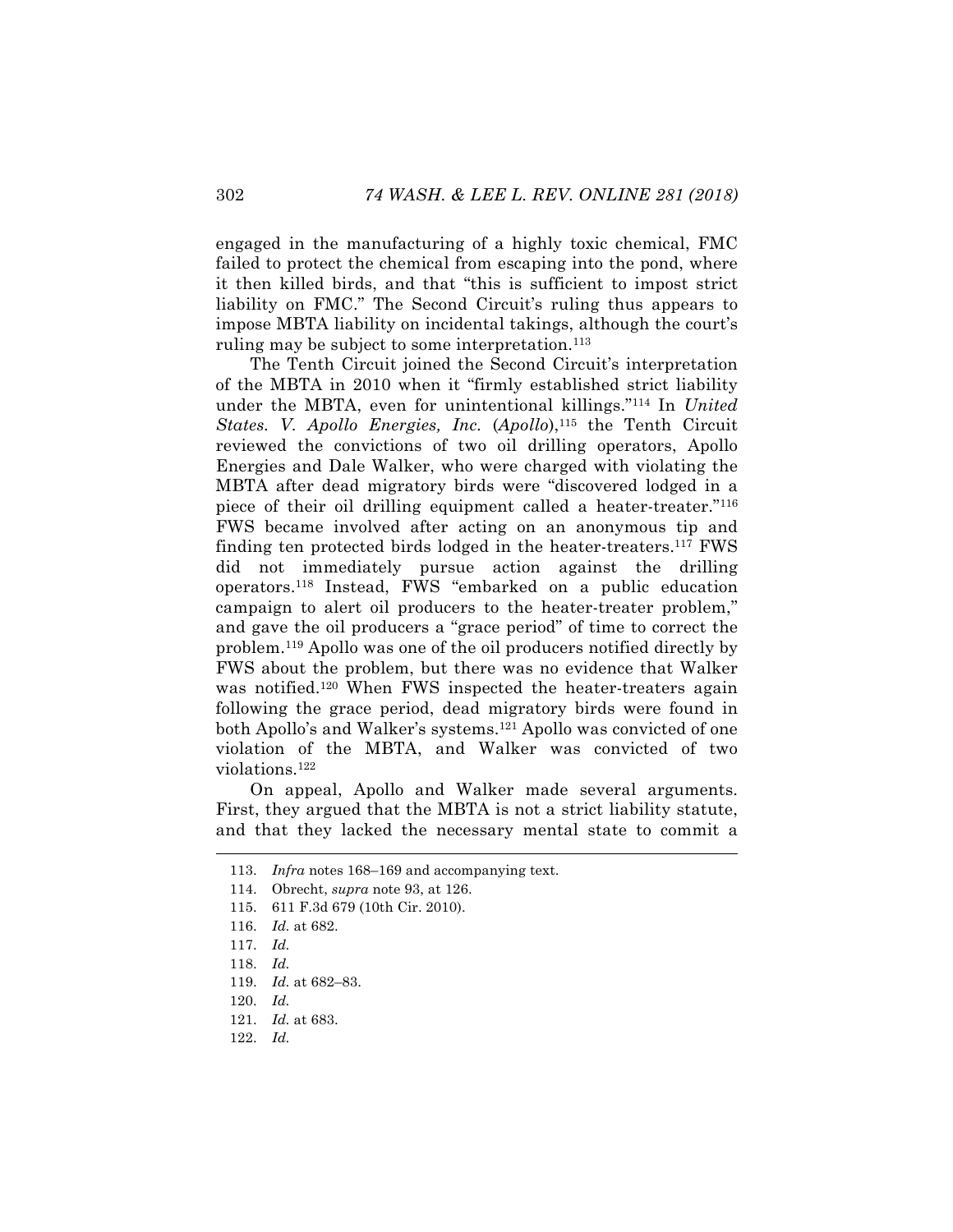engaged in the manufacturing of a highly toxic chemical, FMC failed to protect the chemical from escaping into the pond, where it then killed birds, and that "this is sufficient to impost strict liability on FMC." The Second Circuit's ruling thus appears to impose MBTA liability on incidental takings, although the court's ruling may be subject to some interpretation.[113]

The Tenth Circuit joined the Second Circuit's interpretation of the MBTA in 2010 when it "firmly established strict liability under the MBTA, even for unintentional killings."[114] In *United States. V. Apollo Energies, Inc.* (*Apollo*),[115] the Tenth Circuit reviewed the convictions of two oil drilling operators, Apollo Energies and Dale Walker, who were charged with violating the MBTA after dead migratory birds were "discovered lodged in a piece of their oil drilling equipment called a heater-treater."[116] FWS became involved after acting on an anonymous tip and finding ten protected birds lodged in the heater-treaters.[117] FWS did not immediately pursue action against the drilling operators.[118] Instead, FWS "embarked on a public education campaign to alert oil producers to the heater-treater problem," and gave the oil producers a "grace period" of time to correct the problem.[119] Apollo was one of the oil producers notified directly by FWS about the problem, but there was no evidence that Walker was notified.[120] When FWS inspected the heater-treaters again following the grace period, dead migratory birds were found in both Apollo's and Walker's systems.[121] Apollo was convicted of one violation of the MBTA, and Walker was convicted of two violations.[122]

On appeal, Apollo and Walker made several arguments. First, they argued that the MBTA is not a strict liability statute, and that they lacked the necessary mental state to commit a

---

113. *Infra* notes 168–169 and accompanying text.

114. Obrecht, *supra* note 93, at 126.

115. 611 F.3d 679 (10th Cir. 2010).

116. *Id.* at 682.

117. *Id.*

118. *Id.*

119. *Id.* at 682–83.

120. *Id.*

121. *Id.* at 683.

122. *Id.*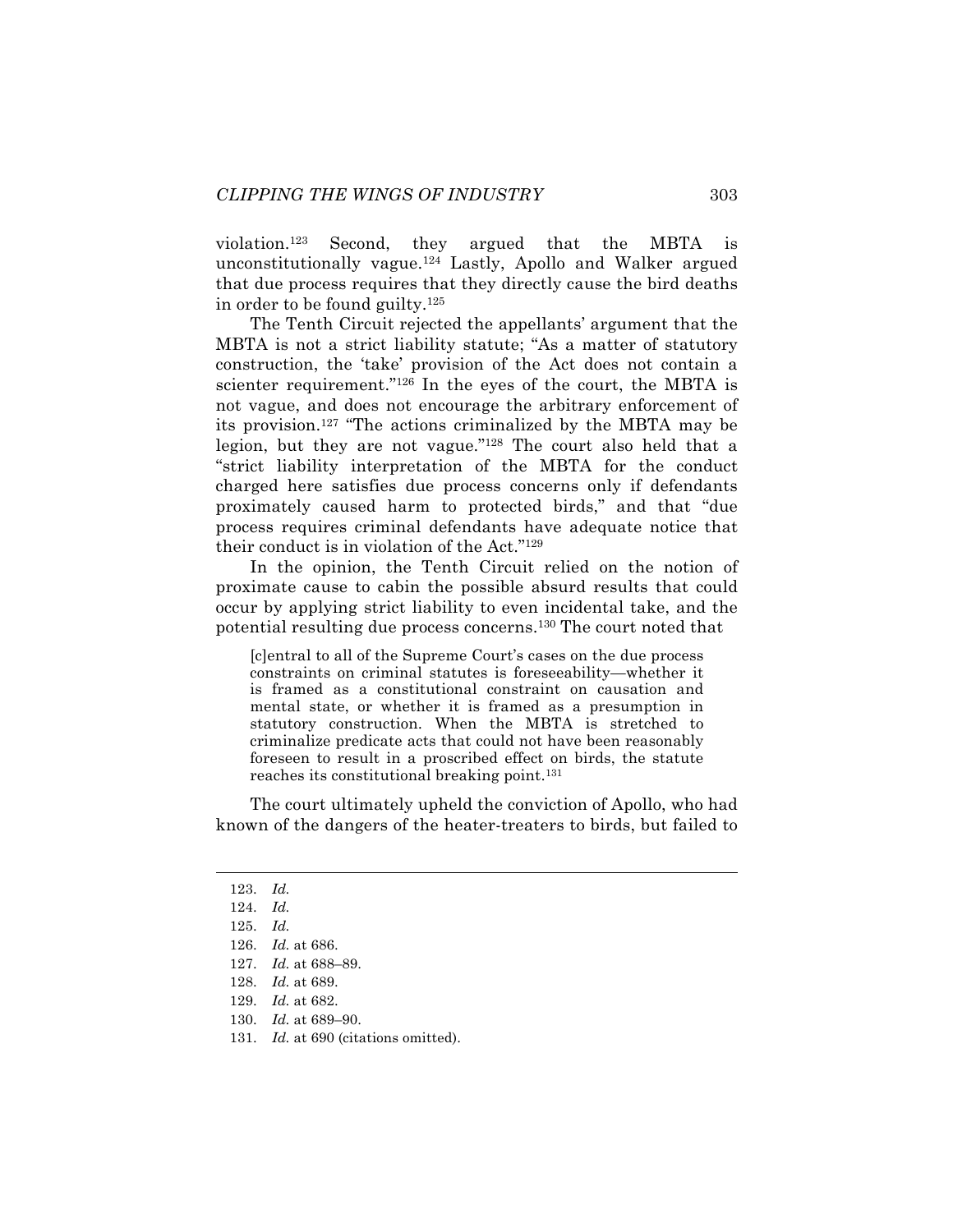violation.[123] Second, they argued that the MBTA is unconstitutionally vague.[124] Lastly, Apollo and Walker argued that due process requires that they directly cause the bird deaths in order to be found guilty.[125]

The Tenth Circuit rejected the appellants' argument that the MBTA is not a strict liability statute; "As a matter of statutory construction, the 'take' provision of the Act does not contain a scienter requirement."[126] In the eyes of the court, the MBTA is not vague, and does not encourage the arbitrary enforcement of its provision.[127] "The actions criminalized by the MBTA may be legion, but they are not vague."[128] The court also held that a "strict liability interpretation of the MBTA for the conduct charged here satisfies due process concerns only if defendants proximately caused harm to protected birds," and that "due process requires criminal defendants have adequate notice that their conduct is in violation of the Act."[129]

In the opinion, the Tenth Circuit relied on the notion of proximate cause to cabin the possible absurd results that could occur by applying strict liability to even incidental take, and the potential resulting due process concerns.[130] The court noted that

> [c]entral to all of the Supreme Court's cases on the due process constraints on criminal statutes is foreseeability—whether it is framed as a constitutional constraint on causation and mental state, or whether it is framed as a presumption in statutory construction. When the MBTA is stretched to criminalize predicate acts that could not have been reasonably foreseen to result in a proscribed effect on birds, the statute reaches its constitutional breaking point.[131]

The court ultimately upheld the conviction of Apollo, who had known of the dangers of the heater-treaters to birds, but failed to

---

123. *Id.*
124. *Id.*
125. *Id.*
126. *Id.* at 686.
127. *Id.* at 688–89.
128. *Id.* at 689.
129. *Id.* at 682.
130. *Id.* at 689–90.
131. *Id.* at 690 (citations omitted).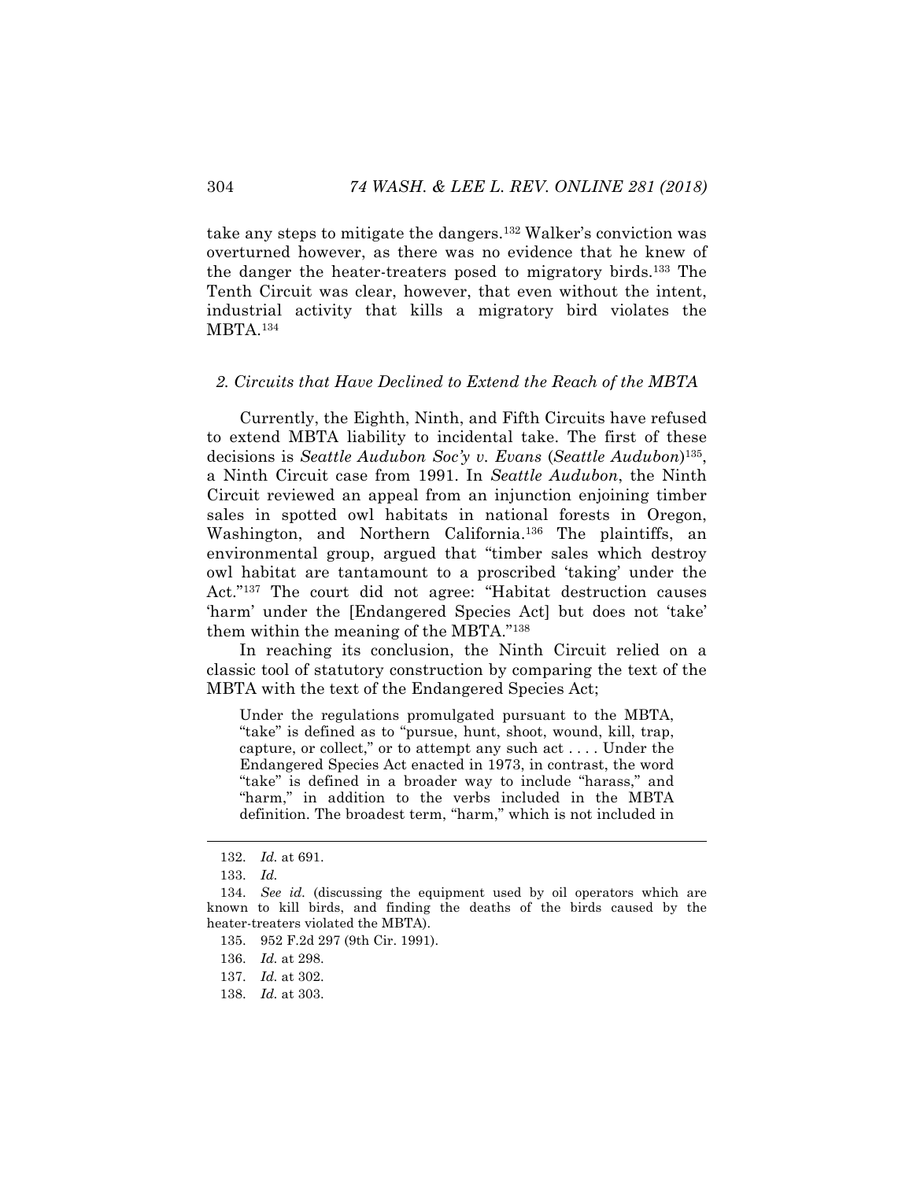take any steps to mitigate the dangers.[132] Walker's conviction was overturned however, as there was no evidence that he knew of the danger the heater-treaters posed to migratory birds.[133] The Tenth Circuit was clear, however, that even without the intent, industrial activity that kills a migratory bird violates the MBTA.[134]

### *2. Circuits that Have Declined to Extend the Reach of the MBTA*

Currently, the Eighth, Ninth, and Fifth Circuits have refused to extend MBTA liability to incidental take. The first of these decisions is *Seattle Audubon Soc'y v. Evans* (*Seattle Audubon*)[135], a Ninth Circuit case from 1991. In *Seattle Audubon*, the Ninth Circuit reviewed an appeal from an injunction enjoining timber sales in spotted owl habitats in national forests in Oregon, Washington, and Northern California.[136] The plaintiffs, an environmental group, argued that "timber sales which destroy owl habitat are tantamount to a proscribed 'taking' under the Act."[137] The court did not agree: "Habitat destruction causes 'harm' under the [Endangered Species Act] but does not 'take' them within the meaning of the MBTA."[138]

In reaching its conclusion, the Ninth Circuit relied on a classic tool of statutory construction by comparing the text of the MBTA with the text of the Endangered Species Act;

> Under the regulations promulgated pursuant to the MBTA, "take" is defined as to "pursue, hunt, shoot, wound, kill, trap, capture, or collect," or to attempt any such act . . . . Under the Endangered Species Act enacted in 1973, in contrast, the word "take" is defined in a broader way to include "harass," and "harm," in addition to the verbs included in the MBTA definition. The broadest term, "harm," which is not included in

---

132. *Id.* at 691.

133. *Id.*

134. *See id.* (discussing the equipment used by oil operators which are known to kill birds, and finding the deaths of the birds caused by the heater-treaters violated the MBTA).

135. 952 F.2d 297 (9th Cir. 1991).

136. *Id.* at 298.

137. *Id.* at 302.

138. *Id.* at 303.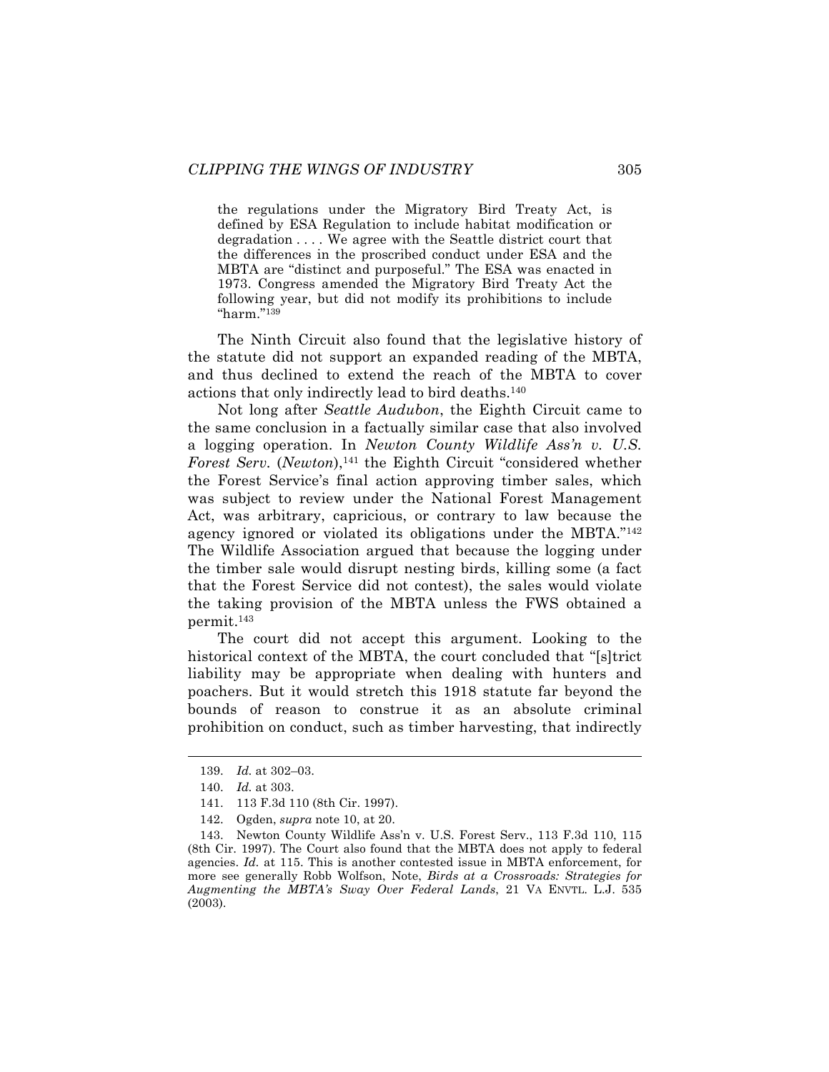> the regulations under the Migratory Bird Treaty Act, is defined by ESA Regulation to include habitat modification or degradation . . . . We agree with the Seattle district court that the differences in the proscribed conduct under ESA and the MBTA are "distinct and purposeful." The ESA was enacted in 1973. Congress amended the Migratory Bird Treaty Act the following year, but did not modify its prohibitions to include "harm."[139]

The Ninth Circuit also found that the legislative history of the statute did not support an expanded reading of the MBTA, and thus declined to extend the reach of the MBTA to cover actions that only indirectly lead to bird deaths.[140]

Not long after *Seattle Audubon*, the Eighth Circuit came to the same conclusion in a factually similar case that also involved a logging operation. In *Newton County Wildlife Ass'n v. U.S. Forest Serv.* (*Newton*),[141] the Eighth Circuit "considered whether the Forest Service's final action approving timber sales, which was subject to review under the National Forest Management Act, was arbitrary, capricious, or contrary to law because the agency ignored or violated its obligations under the MBTA."[142] The Wildlife Association argued that because the logging under the timber sale would disrupt nesting birds, killing some (a fact that the Forest Service did not contest), the sales would violate the taking provision of the MBTA unless the FWS obtained a permit.[143]

The court did not accept this argument. Looking to the historical context of the MBTA, the court concluded that "[s]trict liability may be appropriate when dealing with hunters and poachers. But it would stretch this 1918 statute far beyond the bounds of reason to construe it as an absolute criminal prohibition on conduct, such as timber harvesting, that indirectly

---

139. *Id.* at 302–03.

140. *Id.* at 303.

141. 113 F.3d 110 (8th Cir. 1997).

142. Ogden, *supra* note 10, at 20.

143. Newton County Wildlife Ass'n v. U.S. Forest Serv., 113 F.3d 110, 115 (8th Cir. 1997). The Court also found that the MBTA does not apply to federal agencies. *Id.* at 115. This is another contested issue in MBTA enforcement, for more see generally Robb Wolfson, Note, *Birds at a Crossroads: Strategies for Augmenting the MBTA's Sway Over Federal Lands*, 21 VA ENVTL. L.J. 535 (2003).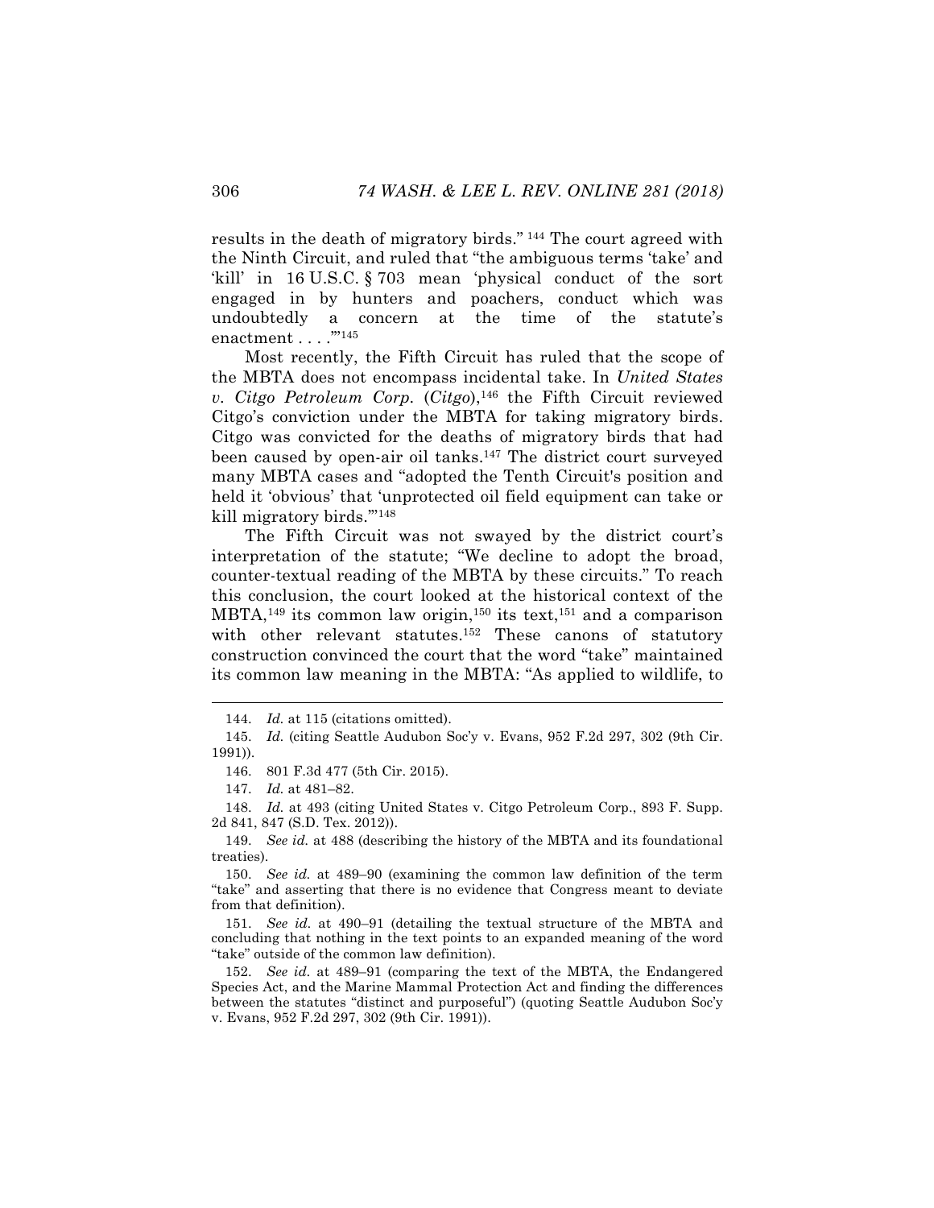results in the death of migratory birds." [144] The court agreed with the Ninth Circuit, and ruled that "the ambiguous terms 'take' and 'kill' in 16 U.S.C. § 703 mean 'physical conduct of the sort engaged in by hunters and poachers, conduct which was undoubtedly a concern at the time of the statute's enactment . . . .'"[145]

Most recently, the Fifth Circuit has ruled that the scope of the MBTA does not encompass incidental take. In *United States v. Citgo Petroleum Corp.* (*Citgo*),[146] the Fifth Circuit reviewed Citgo's conviction under the MBTA for taking migratory birds. Citgo was convicted for the deaths of migratory birds that had been caused by open-air oil tanks.[147] The district court surveyed many MBTA cases and "adopted the Tenth Circuit's position and held it 'obvious' that 'unprotected oil field equipment can take or kill migratory birds.'"[148]

The Fifth Circuit was not swayed by the district court's interpretation of the statute; "We decline to adopt the broad, counter-textual reading of the MBTA by these circuits." To reach this conclusion, the court looked at the historical context of the MBTA,[149] its common law origin,[150] its text,[151] and a comparison with other relevant statutes.[152] These canons of statutory construction convinced the court that the word "take" maintained its common law meaning in the MBTA: "As applied to wildlife, to

---

144. *Id.* at 115 (citations omitted).

145. *Id.* (citing Seattle Audubon Soc'y v. Evans, 952 F.2d 297, 302 (9th Cir. 1991)).

146. 801 F.3d 477 (5th Cir. 2015).

147. *Id.* at 481–82.

148. *Id.* at 493 (citing United States v. Citgo Petroleum Corp., 893 F. Supp. 2d 841, 847 (S.D. Tex. 2012)).

149. *See id.* at 488 (describing the history of the MBTA and its foundational treaties).

150. *See id.* at 489–90 (examining the common law definition of the term "take" and asserting that there is no evidence that Congress meant to deviate from that definition).

151. *See id.* at 490–91 (detailing the textual structure of the MBTA and concluding that nothing in the text points to an expanded meaning of the word "take" outside of the common law definition).

152. *See id.* at 489–91 (comparing the text of the MBTA, the Endangered Species Act, and the Marine Mammal Protection Act and finding the differences between the statutes "distinct and purposeful") (quoting Seattle Audubon Soc'y v. Evans, 952 F.2d 297, 302 (9th Cir. 1991)).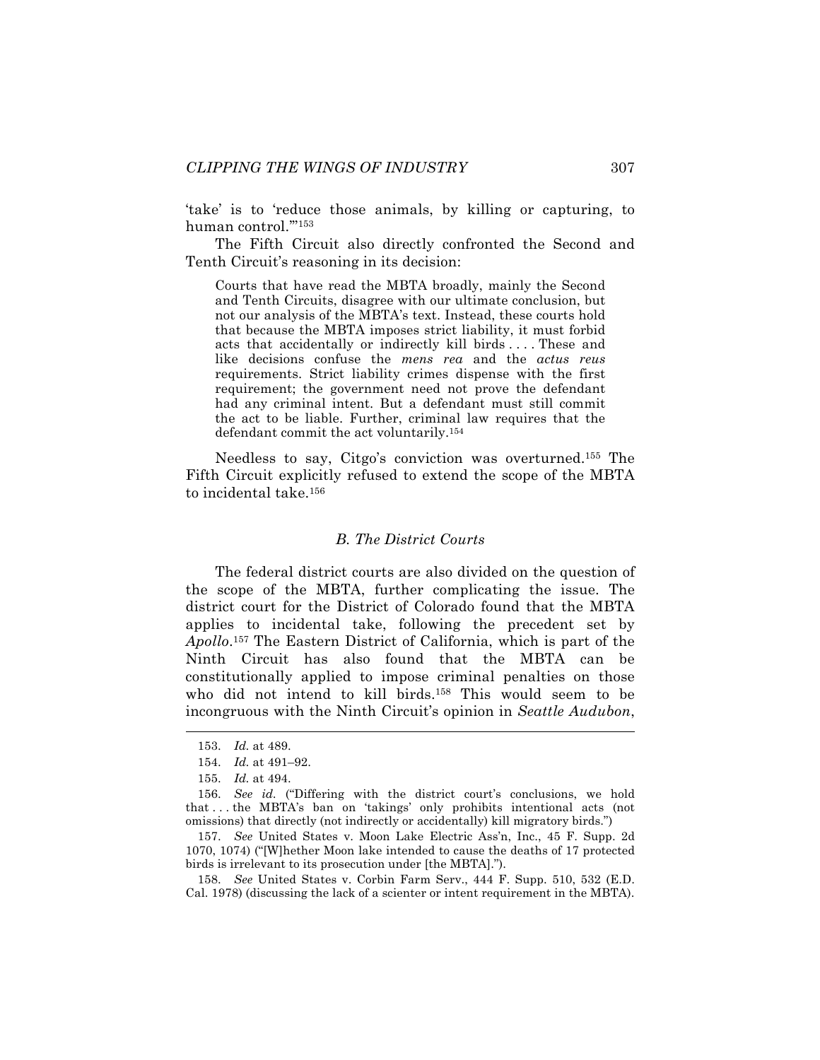'take' is to 'reduce those animals, by killing or capturing, to human control.'"[153]

The Fifth Circuit also directly confronted the Second and Tenth Circuit's reasoning in its decision:

> Courts that have read the MBTA broadly, mainly the Second and Tenth Circuits, disagree with our ultimate conclusion, but not our analysis of the MBTA's text. Instead, these courts hold that because the MBTA imposes strict liability, it must forbid acts that accidentally or indirectly kill birds . . . . These and like decisions confuse the *mens rea* and the *actus reus* requirements. Strict liability crimes dispense with the first requirement; the government need not prove the defendant had any criminal intent. But a defendant must still commit the act to be liable. Further, criminal law requires that the defendant commit the act voluntarily.[154]

Needless to say, Citgo's conviction was overturned.[155] The Fifth Circuit explicitly refused to extend the scope of the MBTA to incidental take.[156]

### *B. The District Courts*

The federal district courts are also divided on the question of the scope of the MBTA, further complicating the issue. The district court for the District of Colorado found that the MBTA applies to incidental take, following the precedent set by *Apollo*.[157] The Eastern District of California, which is part of the Ninth Circuit has also found that the MBTA can be constitutionally applied to impose criminal penalties on those who did not intend to kill birds.[158] This would seem to be incongruous with the Ninth Circuit's opinion in *Seattle Audubon*,

---

153. *Id.* at 489.

154. *Id.* at 491–92.

155. *Id.* at 494.

156. *See id.* ("Differing with the district court's conclusions, we hold that . . . the MBTA's ban on 'takings' only prohibits intentional acts (not omissions) that directly (not indirectly or accidentally) kill migratory birds.")

157. *See* United States v. Moon Lake Electric Ass'n, Inc., 45 F. Supp. 2d 1070, 1074) ("[W]hether Moon lake intended to cause the deaths of 17 protected birds is irrelevant to its prosecution under [the MBTA].").

158. *See* United States v. Corbin Farm Serv., 444 F. Supp. 510, 532 (E.D. Cal. 1978) (discussing the lack of a scienter or intent requirement in the MBTA).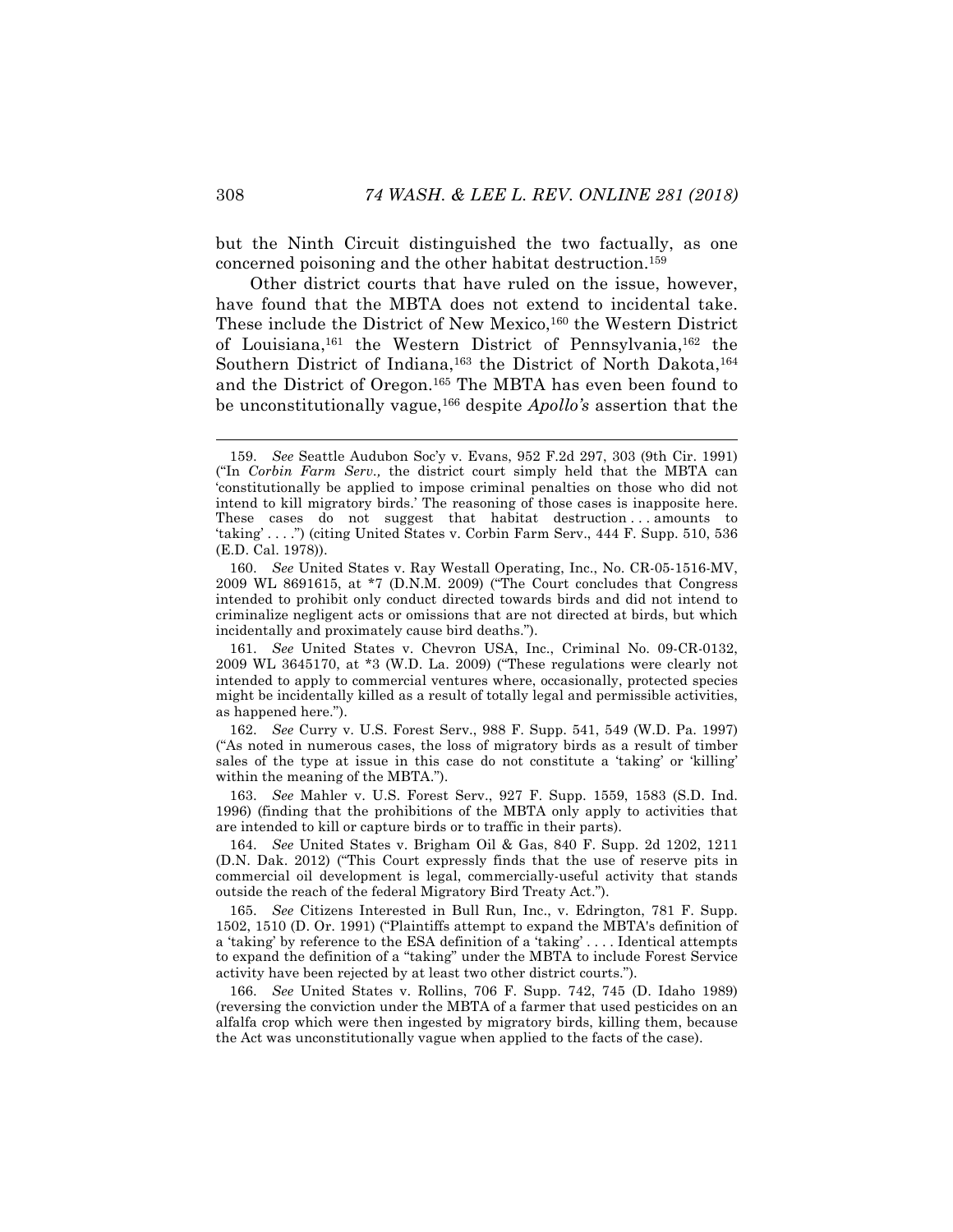but the Ninth Circuit distinguished the two factually, as one concerned poisoning and the other habitat destruction.[159]

Other district courts that have ruled on the issue, however, have found that the MBTA does not extend to incidental take. These include the District of New Mexico,[160] the Western District of Louisiana,[161] the Western District of Pennsylvania,[162] the Southern District of Indiana,[163] the District of North Dakota,[164] and the District of Oregon.[165] The MBTA has even been found to be unconstitutionally vague,[166] despite *Apollo's* assertion that the

---

159. *See* Seattle Audubon Soc'y v. Evans, 952 F.2d 297, 303 (9th Cir. 1991) ("In *Corbin Farm Serv.,* the district court simply held that the MBTA can 'constitutionally be applied to impose criminal penalties on those who did not intend to kill migratory birds.' The reasoning of those cases is inapposite here. These cases do not suggest that habitat destruction . . . amounts to 'taking' . . . .") (citing United States v. Corbin Farm Serv., 444 F. Supp. 510, 536 (E.D. Cal. 1978)).

160. *See* United States v. Ray Westall Operating, Inc., No. CR-05-1516-MV, 2009 WL 8691615, at *7 (D.N.M. 2009) ("The Court concludes that Congress intended to prohibit only conduct directed towards birds and did not intend to criminalize negligent acts or omissions that are not directed at birds, but which incidentally and proximately cause bird deaths.").

161. *See* United States v. Chevron USA, Inc., Criminal No. 09-CR-0132, 2009 WL 3645170, at *3 (W.D. La. 2009) ("These regulations were clearly not intended to apply to commercial ventures where, occasionally, protected species might be incidentally killed as a result of totally legal and permissible activities, as happened here.").

162. *See* Curry v. U.S. Forest Serv., 988 F. Supp. 541, 549 (W.D. Pa. 1997) ("As noted in numerous cases, the loss of migratory birds as a result of timber sales of the type at issue in this case do not constitute a 'taking' or 'killing' within the meaning of the MBTA.").

163. *See* Mahler v. U.S. Forest Serv., 927 F. Supp. 1559, 1583 (S.D. Ind. 1996) (finding that the prohibitions of the MBTA only apply to activities that are intended to kill or capture birds or to traffic in their parts).

164. *See* United States v. Brigham Oil & Gas, 840 F. Supp. 2d 1202, 1211 (D.N. Dak. 2012) ("This Court expressly finds that the use of reserve pits in commercial oil development is legal, commercially-useful activity that stands outside the reach of the federal Migratory Bird Treaty Act.").

165. *See* Citizens Interested in Bull Run, Inc., v. Edrington, 781 F. Supp. 1502, 1510 (D. Or. 1991) ("Plaintiffs attempt to expand the MBTA's definition of a 'taking' by reference to the ESA definition of a 'taking' . . . . Identical attempts to expand the definition of a "taking" under the MBTA to include Forest Service activity have been rejected by at least two other district courts.").

166. *See* United States v. Rollins, 706 F. Supp. 742, 745 (D. Idaho 1989) (reversing the conviction under the MBTA of a farmer that used pesticides on an alfalfa crop which were then ingested by migratory birds, killing them, because the Act was unconstitutionally vague when applied to the facts of the case).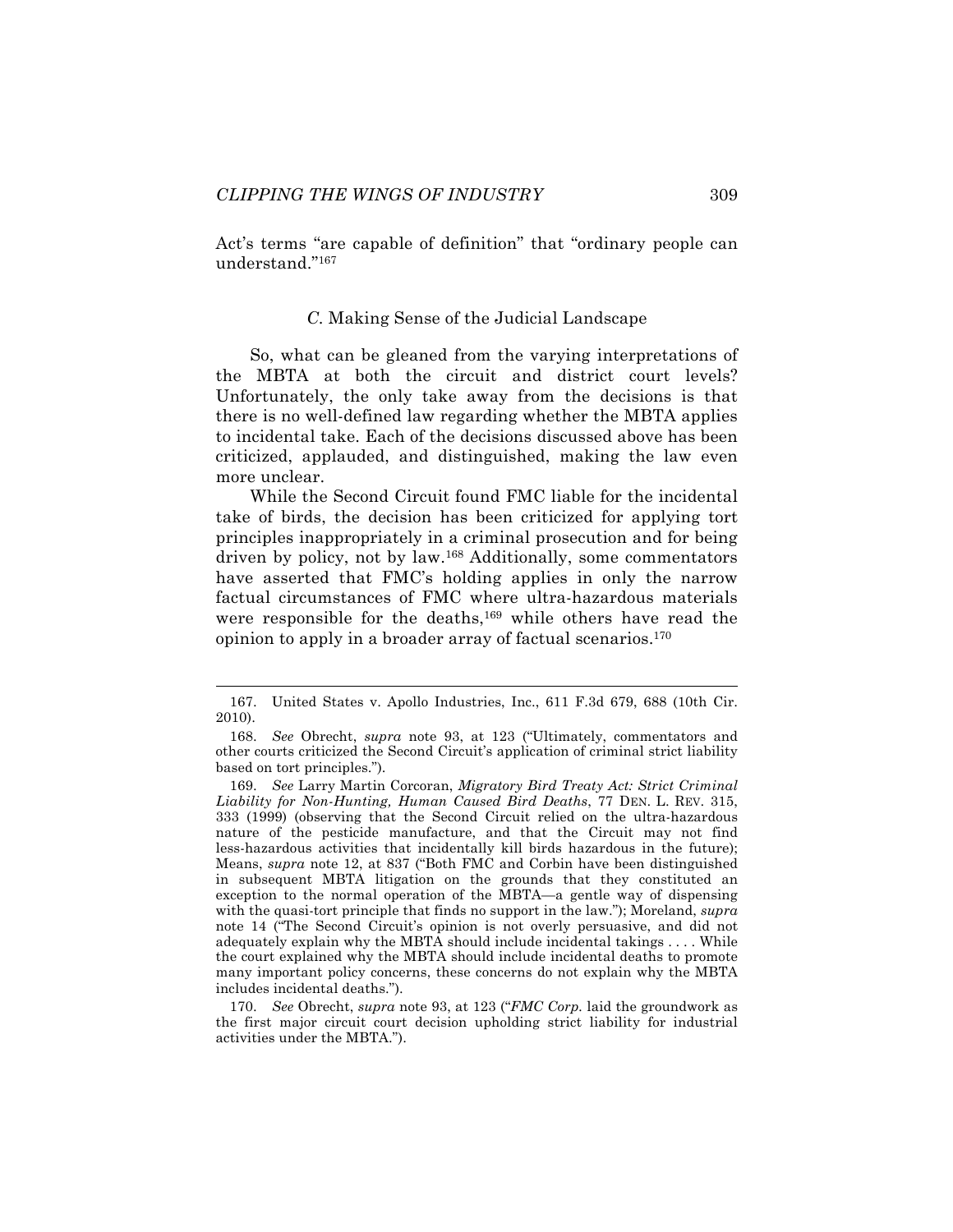Act's terms "are capable of definition" that "ordinary people can understand."[167]

### *C.* Making Sense of the Judicial Landscape

So, what can be gleaned from the varying interpretations of the MBTA at both the circuit and district court levels? Unfortunately, the only take away from the decisions is that there is no well-defined law regarding whether the MBTA applies to incidental take. Each of the decisions discussed above has been criticized, applauded, and distinguished, making the law even more unclear.

While the Second Circuit found FMC liable for the incidental take of birds, the decision has been criticized for applying tort principles inappropriately in a criminal prosecution and for being driven by policy, not by law.[168] Additionally, some commentators have asserted that FMC's holding applies in only the narrow factual circumstances of FMC where ultra-hazardous materials were responsible for the deaths,[169] while others have read the opinion to apply in a broader array of factual scenarios.[170]

---

167. United States v. Apollo Industries, Inc., 611 F.3d 679, 688 (10th Cir. 2010).

168. *See* Obrecht, *supra* note 93, at 123 ("Ultimately, commentators and other courts criticized the Second Circuit's application of criminal strict liability based on tort principles.").

169. *See* Larry Martin Corcoran, *Migratory Bird Treaty Act: Strict Criminal Liability for Non-Hunting, Human Caused Bird Deaths*, 77 DEN. L. REV. 315, 333 (1999) (observing that the Second Circuit relied on the ultra-hazardous nature of the pesticide manufacture, and that the Circuit may not find less-hazardous activities that incidentally kill birds hazardous in the future); Means, *supra* note 12, at 837 ("Both FMC and Corbin have been distinguished in subsequent MBTA litigation on the grounds that they constituted an exception to the normal operation of the MBTA—a gentle way of dispensing with the quasi-tort principle that finds no support in the law."); Moreland, *supra* note 14 ("The Second Circuit's opinion is not overly persuasive, and did not adequately explain why the MBTA should include incidental takings . . . . While the court explained why the MBTA should include incidental deaths to promote many important policy concerns, these concerns do not explain why the MBTA includes incidental deaths.").

170. *See* Obrecht, *supra* note 93, at 123 ("*FMC Corp.* laid the groundwork as the first major circuit court decision upholding strict liability for industrial activities under the MBTA.").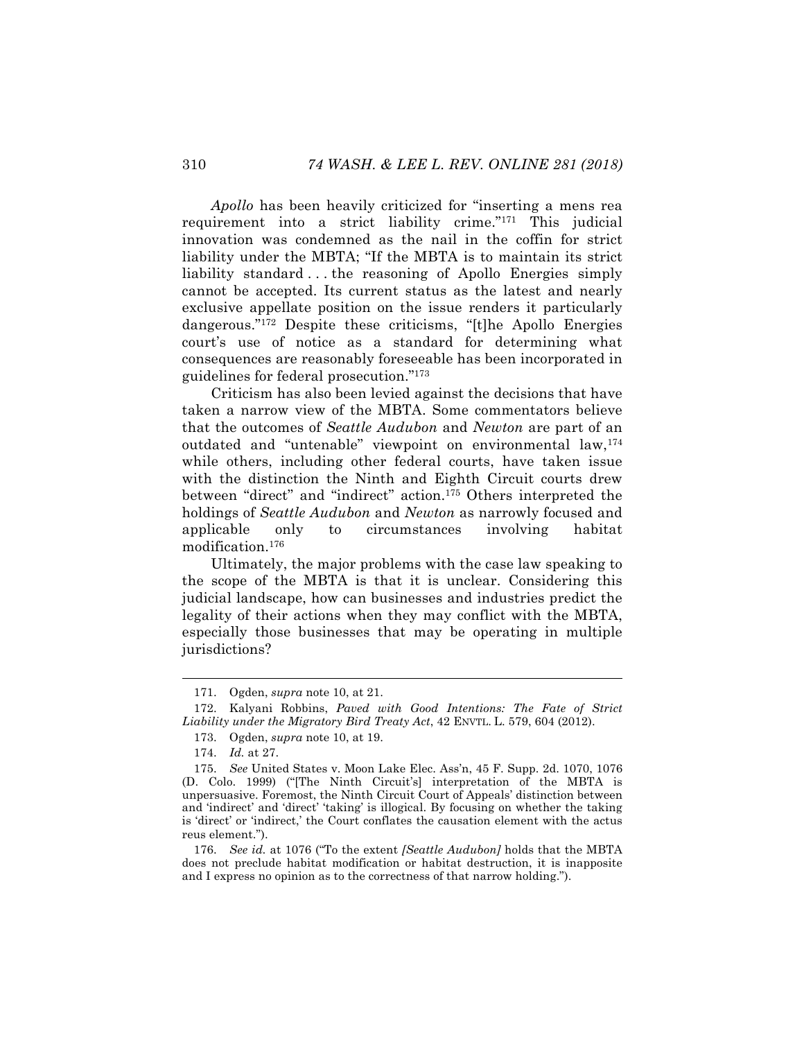*Apollo* has been heavily criticized for "inserting a mens rea requirement into a strict liability crime."[171] This judicial innovation was condemned as the nail in the coffin for strict liability under the MBTA; "If the MBTA is to maintain its strict liability standard . . . the reasoning of Apollo Energies simply cannot be accepted. Its current status as the latest and nearly exclusive appellate position on the issue renders it particularly dangerous."[172] Despite these criticisms, "[t]he Apollo Energies court's use of notice as a standard for determining what consequences are reasonably foreseeable has been incorporated in guidelines for federal prosecution."[173]

Criticism has also been levied against the decisions that have taken a narrow view of the MBTA. Some commentators believe that the outcomes of *Seattle Audubon* and *Newton* are part of an outdated and "untenable" viewpoint on environmental law,[174] while others, including other federal courts, have taken issue with the distinction the Ninth and Eighth Circuit courts drew between "direct" and "indirect" action.[175] Others interpreted the holdings of *Seattle Audubon* and *Newton* as narrowly focused and applicable only to circumstances involving habitat modification.[176]

Ultimately, the major problems with the case law speaking to the scope of the MBTA is that it is unclear. Considering this judicial landscape, how can businesses and industries predict the legality of their actions when they may conflict with the MBTA, especially those businesses that may be operating in multiple jurisdictions?

---

171. Ogden, *supra* note 10, at 21.

172. Kalyani Robbins, *Paved with Good Intentions: The Fate of Strict Liability under the Migratory Bird Treaty Act*, 42 ENVTL. L. 579, 604 (2012).

173. Ogden, *supra* note 10, at 19.

174. *Id.* at 27.

175. *See* United States v. Moon Lake Elec. Ass'n, 45 F. Supp. 2d. 1070, 1076 (D. Colo. 1999) ("[The Ninth Circuit's] interpretation of the MBTA is unpersuasive. Foremost, the Ninth Circuit Court of Appeals' distinction between and 'indirect' and 'direct' 'taking' is illogical. By focusing on whether the taking is 'direct' or 'indirect,' the Court conflates the causation element with the actus reus element.").

176. *See id.* at 1076 ("To the extent *[Seattle Audubon]* holds that the MBTA does not preclude habitat modification or habitat destruction, it is inapposite and I express no opinion as to the correctness of that narrow holding.").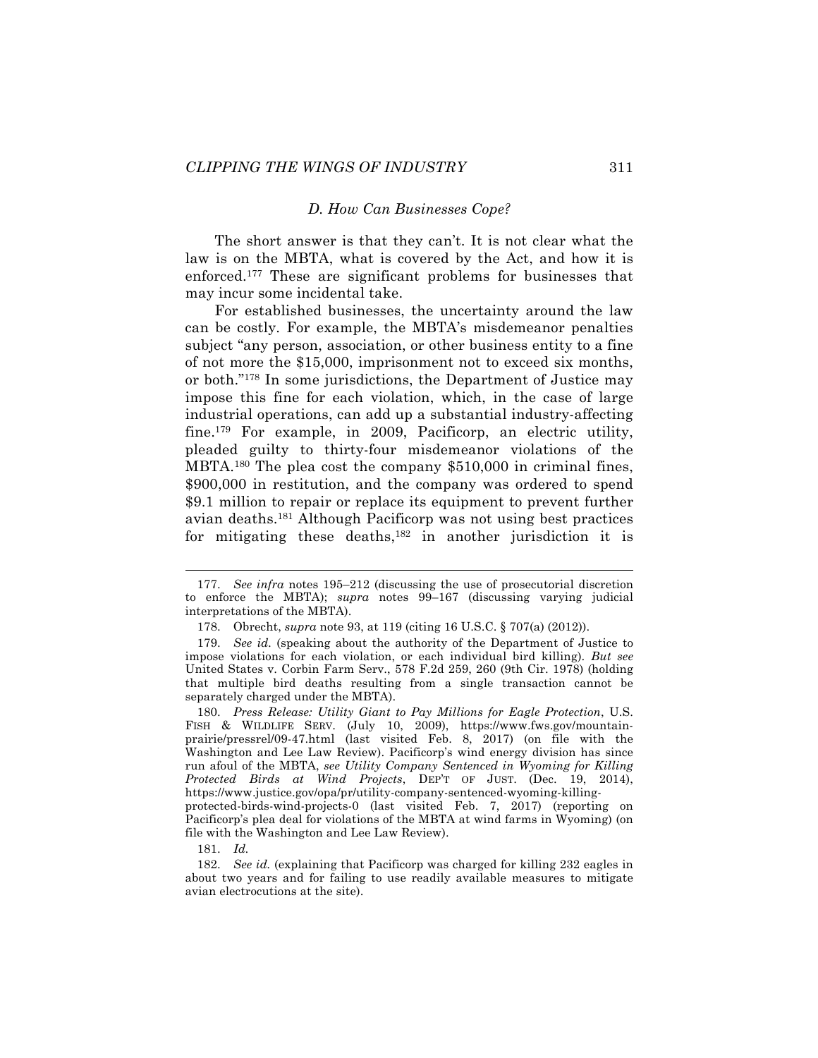### *D. How Can Businesses Cope?*

The short answer is that they can't. It is not clear what the law is on the MBTA, what is covered by the Act, and how it is enforced.[177] These are significant problems for businesses that may incur some incidental take.

For established businesses, the uncertainty around the law can be costly. For example, the MBTA's misdemeanor penalties subject "any person, association, or other business entity to a fine of not more the $15,000, imprisonment not to exceed six months, or both."[178] In some jurisdictions, the Department of Justice may impose this fine for each violation, which, in the case of large industrial operations, can add up a substantial industry-affecting fine.[179] For example, in 2009, Pacificorp, an electric utility, pleaded guilty to thirty-four misdemeanor violations of the MBTA.[180] The plea cost the company $510,000 in criminal fines, $900,000 in restitution, and the company was ordered to spend $9.1 million to repair or replace its equipment to prevent further avian deaths.[181] Although Pacificorp was not using best practices for mitigating these deaths,[182] in another jurisdiction it is

---

177. *See infra* notes 195–212 (discussing the use of prosecutorial discretion to enforce the MBTA); *supra* notes 99–167 (discussing varying judicial interpretations of the MBTA).

178. Obrecht, *supra* note 93, at 119 (citing 16 U.S.C. § 707(a) (2012)).

179. *See id.* (speaking about the authority of the Department of Justice to impose violations for each violation, or each individual bird killing). *But see* United States v. Corbin Farm Serv., 578 F.2d 259, 260 (9th Cir. 1978) (holding that multiple bird deaths resulting from a single transaction cannot be separately charged under the MBTA).

180. *Press Release: Utility Giant to Pay Millions for Eagle Protection*, U.S. FISH & WILDLIFE SERV. (July 10, 2009), https://www.fws.gov/mountain-prairie/pressrel/09-47.html (last visited Feb. 8, 2017) (on file with the Washington and Lee Law Review). Pacificorp's wind energy division has since run afoul of the MBTA, *see Utility Company Sentenced in Wyoming for Killing Protected Birds at Wind Projects*, DEP'T OF JUST. (Dec. 19, 2014), https://www.justice.gov/opa/pr/utility-company-sentenced-wyoming-killing-protected-birds-wind-projects-0 (last visited Feb. 7, 2017) (reporting on Pacificorp's plea deal for violations of the MBTA at wind farms in Wyoming) (on file with the Washington and Lee Law Review).

181. *Id.*

182. *See id.* (explaining that Pacificorp was charged for killing 232 eagles in about two years and for failing to use readily available measures to mitigate avian electrocutions at the site).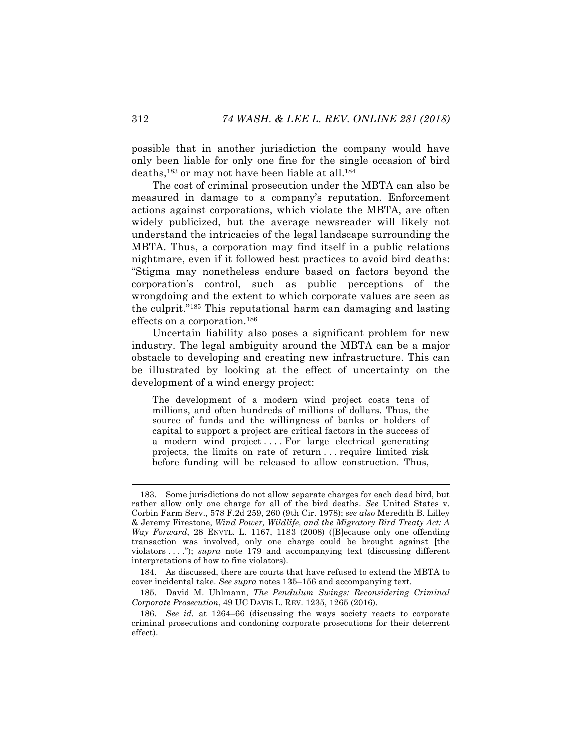possible that in another jurisdiction the company would have only been liable for only one fine for the single occasion of bird deaths,[183] or may not have been liable at all.[184]

The cost of criminal prosecution under the MBTA can also be measured in damage to a company's reputation. Enforcement actions against corporations, which violate the MBTA, are often widely publicized, but the average newsreader will likely not understand the intricacies of the legal landscape surrounding the MBTA. Thus, a corporation may find itself in a public relations nightmare, even if it followed best practices to avoid bird deaths: "Stigma may nonetheless endure based on factors beyond the corporation's control, such as public perceptions of the wrongdoing and the extent to which corporate values are seen as the culprit."[185] This reputational harm can damaging and lasting effects on a corporation.[186]

Uncertain liability also poses a significant problem for new industry. The legal ambiguity around the MBTA can be a major obstacle to developing and creating new infrastructure. This can be illustrated by looking at the effect of uncertainty on the development of a wind energy project:

> The development of a modern wind project costs tens of millions, and often hundreds of millions of dollars. Thus, the source of funds and the willingness of banks or holders of capital to support a project are critical factors in the success of a modern wind project . . . . For large electrical generating projects, the limits on rate of return . . . require limited risk before funding will be released to allow construction. Thus,

---

183. Some jurisdictions do not allow separate charges for each dead bird, but rather allow only one charge for all of the bird deaths. *See* United States v. Corbin Farm Serv., 578 F.2d 259, 260 (9th Cir. 1978); *see also* Meredith B. Lilley & Jeremy Firestone, *Wind Power, Wildlife, and the Migratory Bird Treaty Act: A Way Forward*, 28 ENVTL. L. 1167, 1183 (2008) ([B]ecause only one offending transaction was involved, only one charge could be brought against [the violators . . . ."); *supra* note 179 and accompanying text (discussing different interpretations of how to fine violators).

184. As discussed, there are courts that have refused to extend the MBTA to cover incidental take. *See supra* notes 135–156 and accompanying text.

185. David M. Uhlmann, *The Pendulum Swings: Reconsidering Criminal Corporate Prosecution*, 49 UC DAVIS L. REV. 1235, 1265 (2016).

186. *See id.* at 1264–66 (discussing the ways society reacts to corporate criminal prosecutions and condoning corporate prosecutions for their deterrent effect).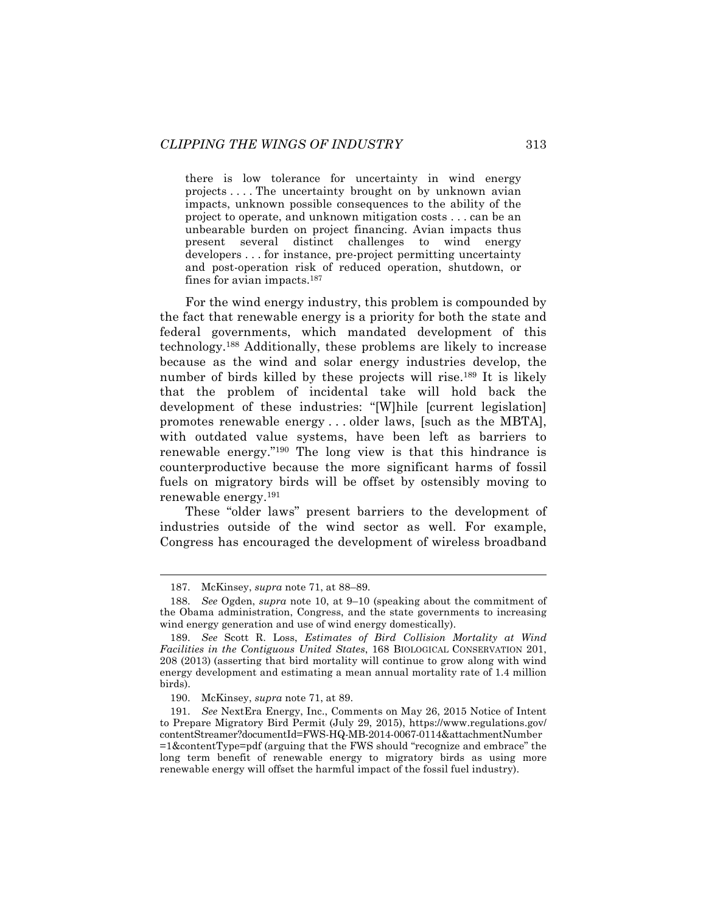> there is low tolerance for uncertainty in wind energy projects . . . . The uncertainty brought on by unknown avian impacts, unknown possible consequences to the ability of the project to operate, and unknown mitigation costs . . . can be an unbearable burden on project financing. Avian impacts thus present several distinct challenges to wind energy developers . . . for instance, pre-project permitting uncertainty and post-operation risk of reduced operation, shutdown, or fines for avian impacts.[187]

For the wind energy industry, this problem is compounded by the fact that renewable energy is a priority for both the state and federal governments, which mandated development of this technology.[188] Additionally, these problems are likely to increase because as the wind and solar energy industries develop, the number of birds killed by these projects will rise.[189] It is likely that the problem of incidental take will hold back the development of these industries: "[W]hile [current legislation] promotes renewable energy . . . older laws, [such as the MBTA], with outdated value systems, have been left as barriers to renewable energy."[190] The long view is that this hindrance is counterproductive because the more significant harms of fossil fuels on migratory birds will be offset by ostensibly moving to renewable energy.[191]

These "older laws" present barriers to the development of industries outside of the wind sector as well. For example, Congress has encouraged the development of wireless broadband

---

187. McKinsey, *supra* note 71, at 88–89.

188. *See* Ogden, *supra* note 10, at 9–10 (speaking about the commitment of the Obama administration, Congress, and the state governments to increasing wind energy generation and use of wind energy domestically).

189. *See* Scott R. Loss, *Estimates of Bird Collision Mortality at Wind Facilities in the Contiguous United States*, 168 BIOLOGICAL CONSERVATION 201, 208 (2013) (asserting that bird mortality will continue to grow along with wind energy development and estimating a mean annual mortality rate of 1.4 million birds).

190. McKinsey, *supra* note 71, at 89.

191. *See* NextEra Energy, Inc., Comments on May 26, 2015 Notice of Intent to Prepare Migratory Bird Permit (July 29, 2015), https://www.regulations.gov/contentStreamer?documentId=FWS-HQ-MB-2014-0067-0114&attachmentNumber=1&contentType=pdf (arguing that the FWS should "recognize and embrace" the long term benefit of renewable energy to migratory birds as using more renewable energy will offset the harmful impact of the fossil fuel industry).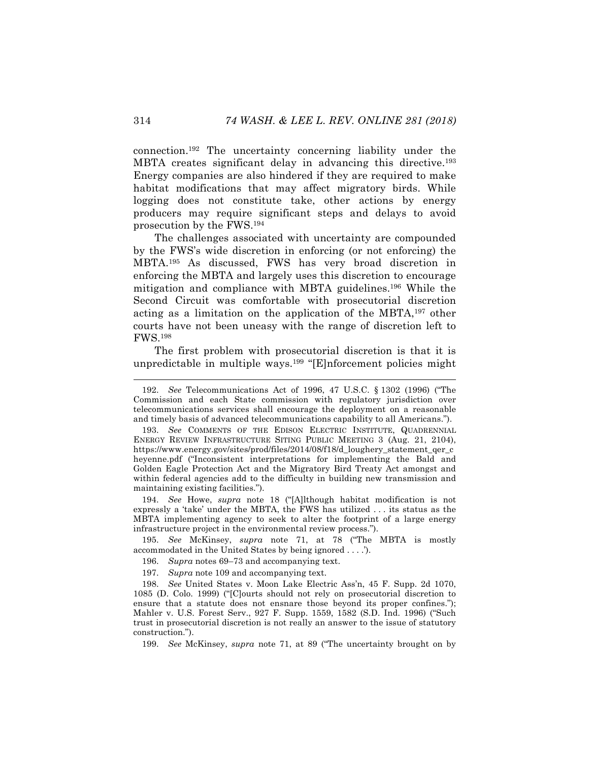connection.[192] The uncertainty concerning liability under the MBTA creates significant delay in advancing this directive.[193] Energy companies are also hindered if they are required to make habitat modifications that may affect migratory birds. While logging does not constitute take, other actions by energy producers may require significant steps and delays to avoid prosecution by the FWS.[194]

The challenges associated with uncertainty are compounded by the FWS's wide discretion in enforcing (or not enforcing) the MBTA.[195] As discussed, FWS has very broad discretion in enforcing the MBTA and largely uses this discretion to encourage mitigation and compliance with MBTA guidelines.[196] While the Second Circuit was comfortable with prosecutorial discretion acting as a limitation on the application of the MBTA,[197] other courts have not been uneasy with the range of discretion left to FWS.[198]

The first problem with prosecutorial discretion is that it is unpredictable in multiple ways.[199] "[E]nforcement policies might

---

192. *See* Telecommunications Act of 1996, 47 U.S.C. § 1302 (1996) ("The Commission and each State commission with regulatory jurisdiction over telecommunications services shall encourage the deployment on a reasonable and timely basis of advanced telecommunications capability to all Americans.").

193. *See* COMMENTS OF THE EDISON ELECTRIC INSTITUTE, QUADRENNIAL ENERGY REVIEW INFRASTRUCTURE SITING PUBLIC MEETING 3 (Aug. 21, 2104), https://www.energy.gov/sites/prod/files/2014/08/f18/d_loughery_statement_qer_cheyenne.pdf ("Inconsistent interpretations for implementing the Bald and Golden Eagle Protection Act and the Migratory Bird Treaty Act amongst and within federal agencies add to the difficulty in building new transmission and maintaining existing facilities.").

194. *See* Howe, *supra* note 18 ("[A]lthough habitat modification is not expressly a 'take' under the MBTA, the FWS has utilized . . . its status as the MBTA implementing agency to seek to alter the footprint of a large energy infrastructure project in the environmental review process.").

195. *See* McKinsey, *supra* note 71, at 78 ("The MBTA is mostly accommodated in the United States by being ignored . . . .').

196. *Supra* notes 69–73 and accompanying text.

197. *Supra* note 109 and accompanying text.

198. *See* United States v. Moon Lake Electric Ass'n, 45 F. Supp. 2d 1070, 1085 (D. Colo. 1999) ("[C]ourts should not rely on prosecutorial discretion to ensure that a statute does not ensnare those beyond its proper confines."); Mahler v. U.S. Forest Serv., 927 F. Supp. 1559, 1582 (S.D. Ind. 1996) ("Such trust in prosecutorial discretion is not really an answer to the issue of statutory construction.").

199. *See* McKinsey, *supra* note 71, at 89 ("The uncertainty brought on by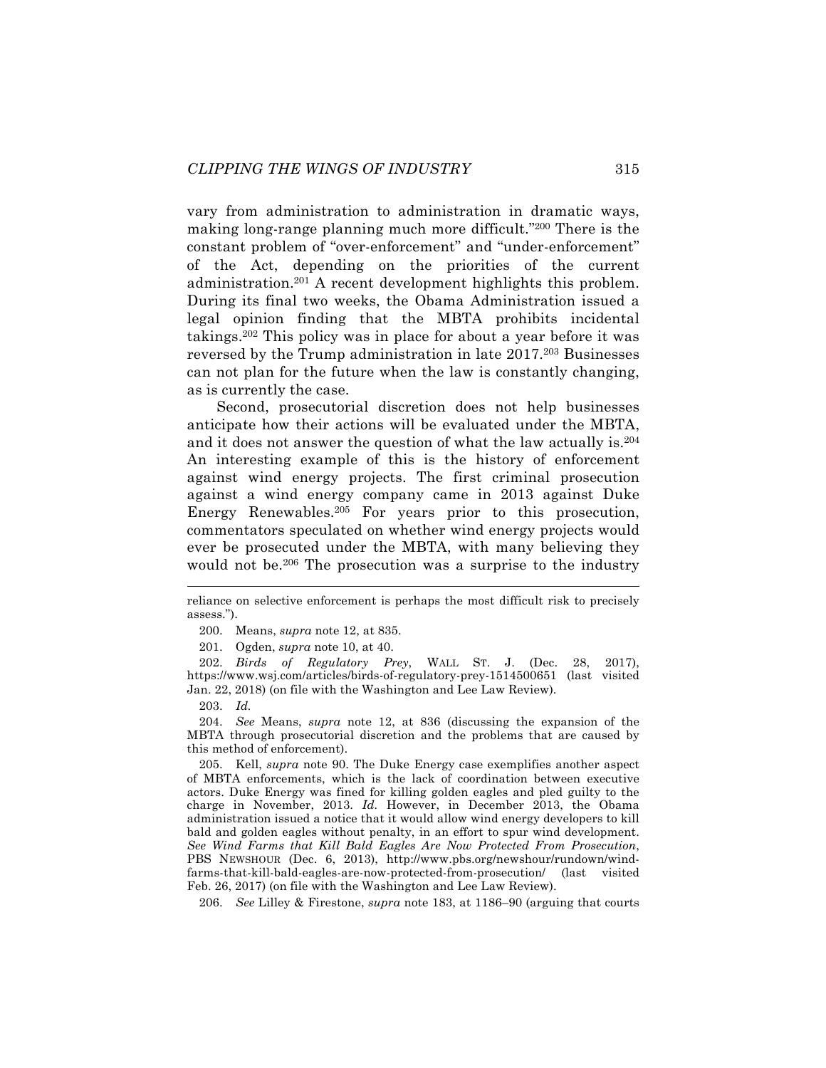vary from administration to administration in dramatic ways, making long-range planning much more difficult."[200] There is the constant problem of "over-enforcement" and "under-enforcement" of the Act, depending on the priorities of the current administration.[201] A recent development highlights this problem. During its final two weeks, the Obama Administration issued a legal opinion finding that the MBTA prohibits incidental takings.[202] This policy was in place for about a year before it was reversed by the Trump administration in late 2017.[203] Businesses can not plan for the future when the law is constantly changing, as is currently the case.

Second, prosecutorial discretion does not help businesses anticipate how their actions will be evaluated under the MBTA, and it does not answer the question of what the law actually is.[204] An interesting example of this is the history of enforcement against wind energy projects. The first criminal prosecution against a wind energy company came in 2013 against Duke Energy Renewables.[205] For years prior to this prosecution, commentators speculated on whether wind energy projects would ever be prosecuted under the MBTA, with many believing they would not be.[206] The prosecution was a surprise to the industry

---

reliance on selective enforcement is perhaps the most difficult risk to precisely assess.").

200. Means, *supra* note 12, at 835.

201. Ogden, *supra* note 10, at 40.

202. *Birds of Regulatory Prey*, WALL ST. J. (Dec. 28, 2017), https://www.wsj.com/articles/birds-of-regulatory-prey-1514500651 (last visited Jan. 22, 2018) (on file with the Washington and Lee Law Review).

203. *Id.*

204. *See* Means, *supra* note 12, at 836 (discussing the expansion of the MBTA through prosecutorial discretion and the problems that are caused by this method of enforcement).

205. Kell, *supra* note 90. The Duke Energy case exemplifies another aspect of MBTA enforcements, which is the lack of coordination between executive actors. Duke Energy was fined for killing golden eagles and pled guilty to the charge in November, 2013. *Id.* However, in December 2013, the Obama administration issued a notice that it would allow wind energy developers to kill bald and golden eagles without penalty, in an effort to spur wind development. *See Wind Farms that Kill Bald Eagles Are Now Protected From Prosecution*, PBS NEWSHOUR (Dec. 6, 2013), http://www.pbs.org/newshour/rundown/wind-farms-that-kill-bald-eagles-are-now-protected-from-prosecution/ (last visited Feb. 26, 2017) (on file with the Washington and Lee Law Review).

206. *See* Lilley & Firestone, *supra* note 183, at 1186–90 (arguing that courts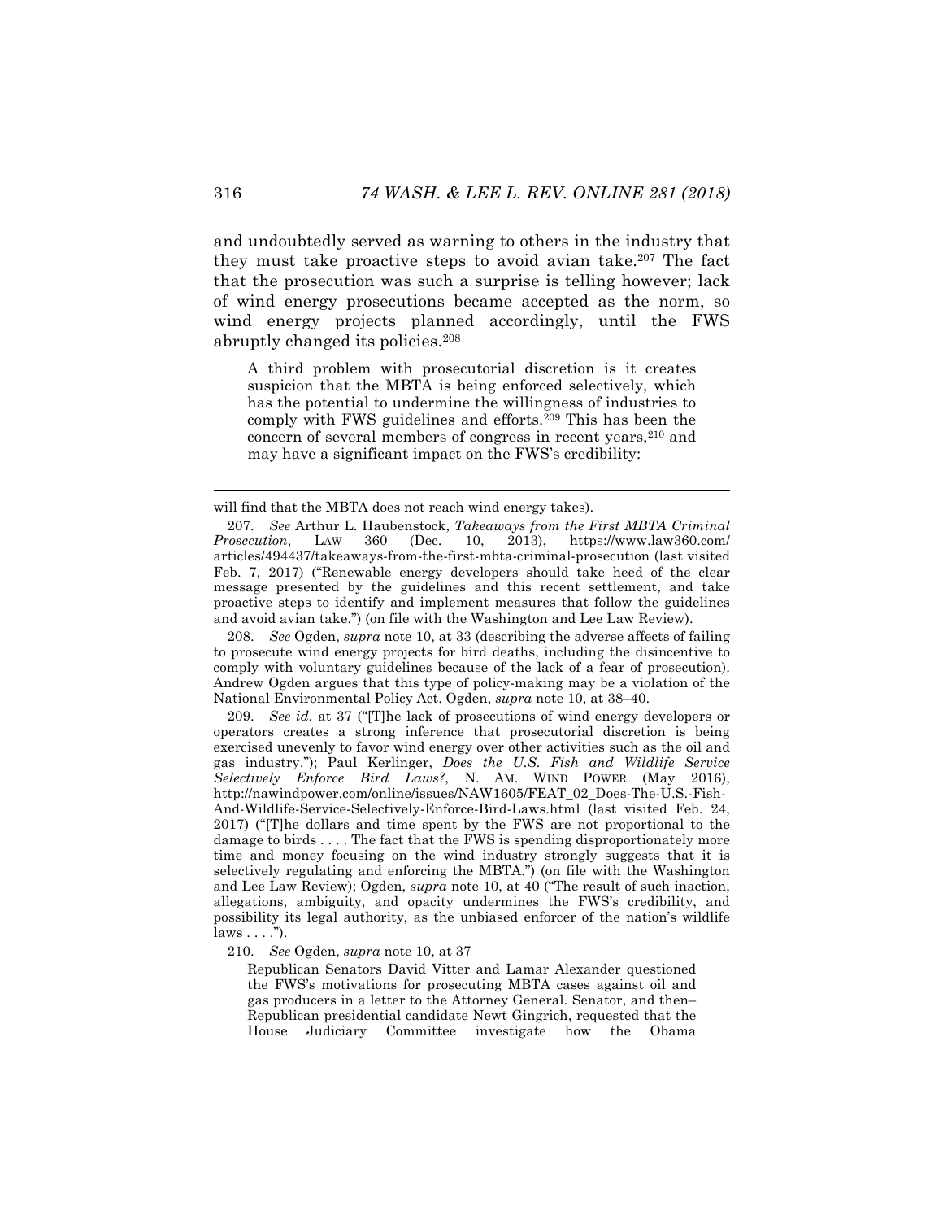and undoubtedly served as warning to others in the industry that they must take proactive steps to avoid avian take.[207] The fact that the prosecution was such a surprise is telling however; lack of wind energy prosecutions became accepted as the norm, so wind energy projects planned accordingly, until the FWS abruptly changed its policies.[208]

> A third problem with prosecutorial discretion is it creates suspicion that the MBTA is being enforced selectively, which has the potential to undermine the willingness of industries to comply with FWS guidelines and efforts.[209] This has been the concern of several members of congress in recent years,[210] and may have a significant impact on the FWS's credibility:

---

will find that the MBTA does not reach wind energy takes).

207. *See* Arthur L. Haubenstock, *Takeaways from the First MBTA Criminal Prosecution*, LAW 360 (Dec. 10, 2013), https://www.law360.com/articles/494437/takeaways-from-the-first-mbta-criminal-prosecution (last visited Feb. 7, 2017) ("Renewable energy developers should take heed of the clear message presented by the guidelines and this recent settlement, and take proactive steps to identify and implement measures that follow the guidelines and avoid avian take.") (on file with the Washington and Lee Law Review).

208. *See* Ogden, *supra* note 10, at 33 (describing the adverse affects of failing to prosecute wind energy projects for bird deaths, including the disincentive to comply with voluntary guidelines because of the lack of a fear of prosecution). Andrew Ogden argues that this type of policy-making may be a violation of the National Environmental Policy Act. Ogden, *supra* note 10, at 38–40.

209. *See id.* at 37 ("[T]he lack of prosecutions of wind energy developers or operators creates a strong inference that prosecutorial discretion is being exercised unevenly to favor wind energy over other activities such as the oil and gas industry."); Paul Kerlinger, *Does the U.S. Fish and Wildlife Service Selectively Enforce Bird Laws?*, N. AM. WIND POWER (May 2016), http://nawindpower.com/online/issues/NAW1605/FEAT_02_Does-The-U.S.-Fish-And-Wildlife-Service-Selectively-Enforce-Bird-Laws.html (last visited Feb. 24, 2017) ("[T]he dollars and time spent by the FWS are not proportional to the damage to birds . . . . The fact that the FWS is spending disproportionately more time and money focusing on the wind industry strongly suggests that it is selectively regulating and enforcing the MBTA.") (on file with the Washington and Lee Law Review); Ogden, *supra* note 10, at 40 ("The result of such inaction, allegations, ambiguity, and opacity undermines the FWS's credibility, and possibility its legal authority, as the unbiased enforcer of the nation's wildlife laws . . . .").

210. *See* Ogden, *supra* note 10, at 37

> Republican Senators David Vitter and Lamar Alexander questioned the FWS's motivations for prosecuting MBTA cases against oil and gas producers in a letter to the Attorney General. Senator, and then–Republican presidential candidate Newt Gingrich, requested that the House Judiciary Committee investigate how the Obama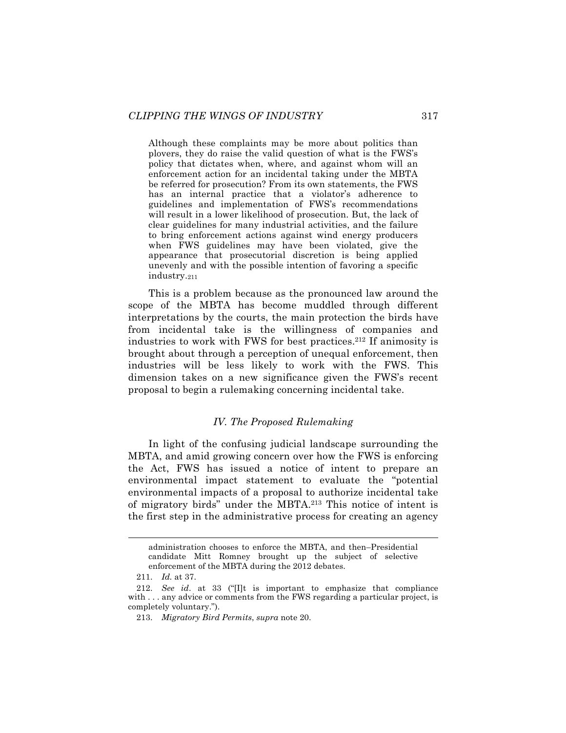> Although these complaints may be more about politics than plovers, they do raise the valid question of what is the FWS's policy that dictates when, where, and against whom will an enforcement action for an incidental taking under the MBTA be referred for prosecution? From its own statements, the FWS has an internal practice that a violator's adherence to guidelines and implementation of FWS's recommendations will result in a lower likelihood of prosecution. But, the lack of clear guidelines for many industrial activities, and the failure to bring enforcement actions against wind energy producers when FWS guidelines may have been violated, give the appearance that prosecutorial discretion is being applied unevenly and with the possible intention of favoring a specific industry.[211]

This is a problem because as the pronounced law around the scope of the MBTA has become muddled through different interpretations by the courts, the main protection the birds have from incidental take is the willingness of companies and industries to work with FWS for best practices.[212] If animosity is brought about through a perception of unequal enforcement, then industries will be less likely to work with the FWS. This dimension takes on a new significance given the FWS's recent proposal to begin a rulemaking concerning incidental take.

### *IV. The Proposed Rulemaking*

In light of the confusing judicial landscape surrounding the MBTA, and amid growing concern over how the FWS is enforcing the Act, FWS has issued a notice of intent to prepare an environmental impact statement to evaluate the "potential environmental impacts of a proposal to authorize incidental take of migratory birds" under the MBTA.[213] This notice of intent is the first step in the administrative process for creating an agency

---

administration chooses to enforce the MBTA, and then–Presidential candidate Mitt Romney brought up the subject of selective enforcement of the MBTA during the 2012 debates.

211. *Id.* at 37.

212. *See id*. at 33 ("[I]t is important to emphasize that compliance with . . . any advice or comments from the FWS regarding a particular project, is completely voluntary.").

213. *Migratory Bird Permits*, *supra* note 20.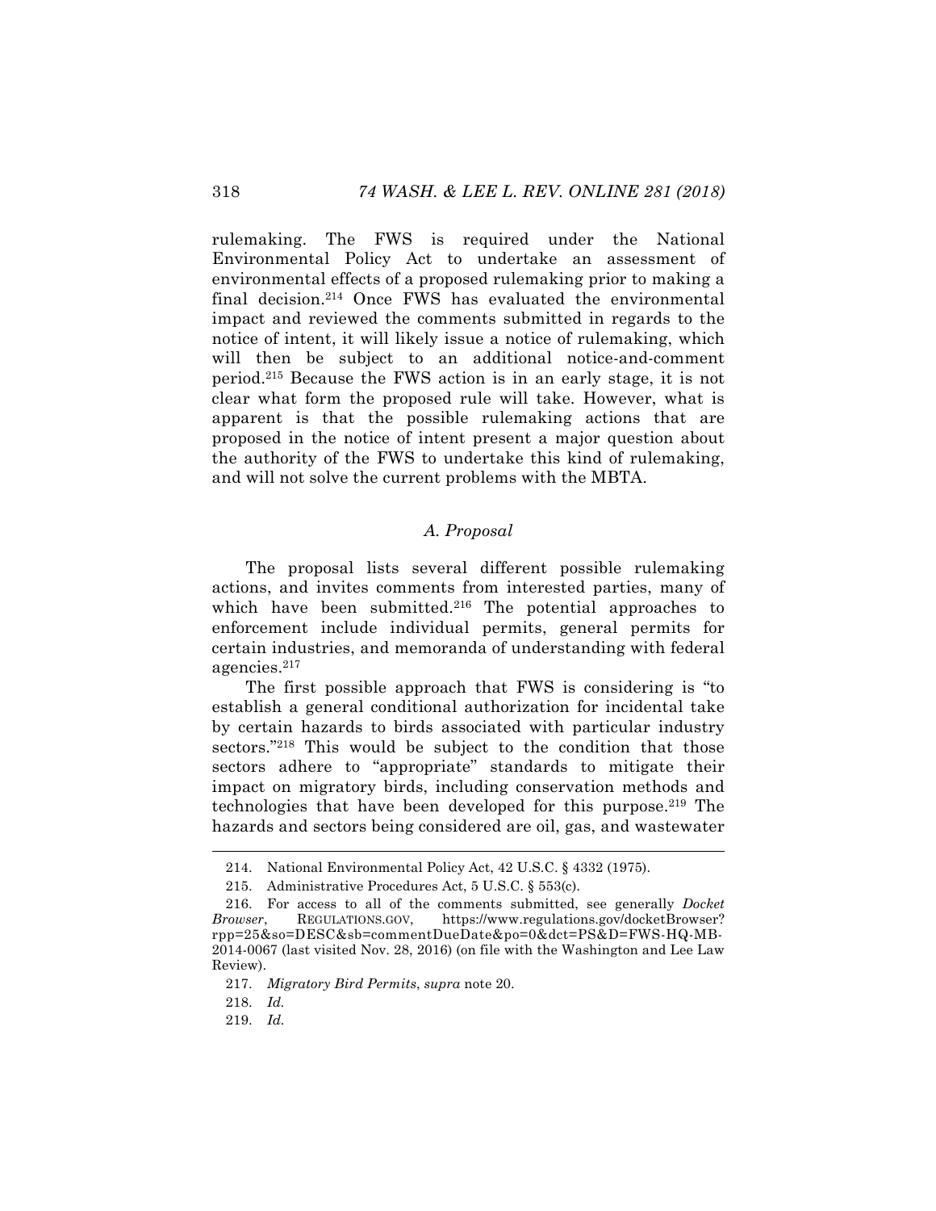rulemaking. The FWS is required under the National Environmental Policy Act to undertake an assessment of environmental effects of a proposed rulemaking prior to making a final decision.[214] Once FWS has evaluated the environmental impact and reviewed the comments submitted in regards to the notice of intent, it will likely issue a notice of rulemaking, which will then be subject to an additional notice-and-comment period.[215] Because the FWS action is in an early stage, it is not clear what form the proposed rule will take. However, what is apparent is that the possible rulemaking actions that are proposed in the notice of intent present a major question about the authority of the FWS to undertake this kind of rulemaking, and will not solve the current problems with the MBTA.

### *A. Proposal*

The proposal lists several different possible rulemaking actions, and invites comments from interested parties, many of which have been submitted.[216] The potential approaches to enforcement include individual permits, general permits for certain industries, and memoranda of understanding with federal agencies.[217]

The first possible approach that FWS is considering is "to establish a general conditional authorization for incidental take by certain hazards to birds associated with particular industry sectors."[218] This would be subject to the condition that those sectors adhere to "appropriate" standards to mitigate their impact on migratory birds, including conservation methods and technologies that have been developed for this purpose.[219] The hazards and sectors being considered are oil, gas, and wastewater

---

214. National Environmental Policy Act, 42 U.S.C. § 4332 (1975).

215. Administrative Procedures Act, 5 U.S.C. § 553(c).

216. For access to all of the comments submitted, see generally *Docket Browser*, REGULATIONS.GOV, https://www.regulations.gov/docketBrowser?rpp=25&so=DESC&sb=commentDueDate&po=0&dct=PS&D=FWS-HQ-MB-2014-0067 (last visited Nov. 28, 2016) (on file with the Washington and Lee Law Review).

217. *Migratory Bird Permits*, *supra* note 20.

218. *Id.*

219. *Id.*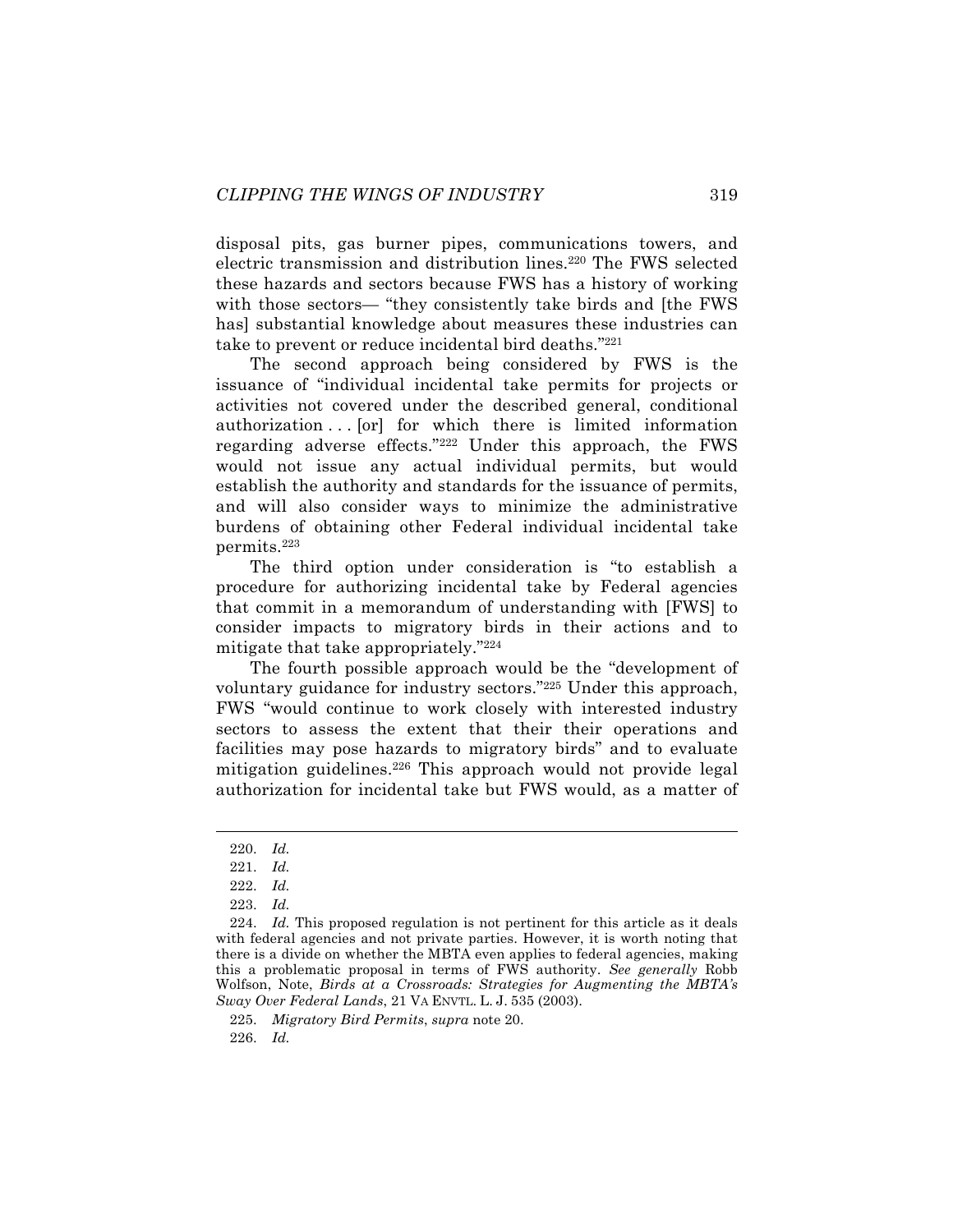disposal pits, gas burner pipes, communications towers, and electric transmission and distribution lines.[220] The FWS selected these hazards and sectors because FWS has a history of working with those sectors— "they consistently take birds and [the FWS has] substantial knowledge about measures these industries can take to prevent or reduce incidental bird deaths."[221]

The second approach being considered by FWS is the issuance of "individual incidental take permits for projects or activities not covered under the described general, conditional authorization . . . [or] for which there is limited information regarding adverse effects."[222] Under this approach, the FWS would not issue any actual individual permits, but would establish the authority and standards for the issuance of permits, and will also consider ways to minimize the administrative burdens of obtaining other Federal individual incidental take permits.[223]

The third option under consideration is "to establish a procedure for authorizing incidental take by Federal agencies that commit in a memorandum of understanding with [FWS] to consider impacts to migratory birds in their actions and to mitigate that take appropriately."[224]

The fourth possible approach would be the "development of voluntary guidance for industry sectors."[225] Under this approach, FWS "would continue to work closely with interested industry sectors to assess the extent that their their operations and facilities may pose hazards to migratory birds" and to evaluate mitigation guidelines.[226] This approach would not provide legal authorization for incidental take but FWS would, as a matter of

---

220. *Id.*

221. *Id.*

222. *Id.*

223. *Id.*

224. *Id.* This proposed regulation is not pertinent for this article as it deals with federal agencies and not private parties. However, it is worth noting that there is a divide on whether the MBTA even applies to federal agencies, making this a problematic proposal in terms of FWS authority. *See generally* Robb Wolfson, Note, *Birds at a Crossroads: Strategies for Augmenting the MBTA's Sway Over Federal Lands*, 21 VA ENVTL. L. J. 535 (2003).

225. *Migratory Bird Permits*, *supra* note 20.

226. *Id.*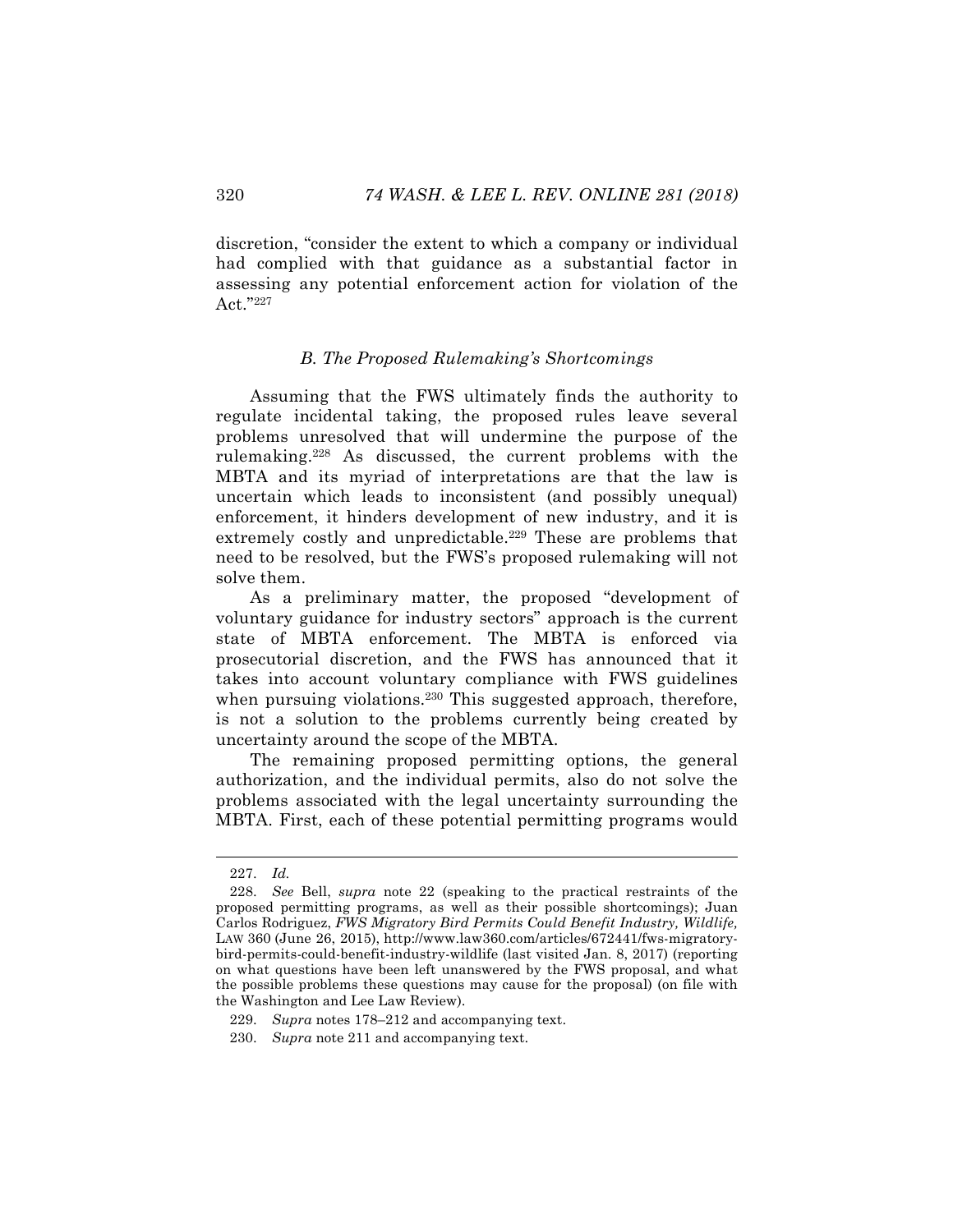discretion, "consider the extent to which a company or individual had complied with that guidance as a substantial factor in assessing any potential enforcement action for violation of the Act."[227]

### *B. The Proposed Rulemaking's Shortcomings*

Assuming that the FWS ultimately finds the authority to regulate incidental taking, the proposed rules leave several problems unresolved that will undermine the purpose of the rulemaking.[228] As discussed, the current problems with the MBTA and its myriad of interpretations are that the law is uncertain which leads to inconsistent (and possibly unequal) enforcement, it hinders development of new industry, and it is extremely costly and unpredictable.[229] These are problems that need to be resolved, but the FWS's proposed rulemaking will not solve them.

As a preliminary matter, the proposed "development of voluntary guidance for industry sectors" approach is the current state of MBTA enforcement. The MBTA is enforced via prosecutorial discretion, and the FWS has announced that it takes into account voluntary compliance with FWS guidelines when pursuing violations.[230] This suggested approach, therefore, is not a solution to the problems currently being created by uncertainty around the scope of the MBTA.

The remaining proposed permitting options, the general authorization, and the individual permits, also do not solve the problems associated with the legal uncertainty surrounding the MBTA. First, each of these potential permitting programs would

---

227. *Id.*

228. *See* Bell, *supra* note 22 (speaking to the practical restraints of the proposed permitting programs, as well as their possible shortcomings); Juan Carlos Rodriguez, *FWS Migratory Bird Permits Could Benefit Industry, Wildlife,* LAW 360 (June 26, 2015), http://www.law360.com/articles/672441/fws-migratory-bird-permits-could-benefit-industry-wildlife (last visited Jan. 8, 2017) (reporting on what questions have been left unanswered by the FWS proposal, and what the possible problems these questions may cause for the proposal) (on file with the Washington and Lee Law Review).

229. *Supra* notes 178–212 and accompanying text.

230. *Supra* note 211 and accompanying text.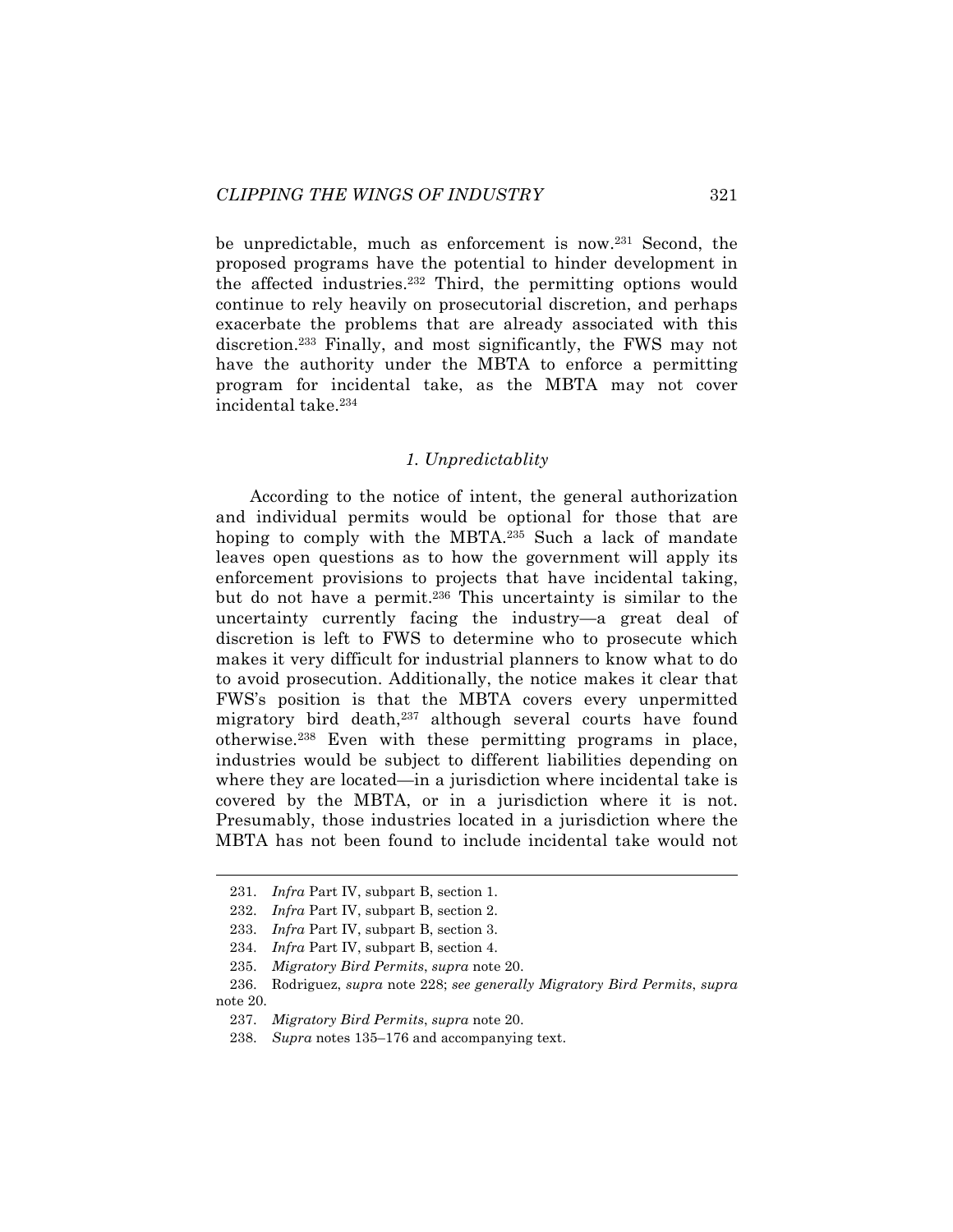be unpredictable, much as enforcement is now.[231] Second, the proposed programs have the potential to hinder development in the affected industries.[232] Third, the permitting options would continue to rely heavily on prosecutorial discretion, and perhaps exacerbate the problems that are already associated with this discretion.[233] Finally, and most significantly, the FWS may not have the authority under the MBTA to enforce a permitting program for incidental take, as the MBTA may not cover incidental take.[234]

### *1. Unpredictablity*

According to the notice of intent, the general authorization and individual permits would be optional for those that are hoping to comply with the MBTA.[235] Such a lack of mandate leaves open questions as to how the government will apply its enforcement provisions to projects that have incidental taking, but do not have a permit.[236] This uncertainty is similar to the uncertainty currently facing the industry—a great deal of discretion is left to FWS to determine who to prosecute which makes it very difficult for industrial planners to know what to do to avoid prosecution. Additionally, the notice makes it clear that FWS's position is that the MBTA covers every unpermitted migratory bird death,[237] although several courts have found otherwise.[238] Even with these permitting programs in place, industries would be subject to different liabilities depending on where they are located—in a jurisdiction where incidental take is covered by the MBTA, or in a jurisdiction where it is not. Presumably, those industries located in a jurisdiction where the MBTA has not been found to include incidental take would not

---

231. *Infra* Part IV, subpart B, section 1.

232. *Infra* Part IV, subpart B, section 2.

233. *Infra* Part IV, subpart B, section 3.

234. *Infra* Part IV, subpart B, section 4.

235. *Migratory Bird Permits*, *supra* note 20.

236. Rodriguez, *supra* note 228; *see generally Migratory Bird Permits*, *supra* note 20.

237. *Migratory Bird Permits*, *supra* note 20.

238. *Supra* notes 135–176 and accompanying text.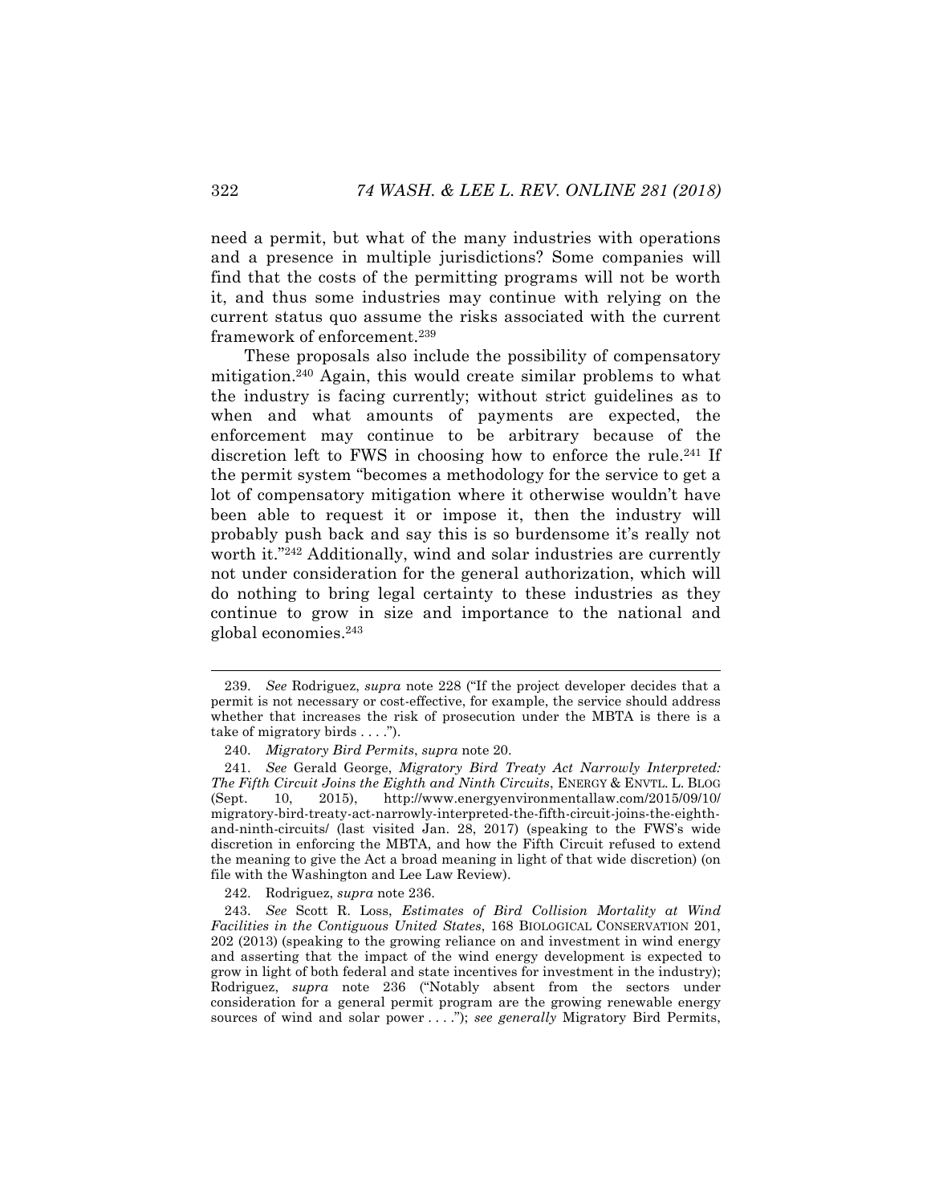need a permit, but what of the many industries with operations and a presence in multiple jurisdictions? Some companies will find that the costs of the permitting programs will not be worth it, and thus some industries may continue with relying on the current status quo assume the risks associated with the current framework of enforcement.[239]

These proposals also include the possibility of compensatory mitigation.[240] Again, this would create similar problems to what the industry is facing currently; without strict guidelines as to when and what amounts of payments are expected, the enforcement may continue to be arbitrary because of the discretion left to FWS in choosing how to enforce the rule.[241] If the permit system "becomes a methodology for the service to get a lot of compensatory mitigation where it otherwise wouldn't have been able to request it or impose it, then the industry will probably push back and say this is so burdensome it's really not worth it."[242] Additionally, wind and solar industries are currently not under consideration for the general authorization, which will do nothing to bring legal certainty to these industries as they continue to grow in size and importance to the national and global economies.[243]

---

239. *See* Rodriguez, *supra* note 228 ("If the project developer decides that a permit is not necessary or cost-effective, for example, the service should address whether that increases the risk of prosecution under the MBTA is there is a take of migratory birds . . . .").

240. *Migratory Bird Permits*, *supra* note 20.

241. *See* Gerald George, *Migratory Bird Treaty Act Narrowly Interpreted: The Fifth Circuit Joins the Eighth and Ninth Circuits*, ENERGY & ENVTL. L. BLOG (Sept. 10, 2015), http://www.energyenvironmentallaw.com/2015/09/10/migratory-bird-treaty-act-narrowly-interpreted-the-fifth-circuit-joins-the-eighth-and-ninth-circuits/ (last visited Jan. 28, 2017) (speaking to the FWS's wide discretion in enforcing the MBTA, and how the Fifth Circuit refused to extend the meaning to give the Act a broad meaning in light of that wide discretion) (on file with the Washington and Lee Law Review).

242. Rodriguez, *supra* note 236.

243. *See* Scott R. Loss, *Estimates of Bird Collision Mortality at Wind Facilities in the Contiguous United States*, 168 BIOLOGICAL CONSERVATION 201, 202 (2013) (speaking to the growing reliance on and investment in wind energy and asserting that the impact of the wind energy development is expected to grow in light of both federal and state incentives for investment in the industry); Rodriguez, *supra* note 236 ("Notably absent from the sectors under consideration for a general permit program are the growing renewable energy sources of wind and solar power . . . ."); *see generally* Migratory Bird Permits,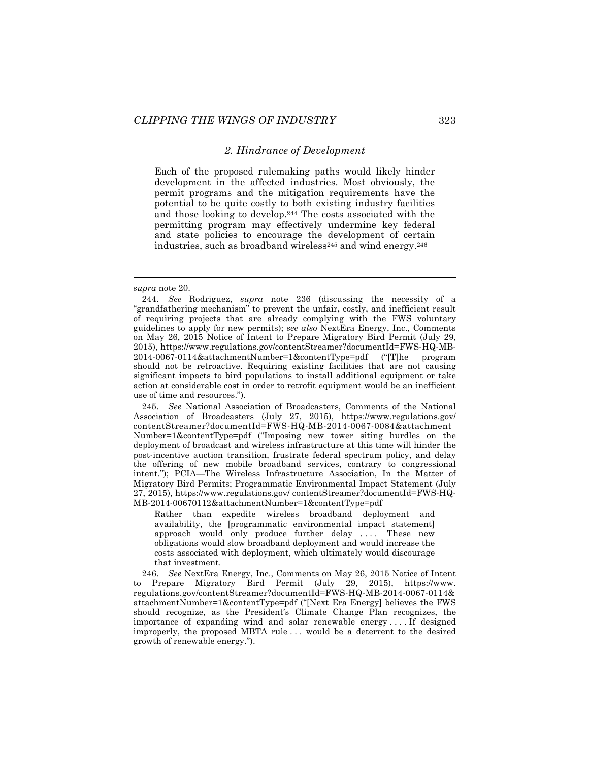### 2. Hindrance of Development

Each of the proposed rulemaking paths would likely hinder development in the affected industries. Most obviously, the permit programs and the mitigation requirements have the potential to be quite costly to both existing industry facilities and those looking to develop.[244] The costs associated with the permitting program may effectively undermine key federal and state policies to encourage the development of certain industries, such as broadband wireless[245] and wind energy.[246]

---

*supra* note 20.

244. *See* Rodriguez, *supra* note 236 (discussing the necessity of a "grandfathering mechanism" to prevent the unfair, costly, and inefficient result of requiring projects that are already complying with the FWS voluntary guidelines to apply for new permits); *see also* NextEra Energy, Inc., Comments on May 26, 2015 Notice of Intent to Prepare Migratory Bird Permit (July 29, 2015), https://www.regulations.gov/contentStreamer?documentId=FWS-HQ-MB-2014-0067-0114&attachmentNumber=1&contentType=pdf ("[T]he program should not be retroactive. Requiring existing facilities that are not causing significant impacts to bird populations to install additional equipment or take action at considerable cost in order to retrofit equipment would be an inefficient use of time and resources.").

245. *See* National Association of Broadcasters, Comments of the National Association of Broadcasters (July 27, 2015), https://www.regulations.gov/contentStreamer?documentId=FWS-HQ-MB-2014-0067-0084&attachmentNumber=1&contentType=pdf ("Imposing new tower siting hurdles on the deployment of broadcast and wireless infrastructure at this time will hinder the post-incentive auction transition, frustrate federal spectrum policy, and delay the offering of new mobile broadband services, contrary to congressional intent."); PCIA—The Wireless Infrastructure Association, In the Matter of Migratory Bird Permits; Programmatic Environmental Impact Statement (July 27, 2015), https://www.regulations.gov/ contentStreamer?documentId=FWS-HQ-MB-2014-00670112&attachmentNumber=1&contentType=pdf

> Rather than expedite wireless broadband deployment and availability, the [programmatic environmental impact statement] approach would only produce further delay . . . . These new obligations would slow broadband deployment and would increase the costs associated with deployment, which ultimately would discourage that investment.

246. *See* NextEra Energy, Inc., Comments on May 26, 2015 Notice of Intent to Prepare Migratory Bird Permit (July 29, 2015), https://www.regulations.gov/contentStreamer?documentId=FWS-HQ-MB-2014-0067-0114&attachmentNumber=1&contentType=pdf ("[Next Era Energy] believes the FWS should recognize, as the President's Climate Change Plan recognizes, the importance of expanding wind and solar renewable energy . . . . If designed improperly, the proposed MBTA rule . . . would be a deterrent to the desired growth of renewable energy.").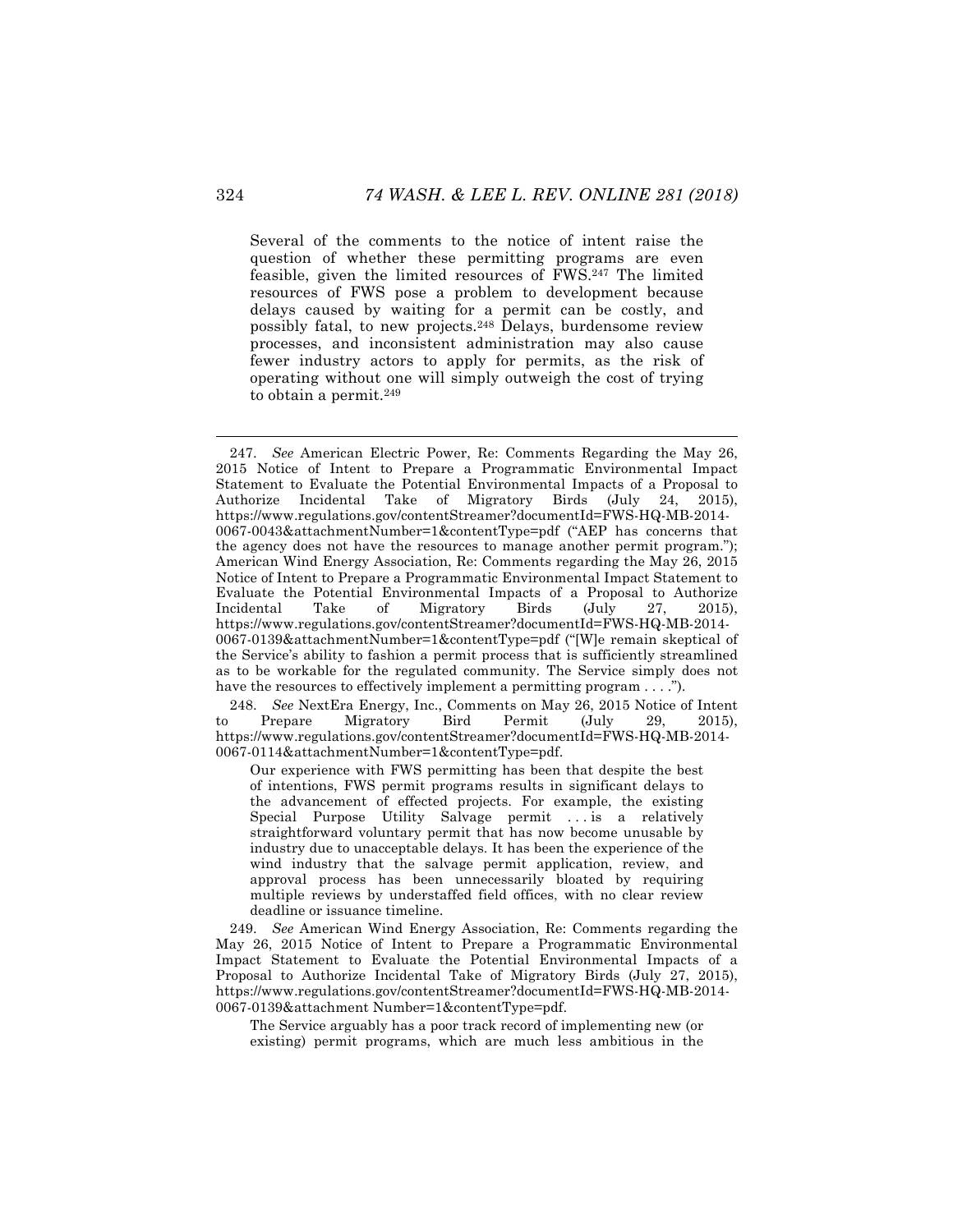Several of the comments to the notice of intent raise the question of whether these permitting programs are even feasible, given the limited resources of FWS.[247] The limited resources of FWS pose a problem to development because delays caused by waiting for a permit can be costly, and possibly fatal, to new projects.[248] Delays, burdensome review processes, and inconsistent administration may also cause fewer industry actors to apply for permits, as the risk of operating without one will simply outweigh the cost of trying to obtain a permit.[249]

---

247. *See* American Electric Power, Re: Comments Regarding the May 26, 2015 Notice of Intent to Prepare a Programmatic Environmental Impact Statement to Evaluate the Potential Environmental Impacts of a Proposal to Authorize Incidental Take of Migratory Birds (July 24, 2015), https://www.regulations.gov/contentStreamer?documentId=FWS-HQ-MB-2014-0067-0043&attachmentNumber=1&contentType=pdf ("AEP has concerns that the agency does not have the resources to manage another permit program."); American Wind Energy Association, Re: Comments regarding the May 26, 2015 Notice of Intent to Prepare a Programmatic Environmental Impact Statement to Evaluate the Potential Environmental Impacts of a Proposal to Authorize Incidental Take of Migratory Birds (July 27, 2015), https://www.regulations.gov/contentStreamer?documentId=FWS-HQ-MB-2014-0067-0139&attachmentNumber=1&contentType=pdf ("[W]e remain skeptical of the Service's ability to fashion a permit process that is sufficiently streamlined as to be workable for the regulated community. The Service simply does not have the resources to effectively implement a permitting program . . . .").

248. *See* NextEra Energy, Inc., Comments on May 26, 2015 Notice of Intent to Prepare Migratory Bird Permit (July 29, 2015), https://www.regulations.gov/contentStreamer?documentId=FWS-HQ-MB-2014-0067-0114&attachmentNumber=1&contentType=pdf.

> Our experience with FWS permitting has been that despite the best of intentions, FWS permit programs results in significant delays to the advancement of effected projects. For example, the existing Special Purpose Utility Salvage permit . . . is a relatively straightforward voluntary permit that has now become unusable by industry due to unacceptable delays. It has been the experience of the wind industry that the salvage permit application, review, and approval process has been unnecessarily bloated by requiring multiple reviews by understaffed field offices, with no clear review deadline or issuance timeline.

249. *See* American Wind Energy Association, Re: Comments regarding the May 26, 2015 Notice of Intent to Prepare a Programmatic Environmental Impact Statement to Evaluate the Potential Environmental Impacts of a Proposal to Authorize Incidental Take of Migratory Birds (July 27, 2015), https://www.regulations.gov/contentStreamer?documentId=FWS-HQ-MB-2014-0067-0139&attachment Number=1&contentType=pdf.

> The Service arguably has a poor track record of implementing new (or existing) permit programs, which are much less ambitious in the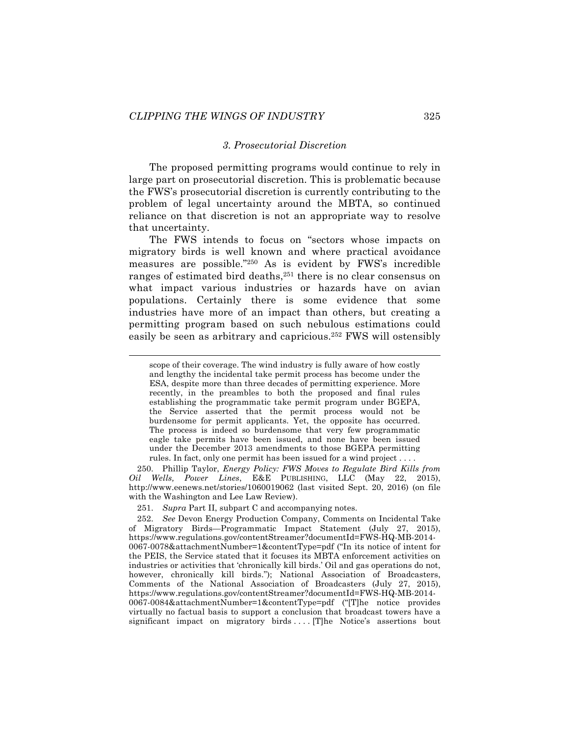### *3. Prosecutorial Discretion*

The proposed permitting programs would continue to rely in large part on prosecutorial discretion. This is problematic because the FWS's prosecutorial discretion is currently contributing to the problem of legal uncertainty around the MBTA, so continued reliance on that discretion is not an appropriate way to resolve that uncertainty.

The FWS intends to focus on "sectors whose impacts on migratory birds is well known and where practical avoidance measures are possible."[250] As is evident by FWS's incredible ranges of estimated bird deaths,[251] there is no clear consensus on what impact various industries or hazards have on avian populations. Certainly there is some evidence that some industries have more of an impact than others, but creating a permitting program based on such nebulous estimations could easily be seen as arbitrary and capricious.[252] FWS will ostensibly

---

scope of their coverage. The wind industry is fully aware of how costly and lengthy the incidental take permit process has become under the ESA, despite more than three decades of permitting experience. More recently, in the preambles to both the proposed and final rules establishing the programmatic take permit program under BGEPA, the Service asserted that the permit process would not be burdensome for permit applicants. Yet, the opposite has occurred. The process is indeed so burdensome that very few programmatic eagle take permits have been issued, and none have been issued under the December 2013 amendments to those BGEPA permitting rules. In fact, only one permit has been issued for a wind project . . . .

250. Phillip Taylor, *Energy Policy: FWS Moves to Regulate Bird Kills from Oil Wells, Power Lines*, E&E PUBLISHING, LLC (May 22, 2015), http://www.eenews.net/stories/1060019062 (last visited Sept. 20, 2016) (on file with the Washington and Lee Law Review).

251. *Supra* Part II, subpart C and accompanying notes.

252. *See* Devon Energy Production Company, Comments on Incidental Take of Migratory Birds—Programmatic Impact Statement (July 27, 2015), https://www.regulations.gov/contentStreamer?documentId=FWS-HQ-MB-2014-0067-0078&attachmentNumber=1&contentType=pdf ("In its notice of intent for the PEIS, the Service stated that it focuses its MBTA enforcement activities on industries or activities that 'chronically kill birds.' Oil and gas operations do not, however, chronically kill birds."); National Association of Broadcasters, Comments of the National Association of Broadcasters (July 27, 2015), https://www.regulations.gov/contentStreamer?documentId=FWS-HQ-MB-2014-0067-0084&attachmentNumber=1&contentType=pdf ("[T]he notice provides virtually no factual basis to support a conclusion that broadcast towers have a significant impact on migratory birds . . . . [T]he Notice's assertions bout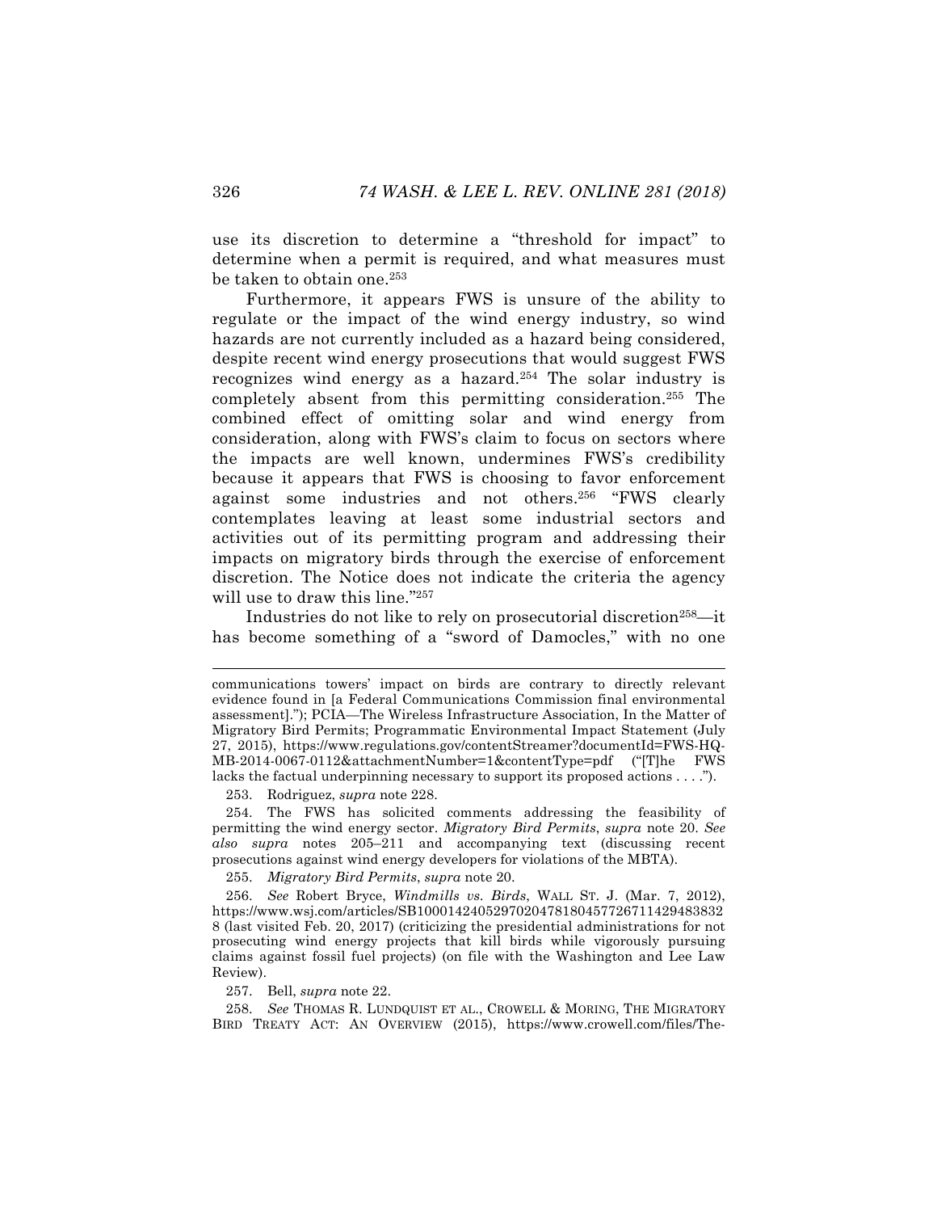use its discretion to determine a "threshold for impact" to determine when a permit is required, and what measures must be taken to obtain one.[253]

Furthermore, it appears FWS is unsure of the ability to regulate or the impact of the wind energy industry, so wind hazards are not currently included as a hazard being considered, despite recent wind energy prosecutions that would suggest FWS recognizes wind energy as a hazard.[254] The solar industry is completely absent from this permitting consideration.[255] The combined effect of omitting solar and wind energy from consideration, along with FWS's claim to focus on sectors where the impacts are well known, undermines FWS's credibility because it appears that FWS is choosing to favor enforcement against some industries and not others.[256] "FWS clearly contemplates leaving at least some industrial sectors and activities out of its permitting program and addressing their impacts on migratory birds through the exercise of enforcement discretion. The Notice does not indicate the criteria the agency will use to draw this line."[257]

Industries do not like to rely on prosecutorial discretion[258]—it has become something of a "sword of Damocles," with no one

---

communications towers' impact on birds are contrary to directly relevant evidence found in [a Federal Communications Commission final environmental assessment]."); PCIA—The Wireless Infrastructure Association, In the Matter of Migratory Bird Permits; Programmatic Environmental Impact Statement (July 27, 2015), https://www.regulations.gov/contentStreamer?documentId=FWS-HQ-MB-2014-0067-0112&attachmentNumber=1&contentType=pdf ("[T]he FWS lacks the factual underpinning necessary to support its proposed actions . . . .").

253. Rodriguez, *supra* note 228.

254. The FWS has solicited comments addressing the feasibility of permitting the wind energy sector. *Migratory Bird Permits*, *supra* note 20. *See also supra* notes 205–211 and accompanying text (discussing recent prosecutions against wind energy developers for violations of the MBTA).

255. *Migratory Bird Permits*, *supra* note 20.

256. *See* Robert Bryce, *Windmills vs. Birds*, WALL ST. J. (Mar. 7, 2012), https://www.wsj.com/articles/SB10001424052970204781804577267114294838328 (last visited Feb. 20, 2017) (criticizing the presidential administrations for not prosecuting wind energy projects that kill birds while vigorously pursuing claims against fossil fuel projects) (on file with the Washington and Lee Law Review).

257. Bell, *supra* note 22.

258. *See* THOMAS R. LUNDQUIST ET AL., CROWELL & MORING, THE MIGRATORY BIRD TREATY ACT: AN OVERVIEW (2015), https://www.crowell.com/files/The-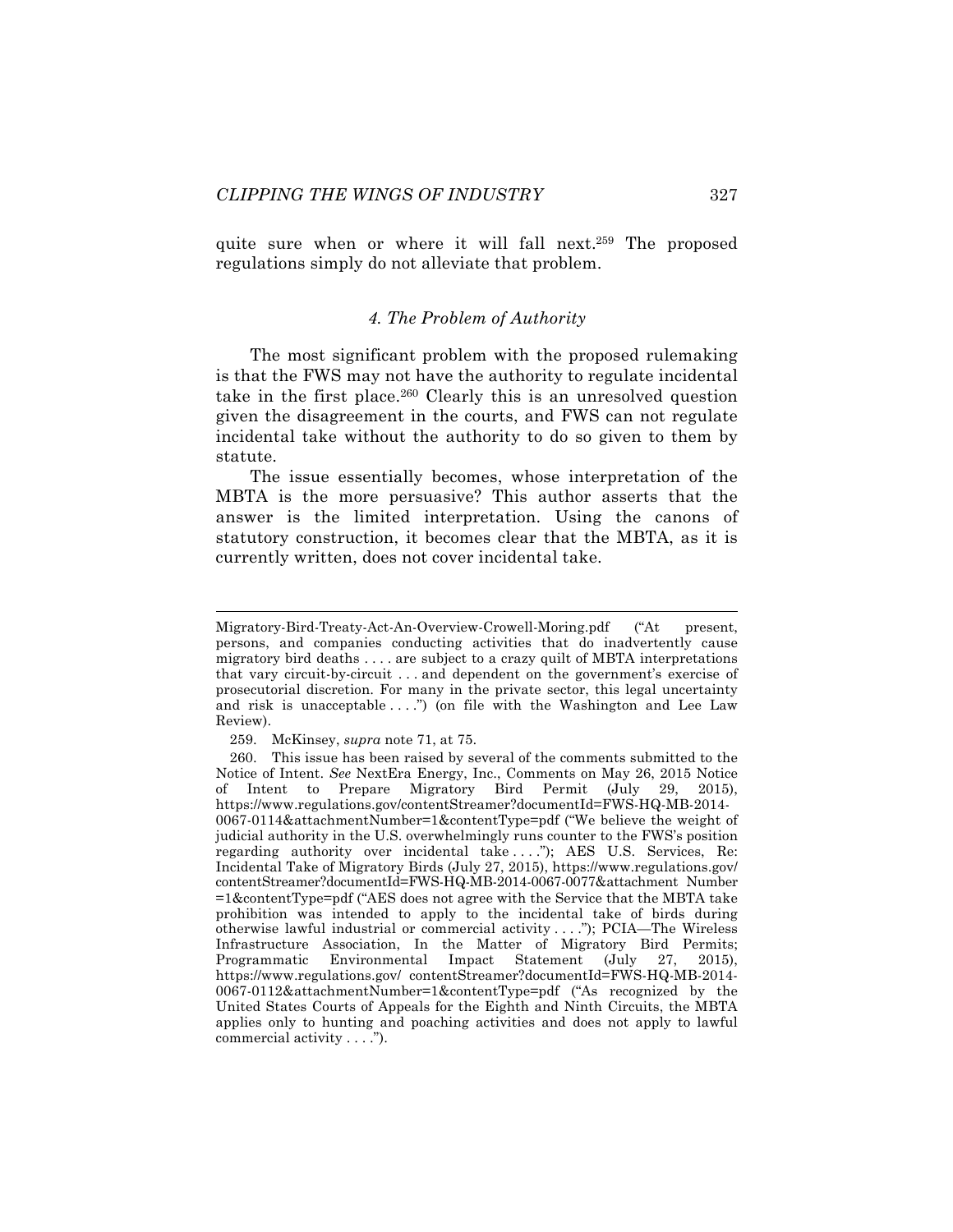quite sure when or where it will fall next.[259] The proposed regulations simply do not alleviate that problem.

### *4. The Problem of Authority*

The most significant problem with the proposed rulemaking is that the FWS may not have the authority to regulate incidental take in the first place.[260] Clearly this is an unresolved question given the disagreement in the courts, and FWS can not regulate incidental take without the authority to do so given to them by statute.

The issue essentially becomes, whose interpretation of the MBTA is the more persuasive? This author asserts that the answer is the limited interpretation. Using the canons of statutory construction, it becomes clear that the MBTA, as it is currently written, does not cover incidental take.

---

Migratory-Bird-Treaty-Act-An-Overview-Crowell-Moring.pdf ("At present, persons, and companies conducting activities that do inadvertently cause migratory bird deaths . . . . are subject to a crazy quilt of MBTA interpretations that vary circuit-by-circuit . . . and dependent on the government's exercise of prosecutorial discretion. For many in the private sector, this legal uncertainty and risk is unacceptable . . . .") (on file with the Washington and Lee Law Review).

259. McKinsey, *supra* note 71, at 75.

260. This issue has been raised by several of the comments submitted to the Notice of Intent. *See* NextEra Energy, Inc., Comments on May 26, 2015 Notice of Intent to Prepare Migratory Bird Permit (July 29, 2015), https://www.regulations.gov/contentStreamer?documentId=FWS-HQ-MB-2014-0067-0114&attachmentNumber=1&contentType=pdf ("We believe the weight of judicial authority in the U.S. overwhelmingly runs counter to the FWS's position regarding authority over incidental take . . . ."); AES U.S. Services, Re: Incidental Take of Migratory Birds (July 27, 2015), https://www.regulations.gov/contentStreamer?documentId=FWS-HQ-MB-2014-0067-0077&attachment Number=1&contentType=pdf ("AES does not agree with the Service that the MBTA take prohibition was intended to apply to the incidental take of birds during otherwise lawful industrial or commercial activity . . . ."); PCIA—The Wireless Infrastructure Association, In the Matter of Migratory Bird Permits; Programmatic Environmental Impact Statement (July 27, 2015), https://www.regulations.gov/ contentStreamer?documentId=FWS-HQ-MB-2014-0067-0112&attachmentNumber=1&contentType=pdf ("As recognized by the United States Courts of Appeals for the Eighth and Ninth Circuits, the MBTA applies only to hunting and poaching activities and does not apply to lawful commercial activity . . . .").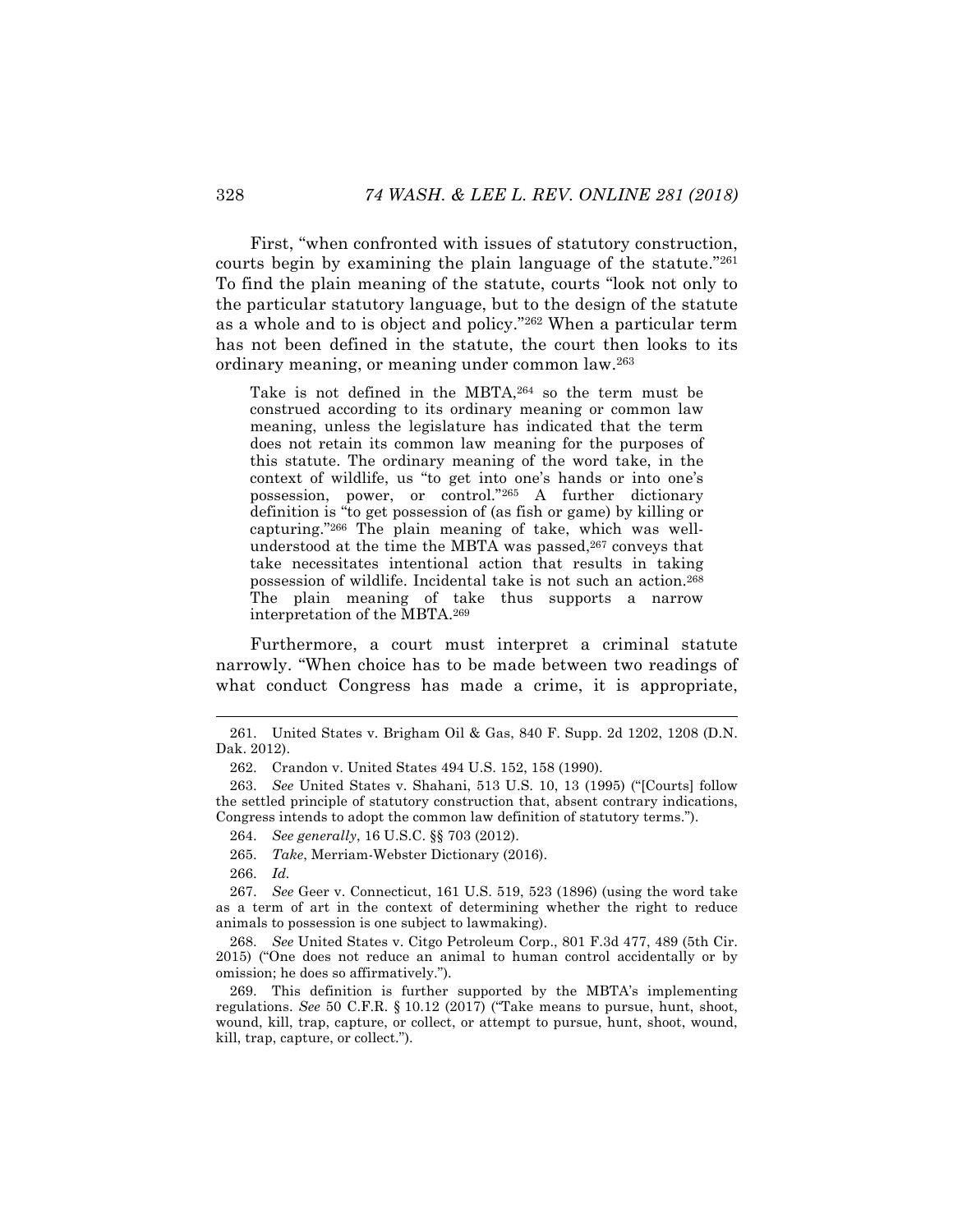First, "when confronted with issues of statutory construction, courts begin by examining the plain language of the statute."[261] To find the plain meaning of the statute, courts "look not only to the particular statutory language, but to the design of the statute as a whole and to is object and policy."[262] When a particular term has not been defined in the statute, the court then looks to its ordinary meaning, or meaning under common law.[263]

> Take is not defined in the MBTA,[264] so the term must be construed according to its ordinary meaning or common law meaning, unless the legislature has indicated that the term does not retain its common law meaning for the purposes of this statute. The ordinary meaning of the word take, in the context of wildlife, us "to get into one's hands or into one's possession, power, or control."[265] A further dictionary definition is "to get possession of (as fish or game) by killing or capturing."[266] The plain meaning of take, which was well-understood at the time the MBTA was passed,[267] conveys that take necessitates intentional action that results in taking possession of wildlife. Incidental take is not such an action.[268] The plain meaning of take thus supports a narrow interpretation of the MBTA.[269]

Furthermore, a court must interpret a criminal statute narrowly. "When choice has to be made between two readings of what conduct Congress has made a crime, it is appropriate,

---

261. United States v. Brigham Oil & Gas, 840 F. Supp. 2d 1202, 1208 (D.N. Dak. 2012).

262. Crandon v. United States 494 U.S. 152, 158 (1990).

263. *See* United States v. Shahani, 513 U.S. 10, 13 (1995) ("[Courts] follow the settled principle of statutory construction that, absent contrary indications, Congress intends to adopt the common law definition of statutory terms.").

264. *See generally*, 16 U.S.C. §§ 703 (2012).

265. *Take*, Merriam-Webster Dictionary (2016).

266. *Id.*

267. *See* Geer v. Connecticut, 161 U.S. 519, 523 (1896) (using the word take as a term of art in the context of determining whether the right to reduce animals to possession is one subject to lawmaking).

268. *See* United States v. Citgo Petroleum Corp., 801 F.3d 477, 489 (5th Cir. 2015) ("One does not reduce an animal to human control accidentally or by omission; he does so affirmatively.").

269. This definition is further supported by the MBTA's implementing regulations. *See* 50 C.F.R. § 10.12 (2017) ("Take means to pursue, hunt, shoot, wound, kill, trap, capture, or collect, or attempt to pursue, hunt, shoot, wound, kill, trap, capture, or collect.").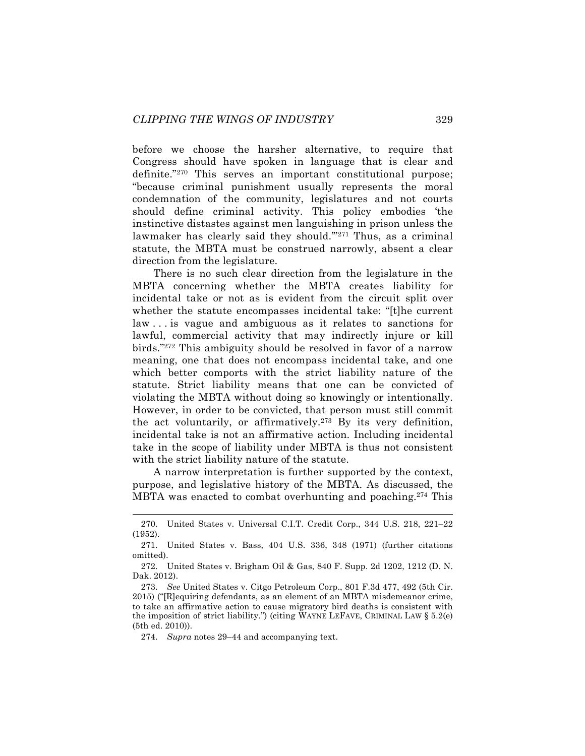before we choose the harsher alternative, to require that Congress should have spoken in language that is clear and definite."[270] This serves an important constitutional purpose; "because criminal punishment usually represents the moral condemnation of the community, legislatures and not courts should define criminal activity. This policy embodies 'the instinctive distastes against men languishing in prison unless the lawmaker has clearly said they should.'"[271] Thus, as a criminal statute, the MBTA must be construed narrowly, absent a clear direction from the legislature.

There is no such clear direction from the legislature in the MBTA concerning whether the MBTA creates liability for incidental take or not as is evident from the circuit split over whether the statute encompasses incidental take: "[t]he current law . . . is vague and ambiguous as it relates to sanctions for lawful, commercial activity that may indirectly injure or kill birds."[272] This ambiguity should be resolved in favor of a narrow meaning, one that does not encompass incidental take, and one which better comports with the strict liability nature of the statute. Strict liability means that one can be convicted of violating the MBTA without doing so knowingly or intentionally. However, in order to be convicted, that person must still commit the act voluntarily, or affirmatively.[273] By its very definition, incidental take is not an affirmative action. Including incidental take in the scope of liability under MBTA is thus not consistent with the strict liability nature of the statute.

A narrow interpretation is further supported by the context, purpose, and legislative history of the MBTA. As discussed, the MBTA was enacted to combat overhunting and poaching.[274] This

---

270. United States v. Universal C.I.T. Credit Corp., 344 U.S. 218, 221–22 (1952).

271. United States v. Bass, 404 U.S. 336, 348 (1971) (further citations omitted).

272. United States v. Brigham Oil & Gas, 840 F. Supp. 2d 1202, 1212 (D. N. Dak. 2012).

273. *See* United States v. Citgo Petroleum Corp., 801 F.3d 477, 492 (5th Cir. 2015) ("[R]equiring defendants, as an element of an MBTA misdemeanor crime, to take an affirmative action to cause migratory bird deaths is consistent with the imposition of strict liability.") (citing WAYNE LEFAVE, CRIMINAL LAW § 5.2(e) (5th ed. 2010)).

274. *Supra* notes 29–44 and accompanying text.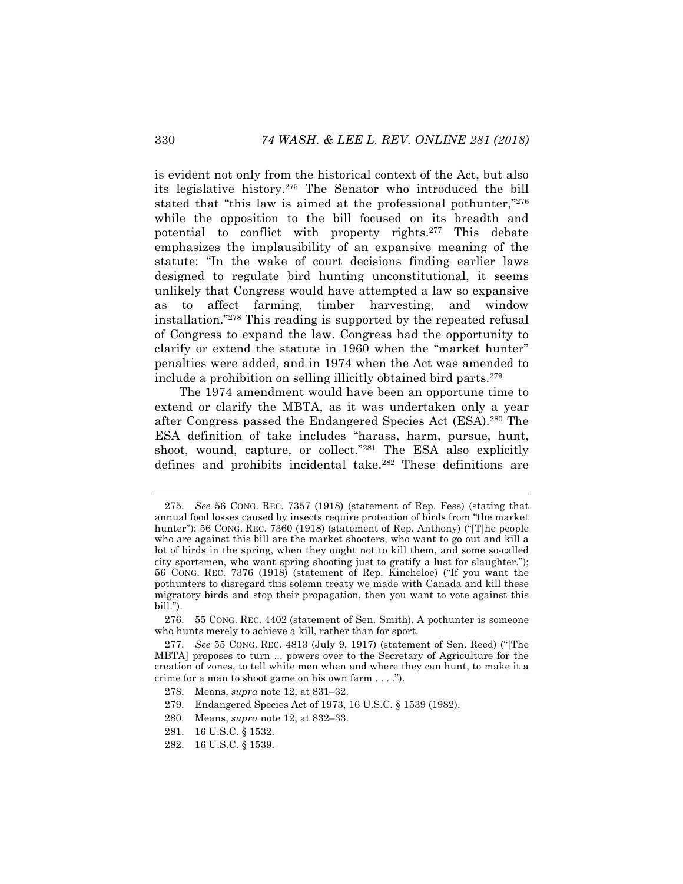is evident not only from the historical context of the Act, but also its legislative history.[275] The Senator who introduced the bill stated that "this law is aimed at the professional pothunter,"[276] while the opposition to the bill focused on its breadth and potential to conflict with property rights.[277] This debate emphasizes the implausibility of an expansive meaning of the statute: "In the wake of court decisions finding earlier laws designed to regulate bird hunting unconstitutional, it seems unlikely that Congress would have attempted a law so expansive as to affect farming, timber harvesting, and window installation."[278] This reading is supported by the repeated refusal of Congress to expand the law. Congress had the opportunity to clarify or extend the statute in 1960 when the "market hunter" penalties were added, and in 1974 when the Act was amended to include a prohibition on selling illicitly obtained bird parts.[279]

The 1974 amendment would have been an opportune time to extend or clarify the MBTA, as it was undertaken only a year after Congress passed the Endangered Species Act (ESA).[280] The ESA definition of take includes "harass, harm, pursue, hunt, shoot, wound, capture, or collect."[281] The ESA also explicitly defines and prohibits incidental take.[282] These definitions are

---

275. *See* 56 CONG. REC. 7357 (1918) (statement of Rep. Fess) (stating that annual food losses caused by insects require protection of birds from "the market hunter"); 56 CONG. REC. 7360 (1918) (statement of Rep. Anthony) ("[T]he people who are against this bill are the market shooters, who want to go out and kill a lot of birds in the spring, when they ought not to kill them, and some so-called city sportsmen, who want spring shooting just to gratify a lust for slaughter."); 56 CONG. REC. 7376 (1918) (statement of Rep. Kincheloe) ("If you want the pothunters to disregard this solemn treaty we made with Canada and kill these migratory birds and stop their propagation, then you want to vote against this bill.").

276. 55 CONG. REC. 4402 (statement of Sen. Smith). A pothunter is someone who hunts merely to achieve a kill, rather than for sport.

277. *See* 55 CONG. REC. 4813 (July 9, 1917) (statement of Sen. Reed) ("[The MBTA] proposes to turn ... powers over to the Secretary of Agriculture for the creation of zones, to tell white men when and where they can hunt, to make it a crime for a man to shoot game on his own farm . . . .").

278. Means, *supra* note 12, at 831–32.

279. Endangered Species Act of 1973, 16 U.S.C. § 1539 (1982).

280. Means, *supra* note 12, at 832–33.

281. 16 U.S.C. § 1532.

282. 16 U.S.C. § 1539.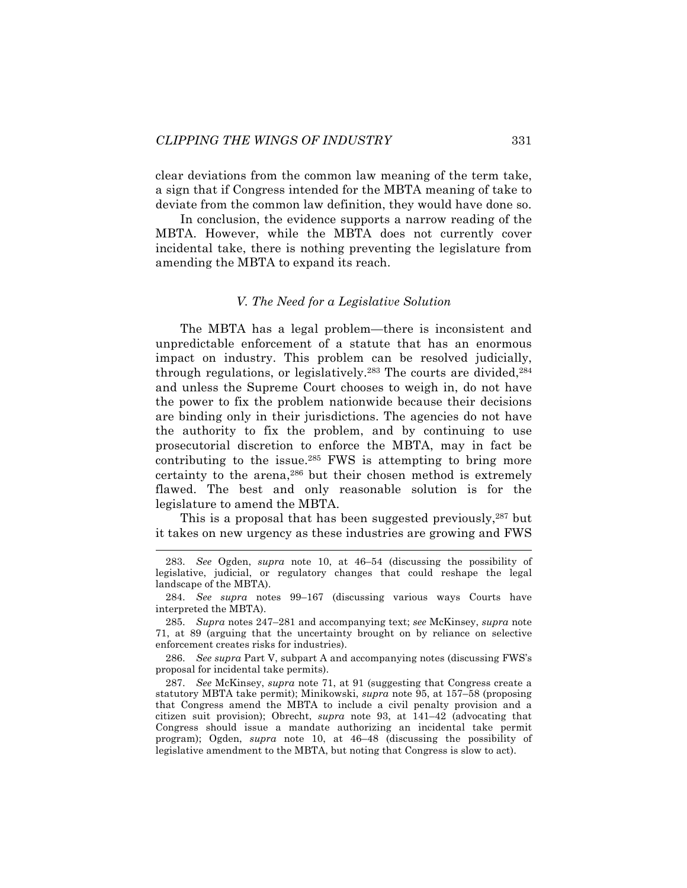clear deviations from the common law meaning of the term take, a sign that if Congress intended for the MBTA meaning of take to deviate from the common law definition, they would have done so.

In conclusion, the evidence supports a narrow reading of the MBTA. However, while the MBTA does not currently cover incidental take, there is nothing preventing the legislature from amending the MBTA to expand its reach.

### *V. The Need for a Legislative Solution*

The MBTA has a legal problem—there is inconsistent and unpredictable enforcement of a statute that has an enormous impact on industry. This problem can be resolved judicially, through regulations, or legislatively.[283] The courts are divided,[284] and unless the Supreme Court chooses to weigh in, do not have the power to fix the problem nationwide because their decisions are binding only in their jurisdictions. The agencies do not have the authority to fix the problem, and by continuing to use prosecutorial discretion to enforce the MBTA, may in fact be contributing to the issue.[285] FWS is attempting to bring more certainty to the arena,[286] but their chosen method is extremely flawed. The best and only reasonable solution is for the legislature to amend the MBTA.

This is a proposal that has been suggested previously,[287] but it takes on new urgency as these industries are growing and FWS

---

283. *See* Ogden, *supra* note 10, at 46–54 (discussing the possibility of legislative, judicial, or regulatory changes that could reshape the legal landscape of the MBTA).

284. *See supra* notes 99–167 (discussing various ways Courts have interpreted the MBTA).

285. *Supra* notes 247–281 and accompanying text; *see* McKinsey, *supra* note 71, at 89 (arguing that the uncertainty brought on by reliance on selective enforcement creates risks for industries).

286. *See supra* Part V, subpart A and accompanying notes (discussing FWS's proposal for incidental take permits).

287. *See* McKinsey, *supra* note 71, at 91 (suggesting that Congress create a statutory MBTA take permit); Minikowski, *supra* note 95, at 157–58 (proposing that Congress amend the MBTA to include a civil penalty provision and a citizen suit provision); Obrecht, *supra* note 93, at 141–42 (advocating that Congress should issue a mandate authorizing an incidental take permit program); Ogden, *supra* note 10, at 46–48 (discussing the possibility of legislative amendment to the MBTA, but noting that Congress is slow to act).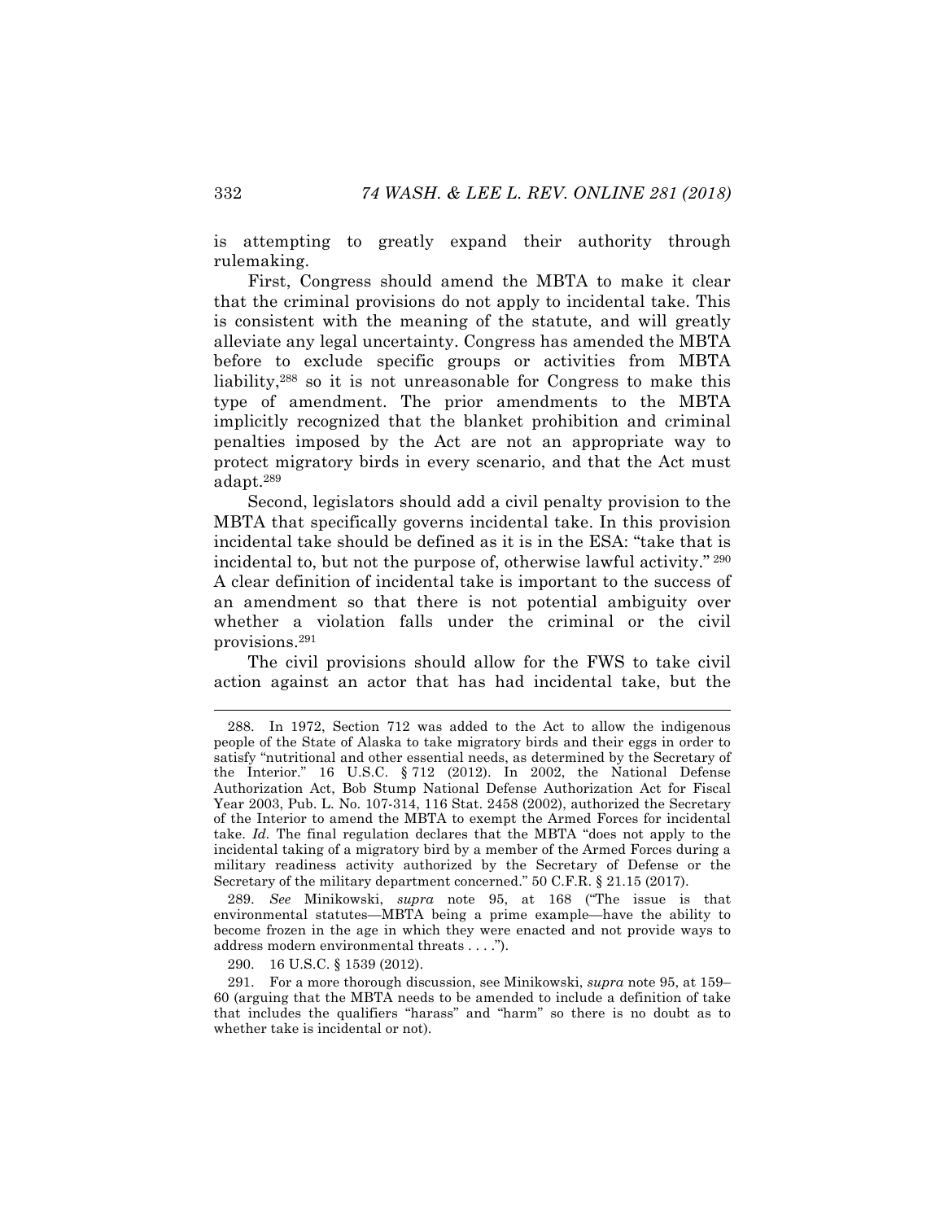is attempting to greatly expand their authority through rulemaking.

First, Congress should amend the MBTA to make it clear that the criminal provisions do not apply to incidental take. This is consistent with the meaning of the statute, and will greatly alleviate any legal uncertainty. Congress has amended the MBTA before to exclude specific groups or activities from MBTA liability,[288] so it is not unreasonable for Congress to make this type of amendment. The prior amendments to the MBTA implicitly recognized that the blanket prohibition and criminal penalties imposed by the Act are not an appropriate way to protect migratory birds in every scenario, and that the Act must adapt.[289]

Second, legislators should add a civil penalty provision to the MBTA that specifically governs incidental take. In this provision incidental take should be defined as it is in the ESA: "take that is incidental to, but not the purpose of, otherwise lawful activity." [290] A clear definition of incidental take is important to the success of an amendment so that there is not potential ambiguity over whether a violation falls under the criminal or the civil provisions.[291]

The civil provisions should allow for the FWS to take civil action against an actor that has had incidental take, but the

---

288. In 1972, Section 712 was added to the Act to allow the indigenous people of the State of Alaska to take migratory birds and their eggs in order to satisfy "nutritional and other essential needs, as determined by the Secretary of the Interior." 16 U.S.C. § 712 (2012). In 2002, the National Defense Authorization Act, Bob Stump National Defense Authorization Act for Fiscal Year 2003, Pub. L. No. 107-314, 116 Stat. 2458 (2002), authorized the Secretary of the Interior to amend the MBTA to exempt the Armed Forces for incidental take. *Id.* The final regulation declares that the MBTA "does not apply to the incidental taking of a migratory bird by a member of the Armed Forces during a military readiness activity authorized by the Secretary of Defense or the Secretary of the military department concerned." 50 C.F.R. § 21.15 (2017).

289. *See* Minikowski, *supra* note 95, at 168 ("The issue is that environmental statutes—MBTA being a prime example—have the ability to become frozen in the age in which they were enacted and not provide ways to address modern environmental threats . . . .").

290. 16 U.S.C. § 1539 (2012).

291. For a more thorough discussion, see Minikowski, *supra* note 95, at 159–60 (arguing that the MBTA needs to be amended to include a definition of take that includes the qualifiers "harass" and "harm" so there is no doubt as to whether take is incidental or not).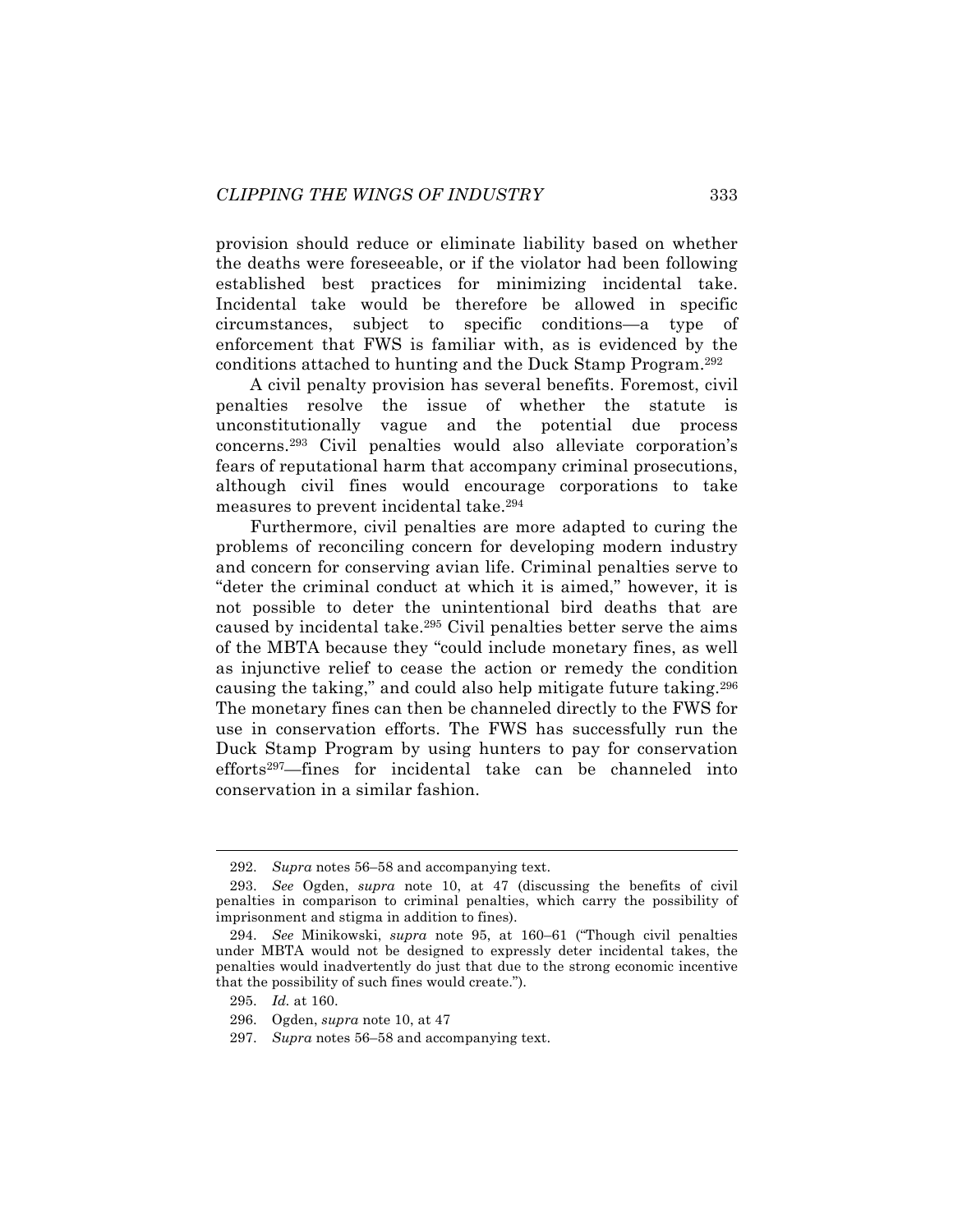provision should reduce or eliminate liability based on whether the deaths were foreseeable, or if the violator had been following established best practices for minimizing incidental take. Incidental take would be therefore be allowed in specific circumstances, subject to specific conditions—a type of enforcement that FWS is familiar with, as is evidenced by the conditions attached to hunting and the Duck Stamp Program.[292]

A civil penalty provision has several benefits. Foremost, civil penalties resolve the issue of whether the statute is unconstitutionally vague and the potential due process concerns.[293] Civil penalties would also alleviate corporation's fears of reputational harm that accompany criminal prosecutions, although civil fines would encourage corporations to take measures to prevent incidental take.[294]

Furthermore, civil penalties are more adapted to curing the problems of reconciling concern for developing modern industry and concern for conserving avian life. Criminal penalties serve to "deter the criminal conduct at which it is aimed," however, it is not possible to deter the unintentional bird deaths that are caused by incidental take.[295] Civil penalties better serve the aims of the MBTA because they "could include monetary fines, as well as injunctive relief to cease the action or remedy the condition causing the taking," and could also help mitigate future taking.[296] The monetary fines can then be channeled directly to the FWS for use in conservation efforts. The FWS has successfully run the Duck Stamp Program by using hunters to pay for conservation efforts[297]—fines for incidental take can be channeled into conservation in a similar fashion.

---

292. *Supra* notes 56–58 and accompanying text.

293. *See* Ogden, *supra* note 10, at 47 (discussing the benefits of civil penalties in comparison to criminal penalties, which carry the possibility of imprisonment and stigma in addition to fines).

294. *See* Minikowski, *supra* note 95, at 160–61 ("Though civil penalties under MBTA would not be designed to expressly deter incidental takes, the penalties would inadvertently do just that due to the strong economic incentive that the possibility of such fines would create.").

295. *Id.* at 160.

296. Ogden, *supra* note 10, at 47

297. *Supra* notes 56–58 and accompanying text.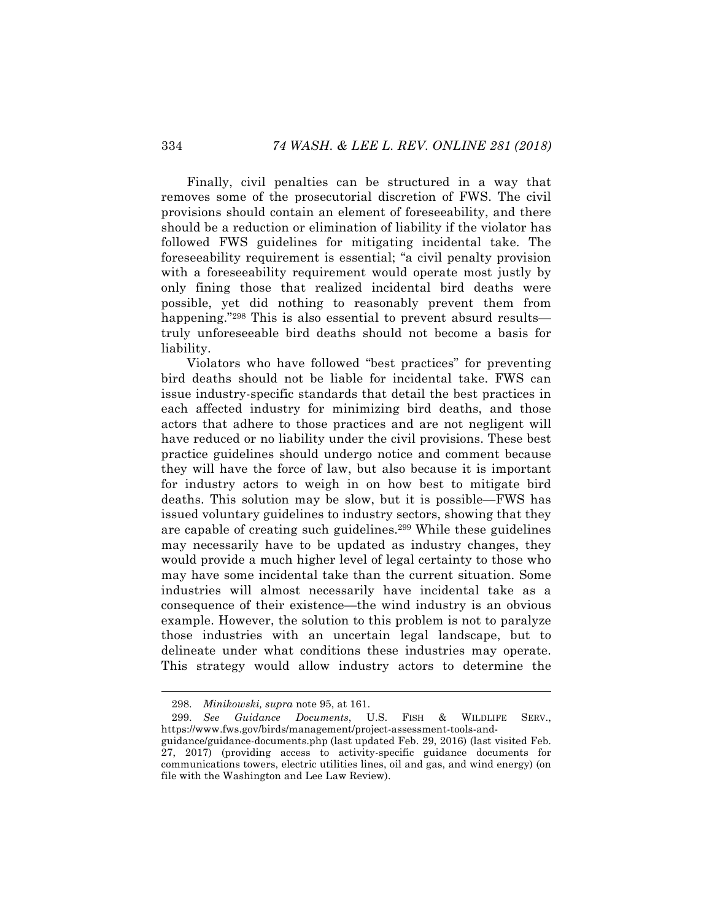Finally, civil penalties can be structured in a way that removes some of the prosecutorial discretion of FWS. The civil provisions should contain an element of foreseeability, and there should be a reduction or elimination of liability if the violator has followed FWS guidelines for mitigating incidental take. The foreseeability requirement is essential; "a civil penalty provision with a foreseeability requirement would operate most justly by only fining those that realized incidental bird deaths were possible, yet did nothing to reasonably prevent them from happening."[298] This is also essential to prevent absurd results—truly unforeseeable bird deaths should not become a basis for liability.

Violators who have followed "best practices" for preventing bird deaths should not be liable for incidental take. FWS can issue industry-specific standards that detail the best practices in each affected industry for minimizing bird deaths, and those actors that adhere to those practices and are not negligent will have reduced or no liability under the civil provisions. These best practice guidelines should undergo notice and comment because they will have the force of law, but also because it is important for industry actors to weigh in on how best to mitigate bird deaths. This solution may be slow, but it is possible—FWS has issued voluntary guidelines to industry sectors, showing that they are capable of creating such guidelines.[299] While these guidelines may necessarily have to be updated as industry changes, they would provide a much higher level of legal certainty to those who may have some incidental take than the current situation. Some industries will almost necessarily have incidental take as a consequence of their existence—the wind industry is an obvious example. However, the solution to this problem is not to paralyze those industries with an uncertain legal landscape, but to delineate under what conditions these industries may operate. This strategy would allow industry actors to determine the

---

298. *Minikowski, supra* note 95, at 161.

299. *See Guidance Documents*, U.S. FISH & WILDLIFE SERV., https://www.fws.gov/birds/management/project-assessment-tools-and-guidance/guidance-documents.php (last updated Feb. 29, 2016) (last visited Feb. 27, 2017) (providing access to activity-specific guidance documents for communications towers, electric utilities lines, oil and gas, and wind energy) (on file with the Washington and Lee Law Review).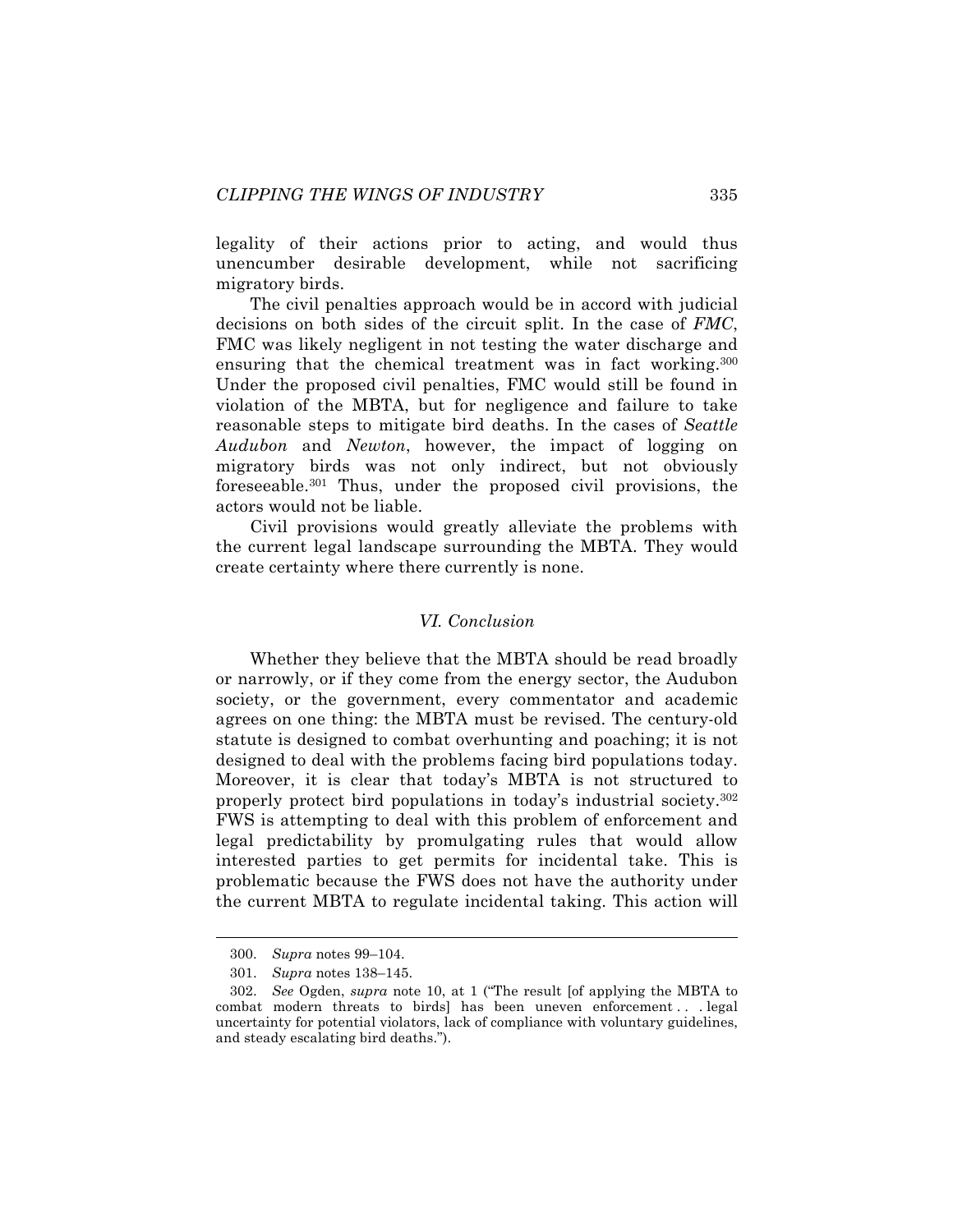legality of their actions prior to acting, and would thus unencumber desirable development, while not sacrificing migratory birds.

The civil penalties approach would be in accord with judicial decisions on both sides of the circuit split. In the case of *FMC*, FMC was likely negligent in not testing the water discharge and ensuring that the chemical treatment was in fact working.[300] Under the proposed civil penalties, FMC would still be found in violation of the MBTA, but for negligence and failure to take reasonable steps to mitigate bird deaths. In the cases of *Seattle Audubon* and *Newton*, however, the impact of logging on migratory birds was not only indirect, but not obviously foreseeable.[301] Thus, under the proposed civil provisions, the actors would not be liable.

Civil provisions would greatly alleviate the problems with the current legal landscape surrounding the MBTA. They would create certainty where there currently is none.

### *VI. Conclusion*

Whether they believe that the MBTA should be read broadly or narrowly, or if they come from the energy sector, the Audubon society, or the government, every commentator and academic agrees on one thing: the MBTA must be revised. The century-old statute is designed to combat overhunting and poaching; it is not designed to deal with the problems facing bird populations today. Moreover, it is clear that today's MBTA is not structured to properly protect bird populations in today's industrial society.[302] FWS is attempting to deal with this problem of enforcement and legal predictability by promulgating rules that would allow interested parties to get permits for incidental take. This is problematic because the FWS does not have the authority under the current MBTA to regulate incidental taking. This action will

---

300. *Supra* notes 99–104.

301. *Supra* notes 138–145.

302. *See* Ogden, *supra* note 10, at 1 ("The result [of applying the MBTA to combat modern threats to birds] has been uneven enforcement . . . legal uncertainty for potential violators, lack of compliance with voluntary guidelines, and steady escalating bird deaths.").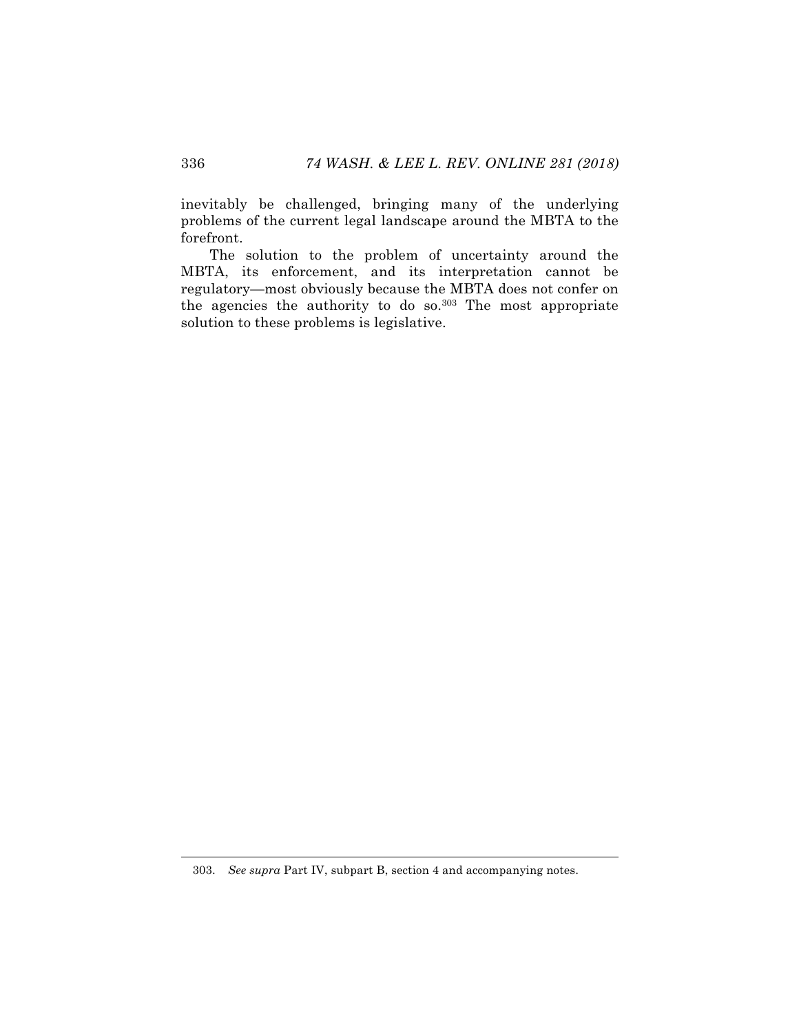inevitably be challenged, bringing many of the underlying problems of the current legal landscape around the MBTA to the forefront.

The solution to the problem of uncertainty around the MBTA, its enforcement, and its interpretation cannot be regulatory—most obviously because the MBTA does not confer on the agencies the authority to do so.[303] The most appropriate solution to these problems is legislative.

---

303. *See supra* Part IV, subpart B, section 4 and accompanying notes.